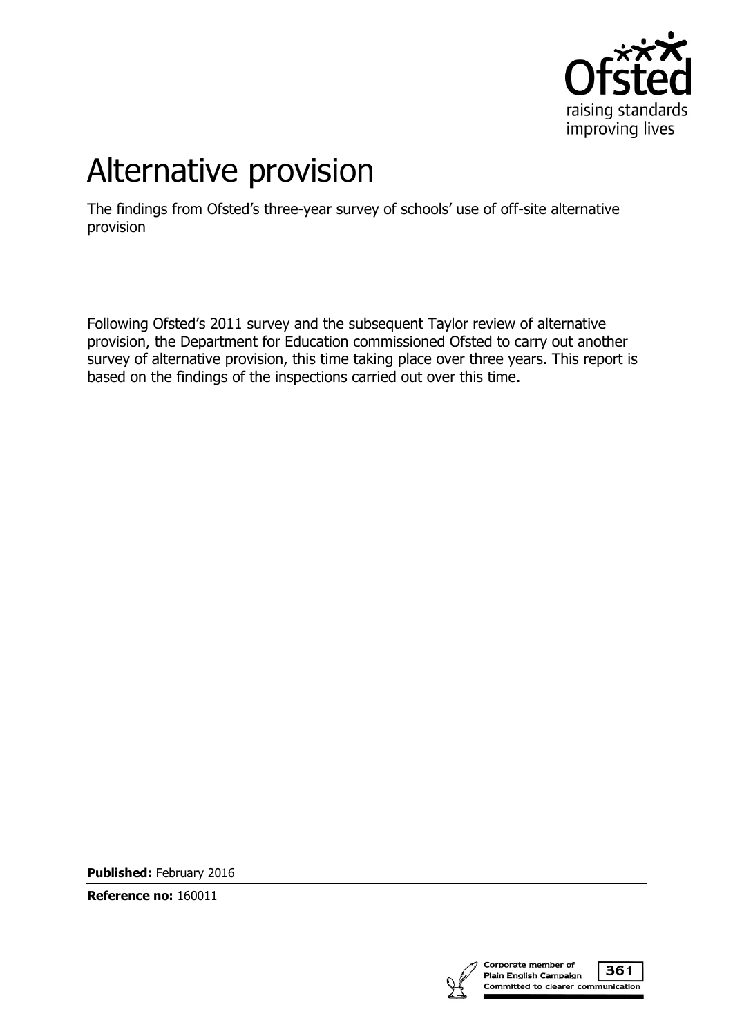# Alternative provision

The findings from Ofsted's three-year survey of schools' use of off-site alternative provision

Following Ofsted's 2011 survey and the subsequent Taylor review of alternative provision, the Department for Education commissioned Ofsted to carry out another survey of alternative provision, this time taking place over three years. This report is based on the findings of the inspections carried out over this time.

**Published:** February 2016

**Reference no:** 160011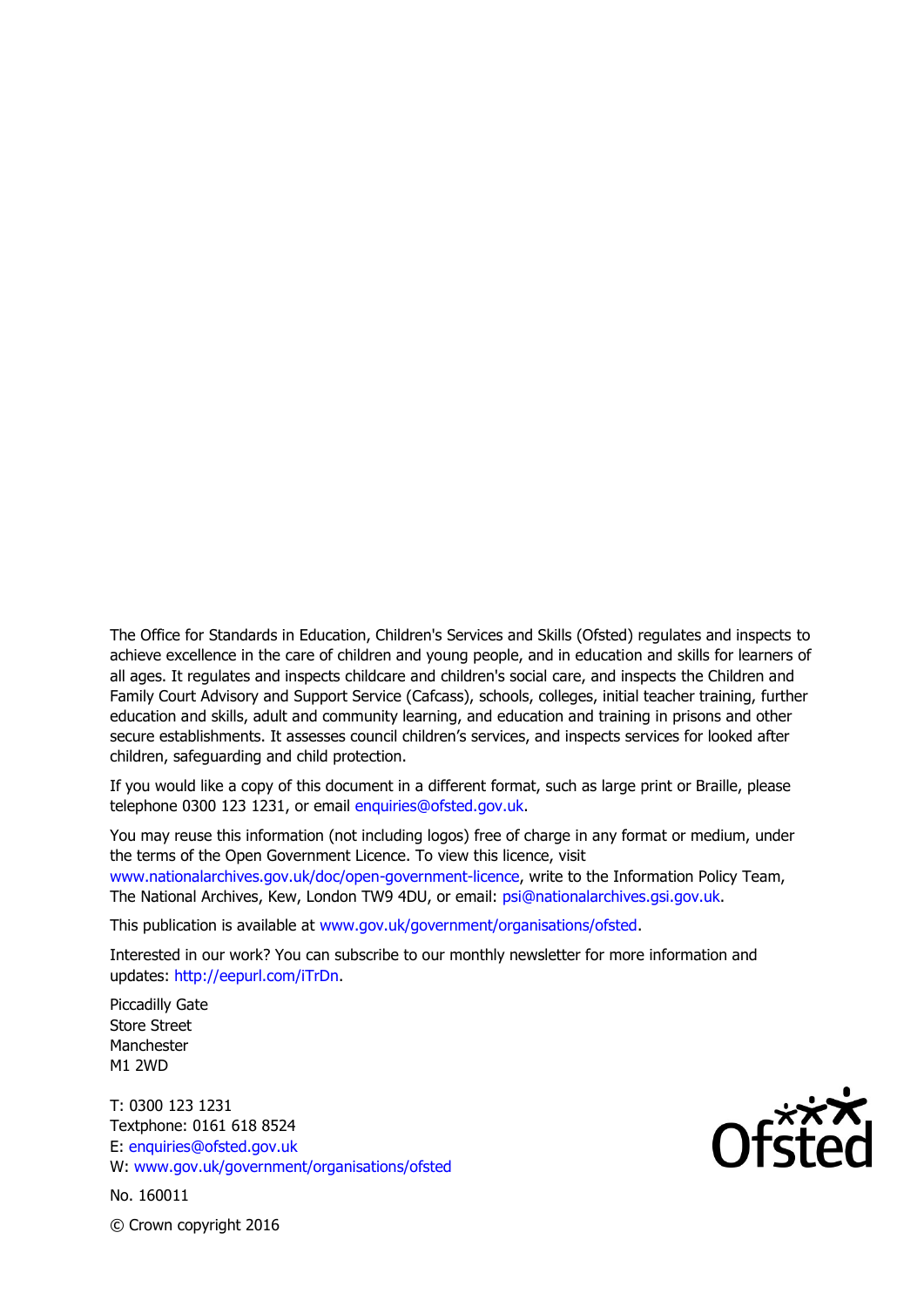The Office for Standards in Education, Children's Services and Skills (Ofsted) regulates and inspects to achieve excellence in the care of children and young people, and in education and skills for learners of all ages. It regulates and inspects childcare and children's social care, and inspects the Children and Family Court Advisory and Support Service (Cafcass), schools, colleges, initial teacher training, further education and skills, adult and community learning, and education and training in prisons and other secure establishments. It assesses council children's services, and inspects services for looked after children, safeguarding and child protection.

If you would like a copy of this document in a different format, such as large print or Braille, please telephone 0300 123 1231, or email enquiries@ofsted.gov.uk.

You may reuse this information (not including logos) free of charge in any format or medium, under the terms of the Open Government Licence. To view this licence, visit www.nationalarchives.gov.uk/doc/open-government-licence, write to the Information Policy Team, The National Archives, Kew, London TW9 4DU, or email: psi@nationalarchives.gsi.gov.uk.

This publication is available at www.gov.uk/government/organisations/ofsted.

Interested in our work? You can subscribe to our monthly newsletter for more information and updates: http://eepurl.com/iTrDn.

Piccadilly Gate
Store Street
Manchester
M1 2WD

T: 0300 123 1231
Textphone: 0161 618 8524
E: enquiries@ofsted.gov.uk
W: www.gov.uk/government/organisations/ofsted

No. 160011

© Crown copyright 2016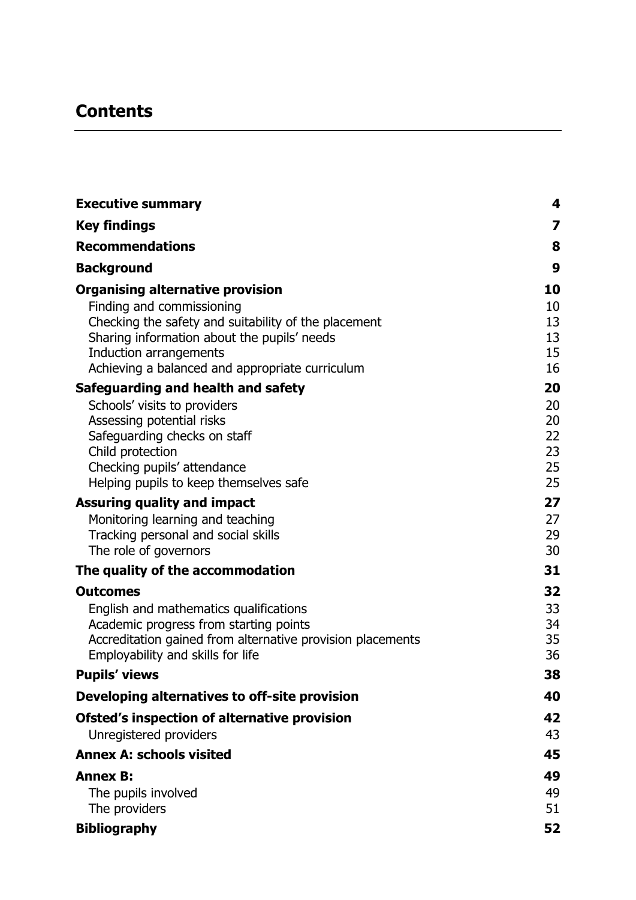# Contents

| | |
|---|---|
| **Executive summary** | **4** |
| **Key findings** | **7** |
| **Recommendations** | **8** |
| **Background** | **9** |
| **Organising alternative provision** | **10** |
| Finding and commissioning | 10 |
| Checking the safety and suitability of the placement | 13 |
| Sharing information about the pupils' needs | 13 |
| Induction arrangements | 15 |
| Achieving a balanced and appropriate curriculum | 16 |
| **Safeguarding and health and safety** | **20** |
| Schools' visits to providers | 20 |
| Assessing potential risks | 20 |
| Safeguarding checks on staff | 22 |
| Child protection | 23 |
| Checking pupils' attendance | 25 |
| Helping pupils to keep themselves safe | 25 |
| **Assuring quality and impact** | **27** |
| Monitoring learning and teaching | 27 |
| Tracking personal and social skills | 29 |
| The role of governors | 30 |
| **The quality of the accommodation** | **31** |
| **Outcomes** | **32** |
| English and mathematics qualifications | 33 |
| Academic progress from starting points | 34 |
| Accreditation gained from alternative provision placements | 35 |
| Employability and skills for life | 36 |
| **Pupils' views** | **38** |
| **Developing alternatives to off-site provision** | **40** |
| **Ofsted's inspection of alternative provision** | **42** |
| Unregistered providers | 43 |
| **Annex A: schools visited** | **45** |
| **Annex B:** | **49** |
| The pupils involved | 49 |
| The providers | 51 |
| **Bibliography** | **52** |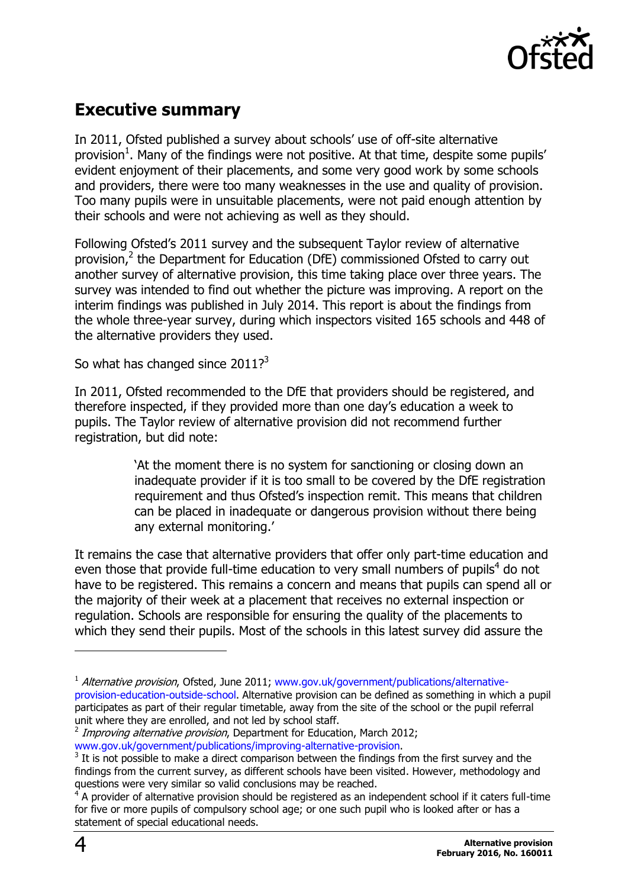## Executive summary

In 2011, Ofsted published a survey about schools' use of off-site alternative provision[1]. Many of the findings were not positive. At that time, despite some pupils' evident enjoyment of their placements, and some very good work by some schools and providers, there were too many weaknesses in the use and quality of provision. Too many pupils were in unsuitable placements, were not paid enough attention by their schools and were not achieving as well as they should.

Following Ofsted's 2011 survey and the subsequent Taylor review of alternative provision,[2] the Department for Education (DfE) commissioned Ofsted to carry out another survey of alternative provision, this time taking place over three years. The survey was intended to find out whether the picture was improving. A report on the interim findings was published in July 2014. This report is about the findings from the whole three-year survey, during which inspectors visited 165 schools and 448 of the alternative providers they used.

So what has changed since 2011?[3]

In 2011, Ofsted recommended to the DfE that providers should be registered, and therefore inspected, if they provided more than one day's education a week to pupils. The Taylor review of alternative provision did not recommend further registration, but did note:

> 'At the moment there is no system for sanctioning or closing down an inadequate provider if it is too small to be covered by the DfE registration requirement and thus Ofsted's inspection remit. This means that children can be placed in inadequate or dangerous provision without there being any external monitoring.'

It remains the case that alternative providers that offer only part-time education and even those that provide full-time education to very small numbers of pupils[4] do not have to be registered. This remains a concern and means that pupils can spend all or the majority of their week at a placement that receives no external inspection or regulation. Schools are responsible for ensuring the quality of the placements to which they send their pupils. Most of the schools in this latest survey did assure the

---

[1] *Alternative provision*, Ofsted, June 2011; www.gov.uk/government/publications/alternative-provision-education-outside-school. Alternative provision can be defined as something in which a pupil participates as part of their regular timetable, away from the site of the school or the pupil referral unit where they are enrolled, and not led by school staff.

[2] *Improving alternative provision*, Department for Education, March 2012; www.gov.uk/government/publications/improving-alternative-provision.

[3] It is not possible to make a direct comparison between the findings from the first survey and the findings from the current survey, as different schools have been visited. However, methodology and questions were very similar so valid conclusions may be reached.

[4] A provider of alternative provision should be registered as an independent school if it caters full-time for five or more pupils of compulsory school age; or one such pupil who is looked after or has a statement of special educational needs.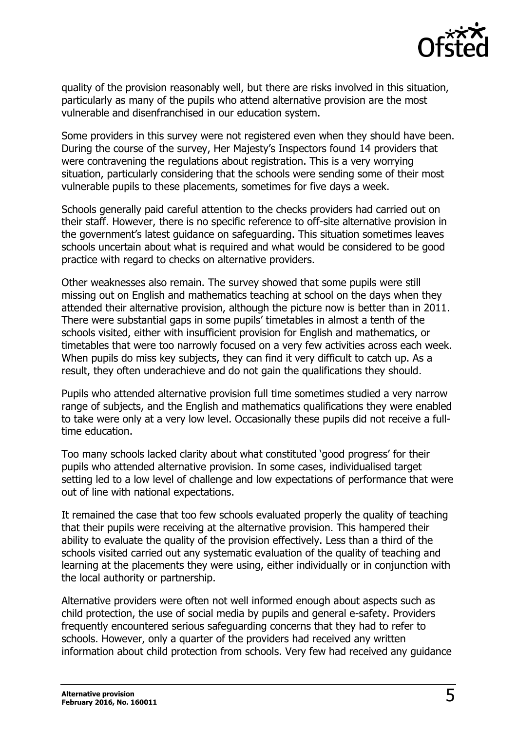quality of the provision reasonably well, but there are risks involved in this situation, particularly as many of the pupils who attend alternative provision are the most vulnerable and disenfranchised in our education system.

Some providers in this survey were not registered even when they should have been. During the course of the survey, Her Majesty's Inspectors found 14 providers that were contravening the regulations about registration. This is a very worrying situation, particularly considering that the schools were sending some of their most vulnerable pupils to these placements, sometimes for five days a week.

Schools generally paid careful attention to the checks providers had carried out on their staff. However, there is no specific reference to off-site alternative provision in the government's latest guidance on safeguarding. This situation sometimes leaves schools uncertain about what is required and what would be considered to be good practice with regard to checks on alternative providers.

Other weaknesses also remain. The survey showed that some pupils were still missing out on English and mathematics teaching at school on the days when they attended their alternative provision, although the picture now is better than in 2011. There were substantial gaps in some pupils' timetables in almost a tenth of the schools visited, either with insufficient provision for English and mathematics, or timetables that were too narrowly focused on a very few activities across each week. When pupils do miss key subjects, they can find it very difficult to catch up. As a result, they often underachieve and do not gain the qualifications they should.

Pupils who attended alternative provision full time sometimes studied a very narrow range of subjects, and the English and mathematics qualifications they were enabled to take were only at a very low level. Occasionally these pupils did not receive a full-time education.

Too many schools lacked clarity about what constituted 'good progress' for their pupils who attended alternative provision. In some cases, individualised target setting led to a low level of challenge and low expectations of performance that were out of line with national expectations.

It remained the case that too few schools evaluated properly the quality of teaching that their pupils were receiving at the alternative provision. This hampered their ability to evaluate the quality of the provision effectively. Less than a third of the schools visited carried out any systematic evaluation of the quality of teaching and learning at the placements they were using, either individually or in conjunction with the local authority or partnership.

Alternative providers were often not well informed enough about aspects such as child protection, the use of social media by pupils and general e-safety. Providers frequently encountered serious safeguarding concerns that they had to refer to schools. However, only a quarter of the providers had received any written information about child protection from schools. Very few had received any guidance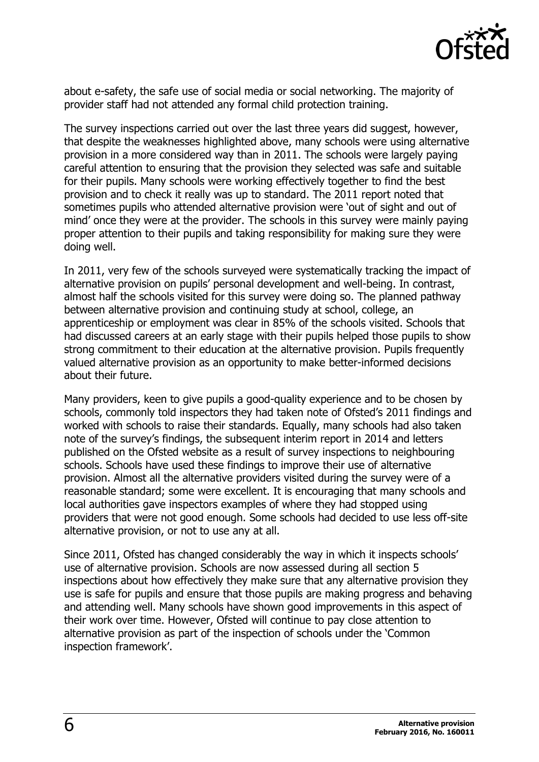about e-safety, the safe use of social media or social networking. The majority of provider staff had not attended any formal child protection training.

The survey inspections carried out over the last three years did suggest, however, that despite the weaknesses highlighted above, many schools were using alternative provision in a more considered way than in 2011. The schools were largely paying careful attention to ensuring that the provision they selected was safe and suitable for their pupils. Many schools were working effectively together to find the best provision and to check it really was up to standard. The 2011 report noted that sometimes pupils who attended alternative provision were 'out of sight and out of mind' once they were at the provider. The schools in this survey were mainly paying proper attention to their pupils and taking responsibility for making sure they were doing well.

In 2011, very few of the schools surveyed were systematically tracking the impact of alternative provision on pupils' personal development and well-being. In contrast, almost half the schools visited for this survey were doing so. The planned pathway between alternative provision and continuing study at school, college, an apprenticeship or employment was clear in 85% of the schools visited. Schools that had discussed careers at an early stage with their pupils helped those pupils to show strong commitment to their education at the alternative provision. Pupils frequently valued alternative provision as an opportunity to make better-informed decisions about their future.

Many providers, keen to give pupils a good-quality experience and to be chosen by schools, commonly told inspectors they had taken note of Ofsted's 2011 findings and worked with schools to raise their standards. Equally, many schools had also taken note of the survey's findings, the subsequent interim report in 2014 and letters published on the Ofsted website as a result of survey inspections to neighbouring schools. Schools have used these findings to improve their use of alternative provision. Almost all the alternative providers visited during the survey were of a reasonable standard; some were excellent. It is encouraging that many schools and local authorities gave inspectors examples of where they had stopped using providers that were not good enough. Some schools had decided to use less off-site alternative provision, or not to use any at all.

Since 2011, Ofsted has changed considerably the way in which it inspects schools' use of alternative provision. Schools are now assessed during all section 5 inspections about how effectively they make sure that any alternative provision they use is safe for pupils and ensure that those pupils are making progress and behaving and attending well. Many schools have shown good improvements in this aspect of their work over time. However, Ofsted will continue to pay close attention to alternative provision as part of the inspection of schools under the 'Common inspection framework'.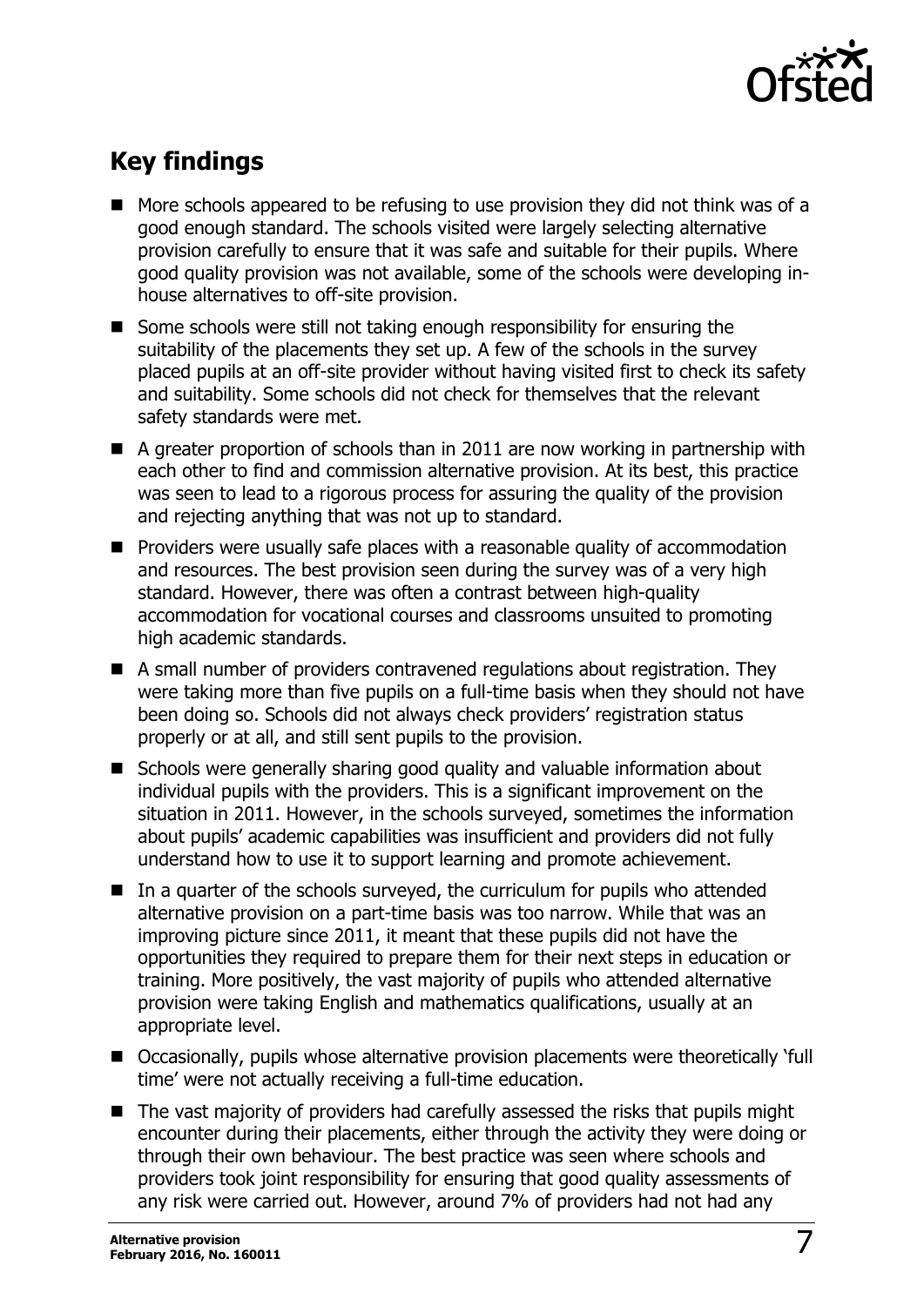## Key findings

- More schools appeared to be refusing to use provision they did not think was of a good enough standard. The schools visited were largely selecting alternative provision carefully to ensure that it was safe and suitable for their pupils. Where good quality provision was not available, some of the schools were developing in-house alternatives to off-site provision.
- Some schools were still not taking enough responsibility for ensuring the suitability of the placements they set up. A few of the schools in the survey placed pupils at an off-site provider without having visited first to check its safety and suitability. Some schools did not check for themselves that the relevant safety standards were met.
- A greater proportion of schools than in 2011 are now working in partnership with each other to find and commission alternative provision. At its best, this practice was seen to lead to a rigorous process for assuring the quality of the provision and rejecting anything that was not up to standard.
- Providers were usually safe places with a reasonable quality of accommodation and resources. The best provision seen during the survey was of a very high standard. However, there was often a contrast between high-quality accommodation for vocational courses and classrooms unsuited to promoting high academic standards.
- A small number of providers contravened regulations about registration. They were taking more than five pupils on a full-time basis when they should not have been doing so. Schools did not always check providers' registration status properly or at all, and still sent pupils to the provision.
- Schools were generally sharing good quality and valuable information about individual pupils with the providers. This is a significant improvement on the situation in 2011. However, in the schools surveyed, sometimes the information about pupils' academic capabilities was insufficient and providers did not fully understand how to use it to support learning and promote achievement.
- In a quarter of the schools surveyed, the curriculum for pupils who attended alternative provision on a part-time basis was too narrow. While that was an improving picture since 2011, it meant that these pupils did not have the opportunities they required to prepare them for their next steps in education or training. More positively, the vast majority of pupils who attended alternative provision were taking English and mathematics qualifications, usually at an appropriate level.
- Occasionally, pupils whose alternative provision placements were theoretically 'full time' were not actually receiving a full-time education.
- The vast majority of providers had carefully assessed the risks that pupils might encounter during their placements, either through the activity they were doing or through their own behaviour. The best practice was seen where schools and providers took joint responsibility for ensuring that good quality assessments of any risk were carried out. However, around 7% of providers had not had any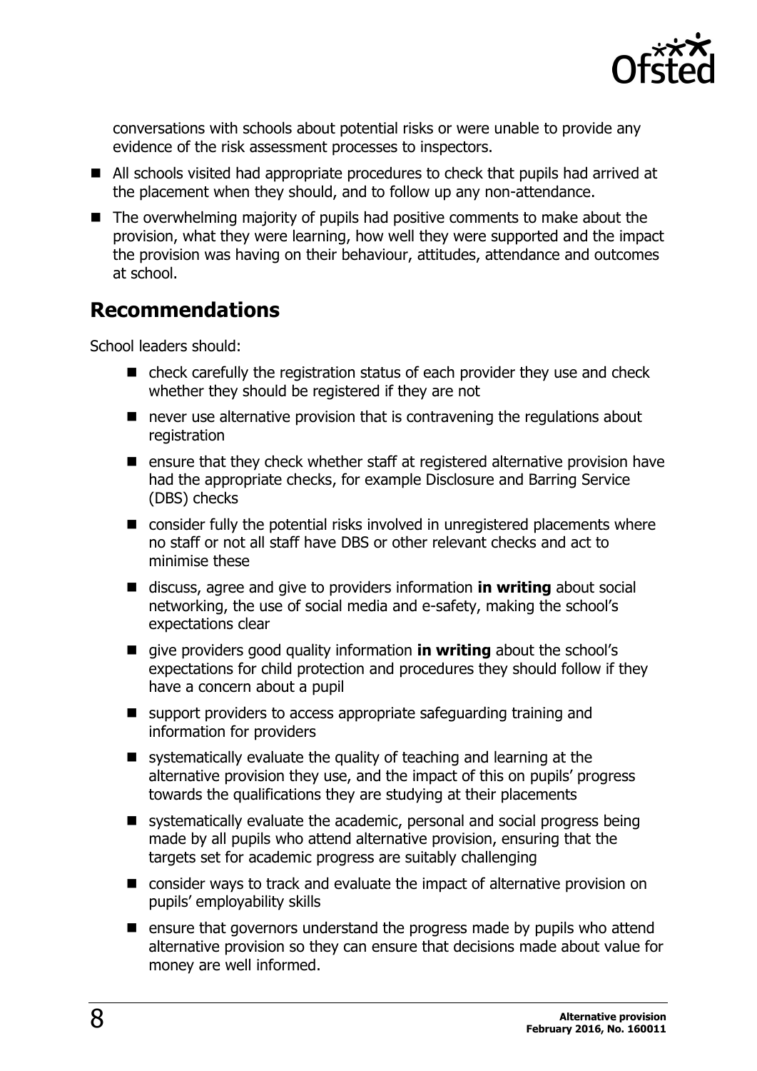conversations with schools about potential risks or were unable to provide any evidence of the risk assessment processes to inspectors.

- All schools visited had appropriate procedures to check that pupils had arrived at the placement when they should, and to follow up any non-attendance.
- The overwhelming majority of pupils had positive comments to make about the provision, what they were learning, how well they were supported and the impact the provision was having on their behaviour, attitudes, attendance and outcomes at school.

## Recommendations

School leaders should:

- check carefully the registration status of each provider they use and check whether they should be registered if they are not
- never use alternative provision that is contravening the regulations about registration
- ensure that they check whether staff at registered alternative provision have had the appropriate checks, for example Disclosure and Barring Service (DBS) checks
- consider fully the potential risks involved in unregistered placements where no staff or not all staff have DBS or other relevant checks and act to minimise these
- discuss, agree and give to providers information **in writing** about social networking, the use of social media and e-safety, making the school's expectations clear
- give providers good quality information **in writing** about the school's expectations for child protection and procedures they should follow if they have a concern about a pupil
- support providers to access appropriate safeguarding training and information for providers
- systematically evaluate the quality of teaching and learning at the alternative provision they use, and the impact of this on pupils' progress towards the qualifications they are studying at their placements
- systematically evaluate the academic, personal and social progress being made by all pupils who attend alternative provision, ensuring that the targets set for academic progress are suitably challenging
- consider ways to track and evaluate the impact of alternative provision on pupils' employability skills
- ensure that governors understand the progress made by pupils who attend alternative provision so they can ensure that decisions made about value for money are well informed.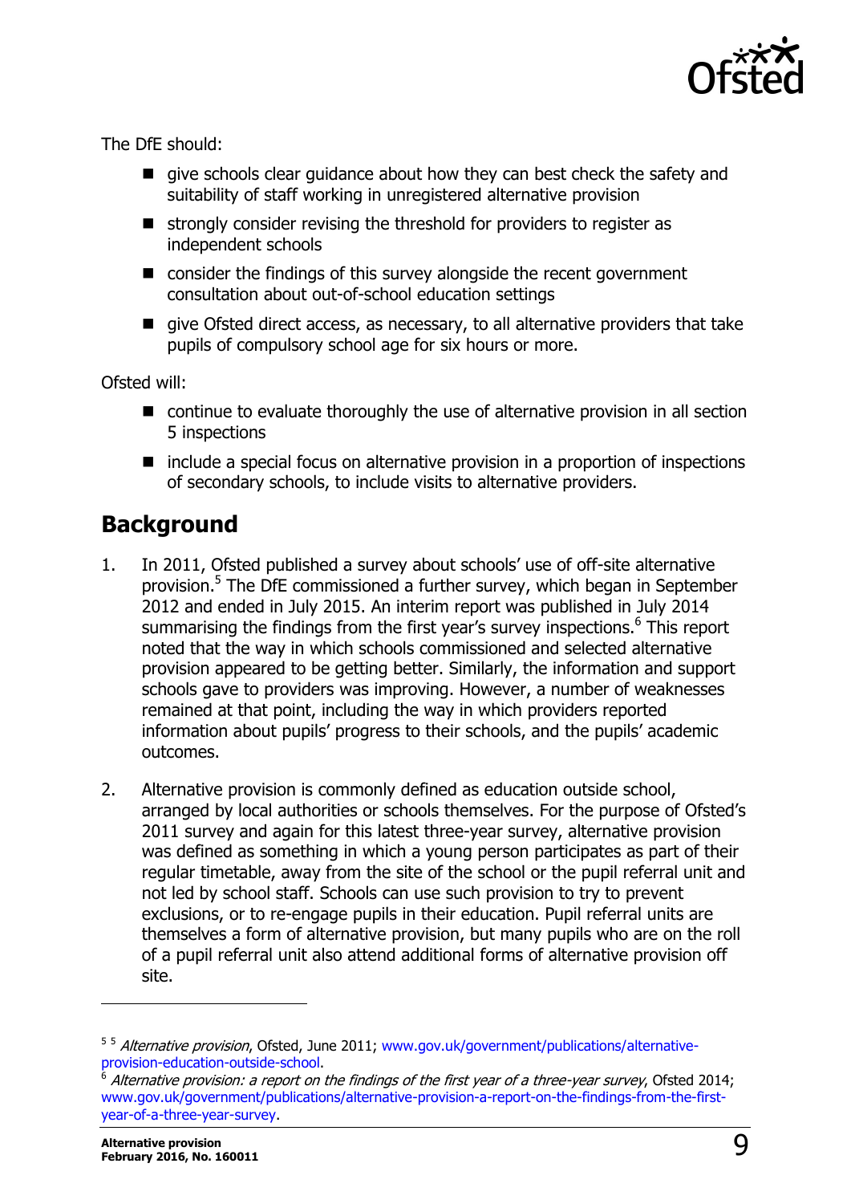The DfE should:

- give schools clear guidance about how they can best check the safety and suitability of staff working in unregistered alternative provision
- strongly consider revising the threshold for providers to register as independent schools
- consider the findings of this survey alongside the recent government consultation about out-of-school education settings
- give Ofsted direct access, as necessary, to all alternative providers that take pupils of compulsory school age for six hours or more.

Ofsted will:

- continue to evaluate thoroughly the use of alternative provision in all section 5 inspections
- include a special focus on alternative provision in a proportion of inspections of secondary schools, to include visits to alternative providers.

## Background

1. In 2011, Ofsted published a survey about schools' use of off-site alternative provision.[5] The DfE commissioned a further survey, which began in September 2012 and ended in July 2015. An interim report was published in July 2014 summarising the findings from the first year's survey inspections.[6] This report noted that the way in which schools commissioned and selected alternative provision appeared to be getting better. Similarly, the information and support schools gave to providers was improving. However, a number of weaknesses remained at that point, including the way in which providers reported information about pupils' progress to their schools, and the pupils' academic outcomes.

2. Alternative provision is commonly defined as education outside school, arranged by local authorities or schools themselves. For the purpose of Ofsted's 2011 survey and again for this latest three-year survey, alternative provision was defined as something in which a young person participates as part of their regular timetable, away from the site of the school or the pupil referral unit and not led by school staff. Schools can use such provision to try to prevent exclusions, or to re-engage pupils in their education. Pupil referral units are themselves a form of alternative provision, but many pupils who are on the roll of a pupil referral unit also attend additional forms of alternative provision off site.

---

[5] [5] *Alternative provision*, Ofsted, June 2011; www.gov.uk/government/publications/alternative-provision-education-outside-school.

[6] *Alternative provision: a report on the findings of the first year of a three-year survey*, Ofsted 2014; www.gov.uk/government/publications/alternative-provision-a-report-on-the-findings-from-the-first-year-of-a-three-year-survey.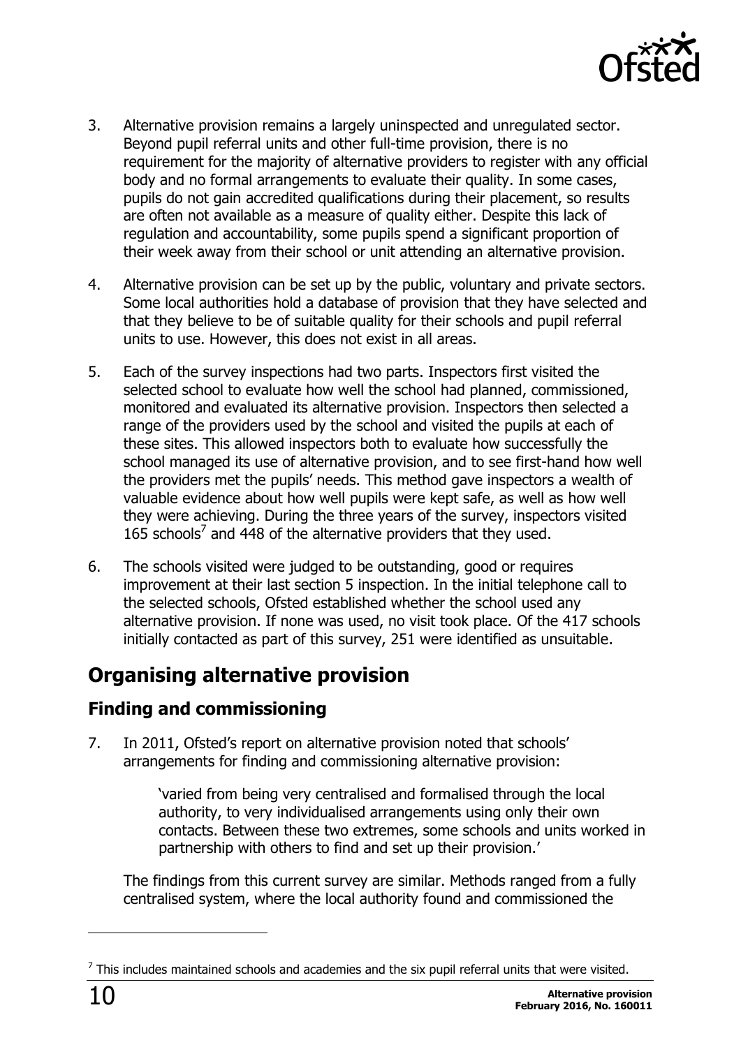3. Alternative provision remains a largely uninspected and unregulated sector. Beyond pupil referral units and other full-time provision, there is no requirement for the majority of alternative providers to register with any official body and no formal arrangements to evaluate their quality. In some cases, pupils do not gain accredited qualifications during their placement, so results are often not available as a measure of quality either. Despite this lack of regulation and accountability, some pupils spend a significant proportion of their week away from their school or unit attending an alternative provision.

4. Alternative provision can be set up by the public, voluntary and private sectors. Some local authorities hold a database of provision that they have selected and that they believe to be of suitable quality for their schools and pupil referral units to use. However, this does not exist in all areas.

5. Each of the survey inspections had two parts. Inspectors first visited the selected school to evaluate how well the school had planned, commissioned, monitored and evaluated its alternative provision. Inspectors then selected a range of the providers used by the school and visited the pupils at each of these sites. This allowed inspectors both to evaluate how successfully the school managed its use of alternative provision, and to see first-hand how well the providers met the pupils' needs. This method gave inspectors a wealth of valuable evidence about how well pupils were kept safe, as well as how well they were achieving. During the three years of the survey, inspectors visited 165 schools[7] and 448 of the alternative providers that they used.

6. The schools visited were judged to be outstanding, good or requires improvement at their last section 5 inspection. In the initial telephone call to the selected schools, Ofsted established whether the school used any alternative provision. If none was used, no visit took place. Of the 417 schools initially contacted as part of this survey, 251 were identified as unsuitable.

## Organising alternative provision

### Finding and commissioning

7. In 2011, Ofsted's report on alternative provision noted that schools' arrangements for finding and commissioning alternative provision:

> 'varied from being very centralised and formalised through the local authority, to very individualised arrangements using only their own contacts. Between these two extremes, some schools and units worked in partnership with others to find and set up their provision.'

The findings from this current survey are similar. Methods ranged from a fully centralised system, where the local authority found and commissioned the

---

[7] This includes maintained schools and academies and the six pupil referral units that were visited.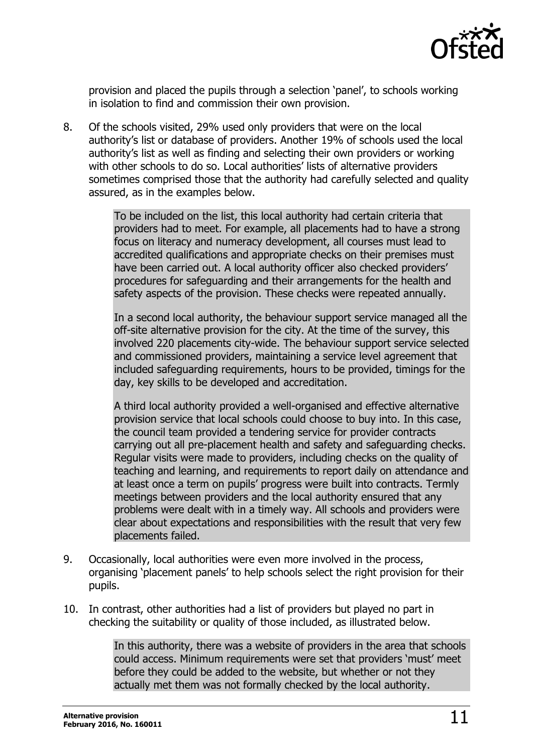provision and placed the pupils through a selection 'panel', to schools working in isolation to find and commission their own provision.

8. Of the schools visited, 29% used only providers that were on the local authority's list or database of providers. Another 19% of schools used the local authority's list as well as finding and selecting their own providers or working with other schools to do so. Local authorities' lists of alternative providers sometimes comprised those that the authority had carefully selected and quality assured, as in the examples below.

> To be included on the list, this local authority had certain criteria that providers had to meet. For example, all placements had to have a strong focus on literacy and numeracy development, all courses must lead to accredited qualifications and appropriate checks on their premises must have been carried out. A local authority officer also checked providers' procedures for safeguarding and their arrangements for the health and safety aspects of the provision. These checks were repeated annually.
>
> In a second local authority, the behaviour support service managed all the off-site alternative provision for the city. At the time of the survey, this involved 220 placements city-wide. The behaviour support service selected and commissioned providers, maintaining a service level agreement that included safeguarding requirements, hours to be provided, timings for the day, key skills to be developed and accreditation.
>
> A third local authority provided a well-organised and effective alternative provision service that local schools could choose to buy into. In this case, the council team provided a tendering service for provider contracts carrying out all pre-placement health and safety and safeguarding checks. Regular visits were made to providers, including checks on the quality of teaching and learning, and requirements to report daily on attendance and at least once a term on pupils' progress were built into contracts. Termly meetings between providers and the local authority ensured that any problems were dealt with in a timely way. All schools and providers were clear about expectations and responsibilities with the result that very few placements failed.

9. Occasionally, local authorities were even more involved in the process, organising 'placement panels' to help schools select the right provision for their pupils.

10. In contrast, other authorities had a list of providers but played no part in checking the suitability or quality of those included, as illustrated below.

> In this authority, there was a website of providers in the area that schools could access. Minimum requirements were set that providers 'must' meet before they could be added to the website, but whether or not they actually met them was not formally checked by the local authority.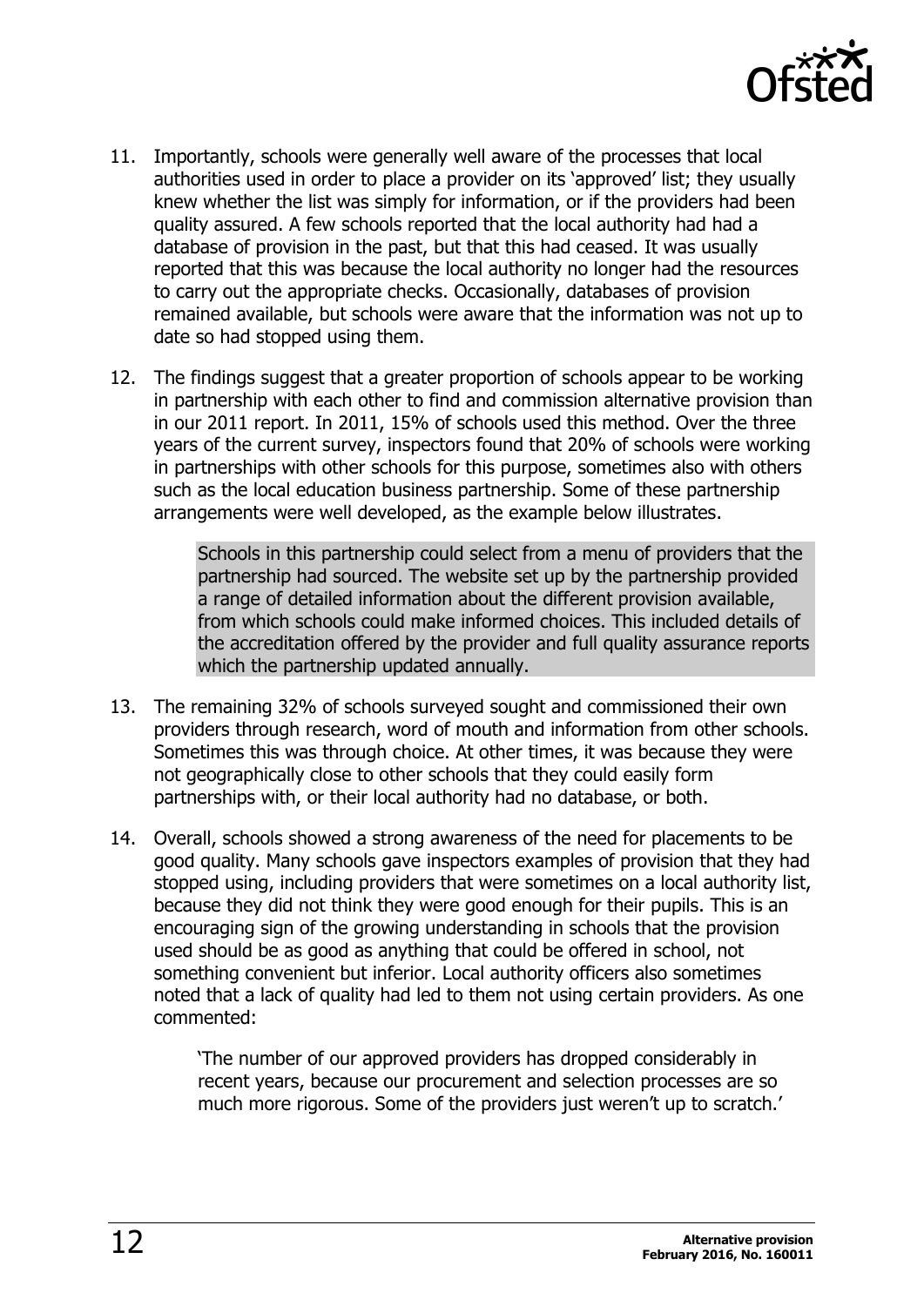11. Importantly, schools were generally well aware of the processes that local authorities used in order to place a provider on its 'approved' list; they usually knew whether the list was simply for information, or if the providers had been quality assured. A few schools reported that the local authority had had a database of provision in the past, but that this had ceased. It was usually reported that this was because the local authority no longer had the resources to carry out the appropriate checks. Occasionally, databases of provision remained available, but schools were aware that the information was not up to date so had stopped using them.

12. The findings suggest that a greater proportion of schools appear to be working in partnership with each other to find and commission alternative provision than in our 2011 report. In 2011, 15% of schools used this method. Over the three years of the current survey, inspectors found that 20% of schools were working in partnerships with other schools for this purpose, sometimes also with others such as the local education business partnership. Some of these partnership arrangements were well developed, as the example below illustrates.

> Schools in this partnership could select from a menu of providers that the partnership had sourced. The website set up by the partnership provided a range of detailed information about the different provision available, from which schools could make informed choices. This included details of the accreditation offered by the provider and full quality assurance reports which the partnership updated annually.

13. The remaining 32% of schools surveyed sought and commissioned their own providers through research, word of mouth and information from other schools. Sometimes this was through choice. At other times, it was because they were not geographically close to other schools that they could easily form partnerships with, or their local authority had no database, or both.

14. Overall, schools showed a strong awareness of the need for placements to be good quality. Many schools gave inspectors examples of provision that they had stopped using, including providers that were sometimes on a local authority list, because they did not think they were good enough for their pupils. This is an encouraging sign of the growing understanding in schools that the provision used should be as good as anything that could be offered in school, not something convenient but inferior. Local authority officers also sometimes noted that a lack of quality had led to them not using certain providers. As one commented:

> 'The number of our approved providers has dropped considerably in recent years, because our procurement and selection processes are so much more rigorous. Some of the providers just weren't up to scratch.'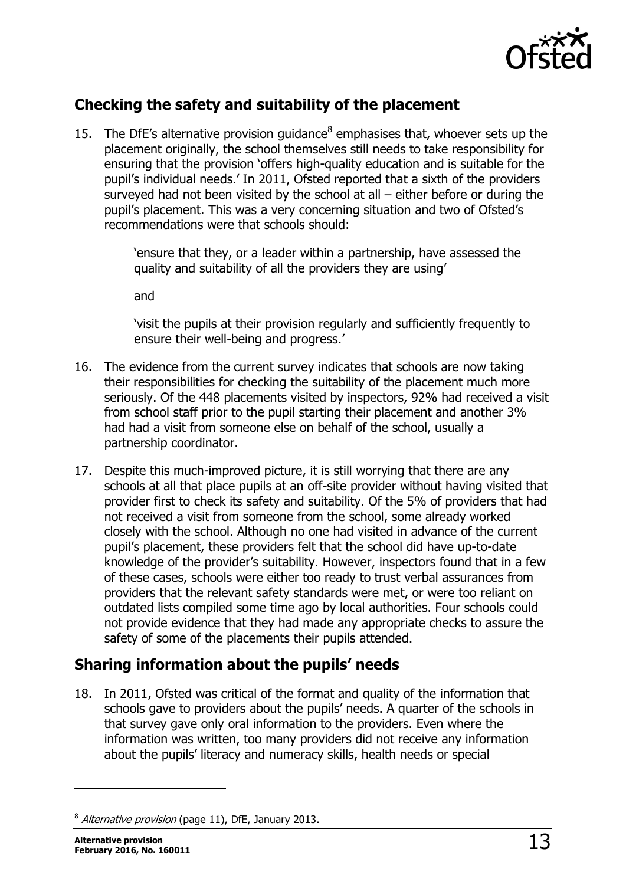## Checking the safety and suitability of the placement

15. The DfE's alternative provision guidance[8] emphasises that, whoever sets up the placement originally, the school themselves still needs to take responsibility for ensuring that the provision 'offers high-quality education and is suitable for the pupil's individual needs.' In 2011, Ofsted reported that a sixth of the providers surveyed had not been visited by the school at all – either before or during the pupil's placement. This was a very concerning situation and two of Ofsted's recommendations were that schools should:

    > 'ensure that they, or a leader within a partnership, have assessed the quality and suitability of all the providers they are using'
    >
    > and
    >
    > 'visit the pupils at their provision regularly and sufficiently frequently to ensure their well-being and progress.'

16. The evidence from the current survey indicates that schools are now taking their responsibilities for checking the suitability of the placement much more seriously. Of the 448 placements visited by inspectors, 92% had received a visit from school staff prior to the pupil starting their placement and another 3% had had a visit from someone else on behalf of the school, usually a partnership coordinator.

17. Despite this much-improved picture, it is still worrying that there are any schools at all that place pupils at an off-site provider without having visited that provider first to check its safety and suitability. Of the 5% of providers that had not received a visit from someone from the school, some already worked closely with the school. Although no one had visited in advance of the current pupil's placement, these providers felt that the school did have up-to-date knowledge of the provider's suitability. However, inspectors found that in a few of these cases, schools were either too ready to trust verbal assurances from providers that the relevant safety standards were met, or were too reliant on outdated lists compiled some time ago by local authorities. Four schools could not provide evidence that they had made any appropriate checks to assure the safety of some of the placements their pupils attended.

## Sharing information about the pupils' needs

18. In 2011, Ofsted was critical of the format and quality of the information that schools gave to providers about the pupils' needs. A quarter of the schools in that survey gave only oral information to the providers. Even where the information was written, too many providers did not receive any information about the pupils' literacy and numeracy skills, health needs or special

---

[8] *Alternative provision* (page 11), DfE, January 2013.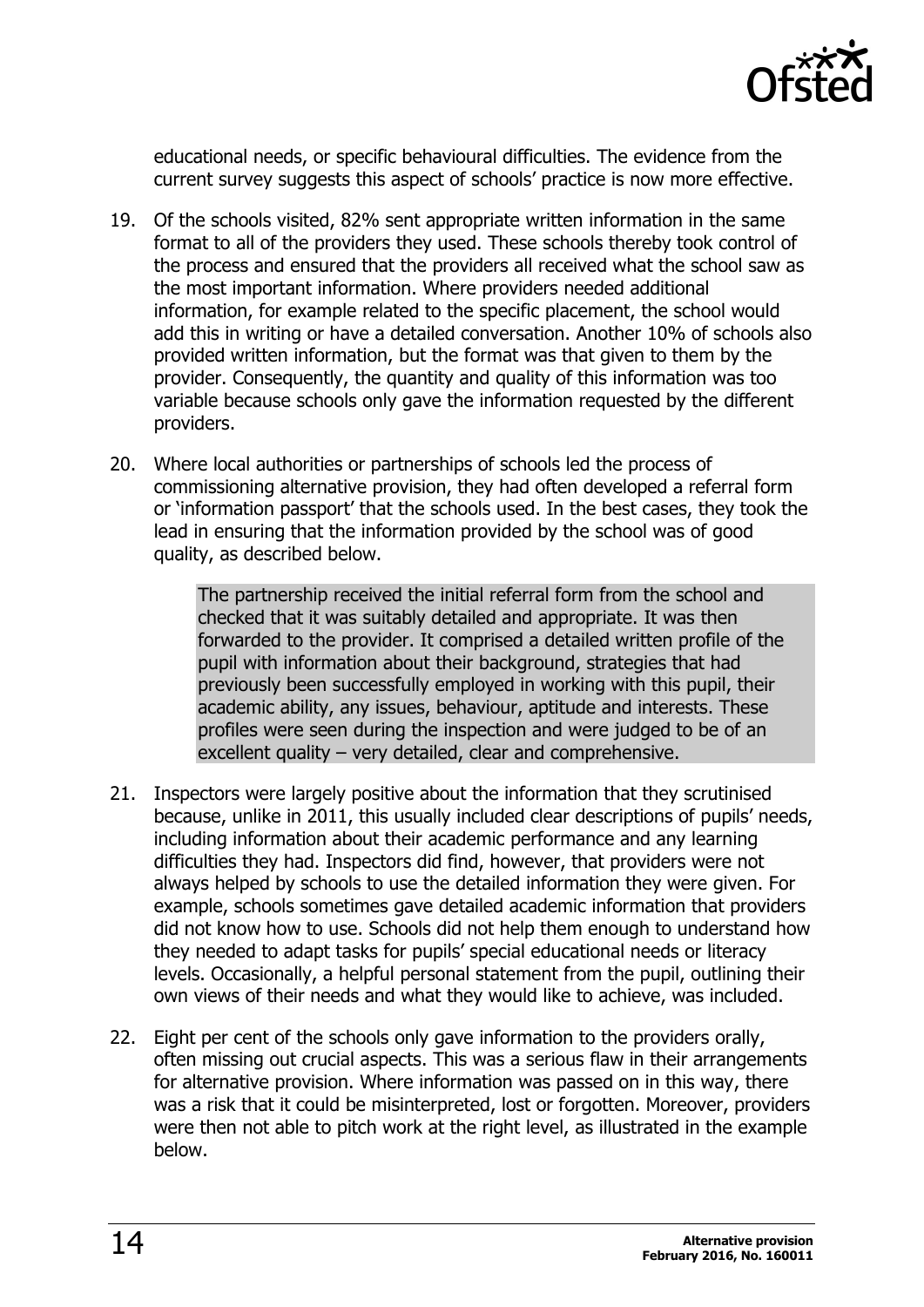educational needs, or specific behavioural difficulties. The evidence from the current survey suggests this aspect of schools' practice is now more effective.

19. Of the schools visited, 82% sent appropriate written information in the same format to all of the providers they used. These schools thereby took control of the process and ensured that the providers all received what the school saw as the most important information. Where providers needed additional information, for example related to the specific placement, the school would add this in writing or have a detailed conversation. Another 10% of schools also provided written information, but the format was that given to them by the provider. Consequently, the quantity and quality of this information was too variable because schools only gave the information requested by the different providers.

20. Where local authorities or partnerships of schools led the process of commissioning alternative provision, they had often developed a referral form or 'information passport' that the schools used. In the best cases, they took the lead in ensuring that the information provided by the school was of good quality, as described below.

> The partnership received the initial referral form from the school and checked that it was suitably detailed and appropriate. It was then forwarded to the provider. It comprised a detailed written profile of the pupil with information about their background, strategies that had previously been successfully employed in working with this pupil, their academic ability, any issues, behaviour, aptitude and interests. These profiles were seen during the inspection and were judged to be of an excellent quality – very detailed, clear and comprehensive.

21. Inspectors were largely positive about the information that they scrutinised because, unlike in 2011, this usually included clear descriptions of pupils' needs, including information about their academic performance and any learning difficulties they had. Inspectors did find, however, that providers were not always helped by schools to use the detailed information they were given. For example, schools sometimes gave detailed academic information that providers did not know how to use. Schools did not help them enough to understand how they needed to adapt tasks for pupils' special educational needs or literacy levels. Occasionally, a helpful personal statement from the pupil, outlining their own views of their needs and what they would like to achieve, was included.

22. Eight per cent of the schools only gave information to the providers orally, often missing out crucial aspects. This was a serious flaw in their arrangements for alternative provision. Where information was passed on in this way, there was a risk that it could be misinterpreted, lost or forgotten. Moreover, providers were then not able to pitch work at the right level, as illustrated in the example below.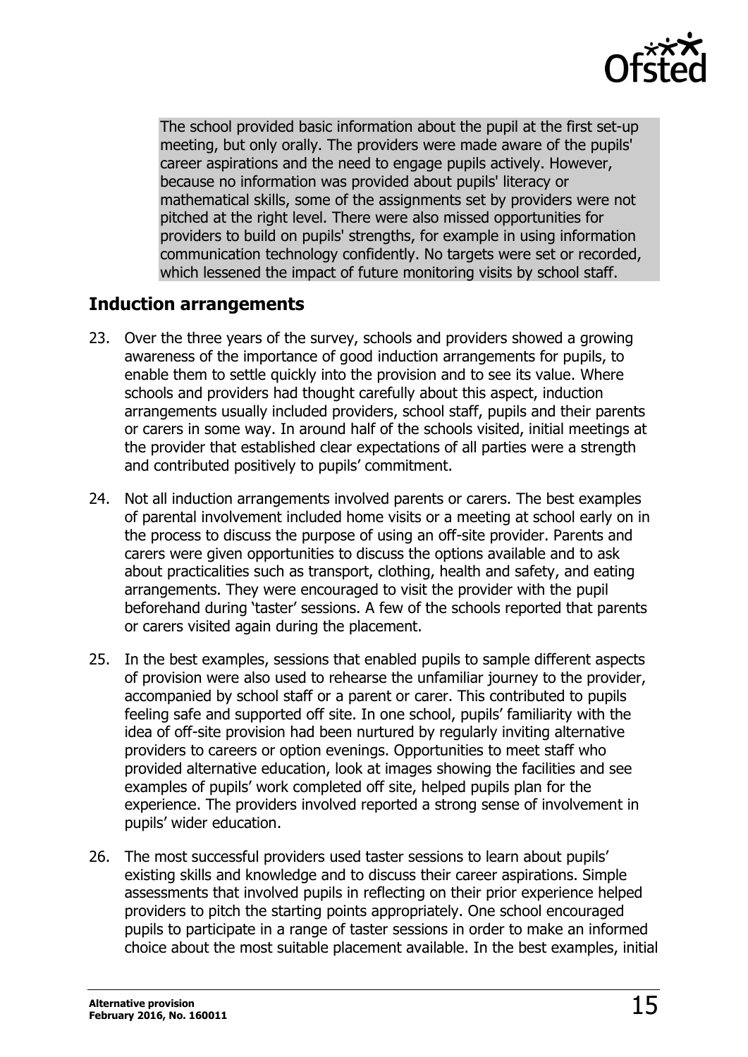The school provided basic information about the pupil at the first set-up meeting, but only orally. The providers were made aware of the pupils' career aspirations and the need to engage pupils actively. However, because no information was provided about pupils' literacy or mathematical skills, some of the assignments set by providers were not pitched at the right level. There were also missed opportunities for providers to build on pupils' strengths, for example in using information communication technology confidently. No targets were set or recorded, which lessened the impact of future monitoring visits by school staff.

## Induction arrangements

23. Over the three years of the survey, schools and providers showed a growing awareness of the importance of good induction arrangements for pupils, to enable them to settle quickly into the provision and to see its value. Where schools and providers had thought carefully about this aspect, induction arrangements usually included providers, school staff, pupils and their parents or carers in some way. In around half of the schools visited, initial meetings at the provider that established clear expectations of all parties were a strength and contributed positively to pupils' commitment.

24. Not all induction arrangements involved parents or carers. The best examples of parental involvement included home visits or a meeting at school early on in the process to discuss the purpose of using an off-site provider. Parents and carers were given opportunities to discuss the options available and to ask about practicalities such as transport, clothing, health and safety, and eating arrangements. They were encouraged to visit the provider with the pupil beforehand during 'taster' sessions. A few of the schools reported that parents or carers visited again during the placement.

25. In the best examples, sessions that enabled pupils to sample different aspects of provision were also used to rehearse the unfamiliar journey to the provider, accompanied by school staff or a parent or carer. This contributed to pupils feeling safe and supported off site. In one school, pupils' familiarity with the idea of off-site provision had been nurtured by regularly inviting alternative providers to careers or option evenings. Opportunities to meet staff who provided alternative education, look at images showing the facilities and see examples of pupils' work completed off site, helped pupils plan for the experience. The providers involved reported a strong sense of involvement in pupils' wider education.

26. The most successful providers used taster sessions to learn about pupils' existing skills and knowledge and to discuss their career aspirations. Simple assessments that involved pupils in reflecting on their prior experience helped providers to pitch the starting points appropriately. One school encouraged pupils to participate in a range of taster sessions in order to make an informed choice about the most suitable placement available. In the best examples, initial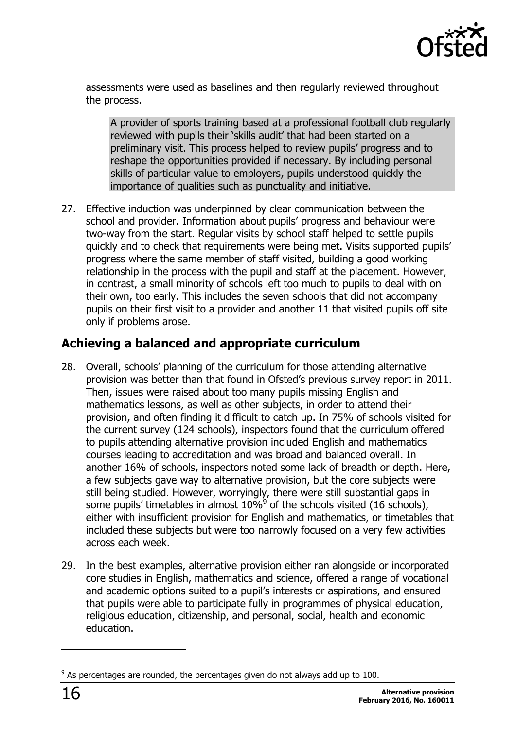assessments were used as baselines and then regularly reviewed throughout the process.

> A provider of sports training based at a professional football club regularly reviewed with pupils their 'skills audit' that had been started on a preliminary visit. This process helped to review pupils' progress and to reshape the opportunities provided if necessary. By including personal skills of particular value to employers, pupils understood quickly the importance of qualities such as punctuality and initiative.

27. Effective induction was underpinned by clear communication between the school and provider. Information about pupils' progress and behaviour were two-way from the start. Regular visits by school staff helped to settle pupils quickly and to check that requirements were being met. Visits supported pupils' progress where the same member of staff visited, building a good working relationship in the process with the pupil and staff at the placement. However, in contrast, a small minority of schools left too much to pupils to deal with on their own, too early. This includes the seven schools that did not accompany pupils on their first visit to a provider and another 11 that visited pupils off site only if problems arose.

## Achieving a balanced and appropriate curriculum

28. Overall, schools' planning of the curriculum for those attending alternative provision was better than that found in Ofsted's previous survey report in 2011. Then, issues were raised about too many pupils missing English and mathematics lessons, as well as other subjects, in order to attend their provision, and often finding it difficult to catch up. In 75% of schools visited for the current survey (124 schools), inspectors found that the curriculum offered to pupils attending alternative provision included English and mathematics courses leading to accreditation and was broad and balanced overall. In another 16% of schools, inspectors noted some lack of breadth or depth. Here, a few subjects gave way to alternative provision, but the core subjects were still being studied. However, worryingly, there were still substantial gaps in some pupils' timetables in almost 10%[9] of the schools visited (16 schools), either with insufficient provision for English and mathematics, or timetables that included these subjects but were too narrowly focused on a very few activities across each week.

29. In the best examples, alternative provision either ran alongside or incorporated core studies in English, mathematics and science, offered a range of vocational and academic options suited to a pupil's interests or aspirations, and ensured that pupils were able to participate fully in programmes of physical education, religious education, citizenship, and personal, social, health and economic education.

---

[9] As percentages are rounded, the percentages given do not always add up to 100.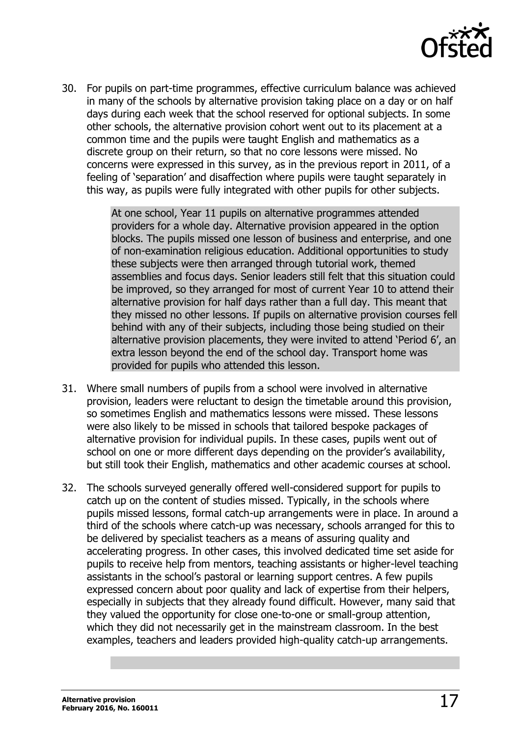30. For pupils on part-time programmes, effective curriculum balance was achieved in many of the schools by alternative provision taking place on a day or on half days during each week that the school reserved for optional subjects. In some other schools, the alternative provision cohort went out to its placement at a common time and the pupils were taught English and mathematics as a discrete group on their return, so that no core lessons were missed. No concerns were expressed in this survey, as in the previous report in 2011, of a feeling of 'separation' and disaffection where pupils were taught separately in this way, as pupils were fully integrated with other pupils for other subjects.

> At one school, Year 11 pupils on alternative programmes attended providers for a whole day. Alternative provision appeared in the option blocks. The pupils missed one lesson of business and enterprise, and one of non-examination religious education. Additional opportunities to study these subjects were then arranged through tutorial work, themed assemblies and focus days. Senior leaders still felt that this situation could be improved, so they arranged for most of current Year 10 to attend their alternative provision for half days rather than a full day. This meant that they missed no other lessons. If pupils on alternative provision courses fell behind with any of their subjects, including those being studied on their alternative provision placements, they were invited to attend 'Period 6', an extra lesson beyond the end of the school day. Transport home was provided for pupils who attended this lesson.

31. Where small numbers of pupils from a school were involved in alternative provision, leaders were reluctant to design the timetable around this provision, so sometimes English and mathematics lessons were missed. These lessons were also likely to be missed in schools that tailored bespoke packages of alternative provision for individual pupils. In these cases, pupils went out of school on one or more different days depending on the provider's availability, but still took their English, mathematics and other academic courses at school.

32. The schools surveyed generally offered well-considered support for pupils to catch up on the content of studies missed. Typically, in the schools where pupils missed lessons, formal catch-up arrangements were in place. In around a third of the schools where catch-up was necessary, schools arranged for this to be delivered by specialist teachers as a means of assuring quality and accelerating progress. In other cases, this involved dedicated time set aside for pupils to receive help from mentors, teaching assistants or higher-level teaching assistants in the school's pastoral or learning support centres. A few pupils expressed concern about poor quality and lack of expertise from their helpers, especially in subjects that they already found difficult. However, many said that they valued the opportunity for close one-to-one or small-group attention, which they did not necessarily get in the mainstream classroom. In the best examples, teachers and leaders provided high-quality catch-up arrangements.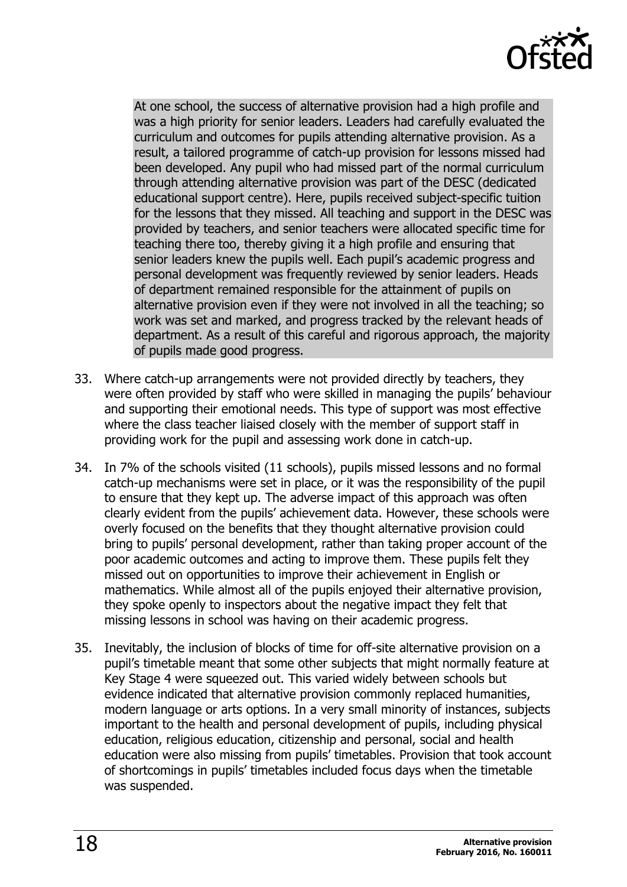> At one school, the success of alternative provision had a high profile and was a high priority for senior leaders. Leaders had carefully evaluated the curriculum and outcomes for pupils attending alternative provision. As a result, a tailored programme of catch-up provision for lessons missed had been developed. Any pupil who had missed part of the normal curriculum through attending alternative provision was part of the DESC (dedicated educational support centre). Here, pupils received subject-specific tuition for the lessons that they missed. All teaching and support in the DESC was provided by teachers, and senior teachers were allocated specific time for teaching there too, thereby giving it a high profile and ensuring that senior leaders knew the pupils well. Each pupil's academic progress and personal development was frequently reviewed by senior leaders. Heads of department remained responsible for the attainment of pupils on alternative provision even if they were not involved in all the teaching; so work was set and marked, and progress tracked by the relevant heads of department. As a result of this careful and rigorous approach, the majority of pupils made good progress.

33. Where catch-up arrangements were not provided directly by teachers, they were often provided by staff who were skilled in managing the pupils' behaviour and supporting their emotional needs. This type of support was most effective where the class teacher liaised closely with the member of support staff in providing work for the pupil and assessing work done in catch-up.

34. In 7% of the schools visited (11 schools), pupils missed lessons and no formal catch-up mechanisms were set in place, or it was the responsibility of the pupil to ensure that they kept up. The adverse impact of this approach was often clearly evident from the pupils' achievement data. However, these schools were overly focused on the benefits that they thought alternative provision could bring to pupils' personal development, rather than taking proper account of the poor academic outcomes and acting to improve them. These pupils felt they missed out on opportunities to improve their achievement in English or mathematics. While almost all of the pupils enjoyed their alternative provision, they spoke openly to inspectors about the negative impact they felt that missing lessons in school was having on their academic progress.

35. Inevitably, the inclusion of blocks of time for off-site alternative provision on a pupil's timetable meant that some other subjects that might normally feature at Key Stage 4 were squeezed out. This varied widely between schools but evidence indicated that alternative provision commonly replaced humanities, modern language or arts options. In a very small minority of instances, subjects important to the health and personal development of pupils, including physical education, religious education, citizenship and personal, social and health education were also missing from pupils' timetables. Provision that took account of shortcomings in pupils' timetables included focus days when the timetable was suspended.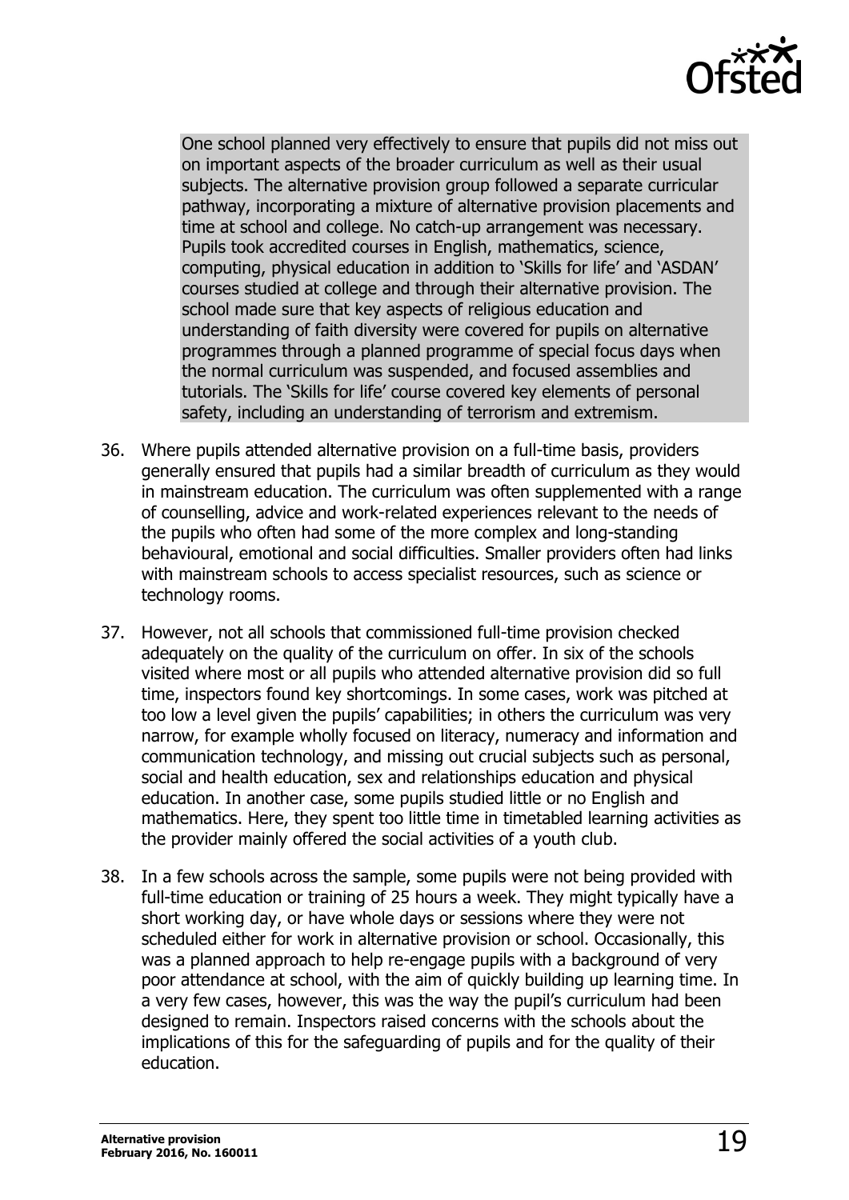> One school planned very effectively to ensure that pupils did not miss out on important aspects of the broader curriculum as well as their usual subjects. The alternative provision group followed a separate curricular pathway, incorporating a mixture of alternative provision placements and time at school and college. No catch-up arrangement was necessary. Pupils took accredited courses in English, mathematics, science, computing, physical education in addition to 'Skills for life' and 'ASDAN' courses studied at college and through their alternative provision. The school made sure that key aspects of religious education and understanding of faith diversity were covered for pupils on alternative programmes through a planned programme of special focus days when the normal curriculum was suspended, and focused assemblies and tutorials. The 'Skills for life' course covered key elements of personal safety, including an understanding of terrorism and extremism.

36. Where pupils attended alternative provision on a full-time basis, providers generally ensured that pupils had a similar breadth of curriculum as they would in mainstream education. The curriculum was often supplemented with a range of counselling, advice and work-related experiences relevant to the needs of the pupils who often had some of the more complex and long-standing behavioural, emotional and social difficulties. Smaller providers often had links with mainstream schools to access specialist resources, such as science or technology rooms.

37. However, not all schools that commissioned full-time provision checked adequately on the quality of the curriculum on offer. In six of the schools visited where most or all pupils who attended alternative provision did so full time, inspectors found key shortcomings. In some cases, work was pitched at too low a level given the pupils' capabilities; in others the curriculum was very narrow, for example wholly focused on literacy, numeracy and information and communication technology, and missing out crucial subjects such as personal, social and health education, sex and relationships education and physical education. In another case, some pupils studied little or no English and mathematics. Here, they spent too little time in timetabled learning activities as the provider mainly offered the social activities of a youth club.

38. In a few schools across the sample, some pupils were not being provided with full-time education or training of 25 hours a week. They might typically have a short working day, or have whole days or sessions where they were not scheduled either for work in alternative provision or school. Occasionally, this was a planned approach to help re-engage pupils with a background of very poor attendance at school, with the aim of quickly building up learning time. In a very few cases, however, this was the way the pupil's curriculum had been designed to remain. Inspectors raised concerns with the schools about the implications of this for the safeguarding of pupils and for the quality of their education.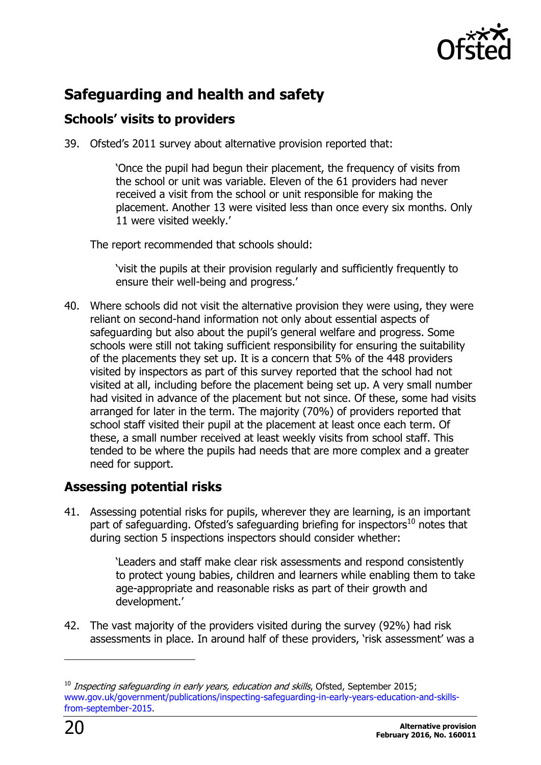## Safeguarding and health and safety

### Schools' visits to providers

39. Ofsted's 2011 survey about alternative provision reported that:

> 'Once the pupil had begun their placement, the frequency of visits from the school or unit was variable. Eleven of the 61 providers had never received a visit from the school or unit responsible for making the placement. Another 13 were visited less than once every six months. Only 11 were visited weekly.'

The report recommended that schools should:

> 'visit the pupils at their provision regularly and sufficiently frequently to ensure their well-being and progress.'

40. Where schools did not visit the alternative provision they were using, they were reliant on second-hand information not only about essential aspects of safeguarding but also about the pupil's general welfare and progress. Some schools were still not taking sufficient responsibility for ensuring the suitability of the placements they set up. It is a concern that 5% of the 448 providers visited by inspectors as part of this survey reported that the school had not visited at all, including before the placement being set up. A very small number had visited in advance of the placement but not since. Of these, some had visits arranged for later in the term. The majority (70%) of providers reported that school staff visited their pupil at the placement at least once each term. Of these, a small number received at least weekly visits from school staff. This tended to be where the pupils had needs that are more complex and a greater need for support.

### Assessing potential risks

41. Assessing potential risks for pupils, wherever they are learning, is an important part of safeguarding. Ofsted's safeguarding briefing for inspectors[10] notes that during section 5 inspections inspectors should consider whether:

> 'Leaders and staff make clear risk assessments and respond consistently to protect young babies, children and learners while enabling them to take age-appropriate and reasonable risks as part of their growth and development.'

42. The vast majority of the providers visited during the survey (92%) had risk assessments in place. In around half of these providers, 'risk assessment' was a

---

[10] *Inspecting safeguarding in early years, education and skills*, Ofsted, September 2015; www.gov.uk/government/publications/inspecting-safeguarding-in-early-years-education-and-skills-from-september-2015.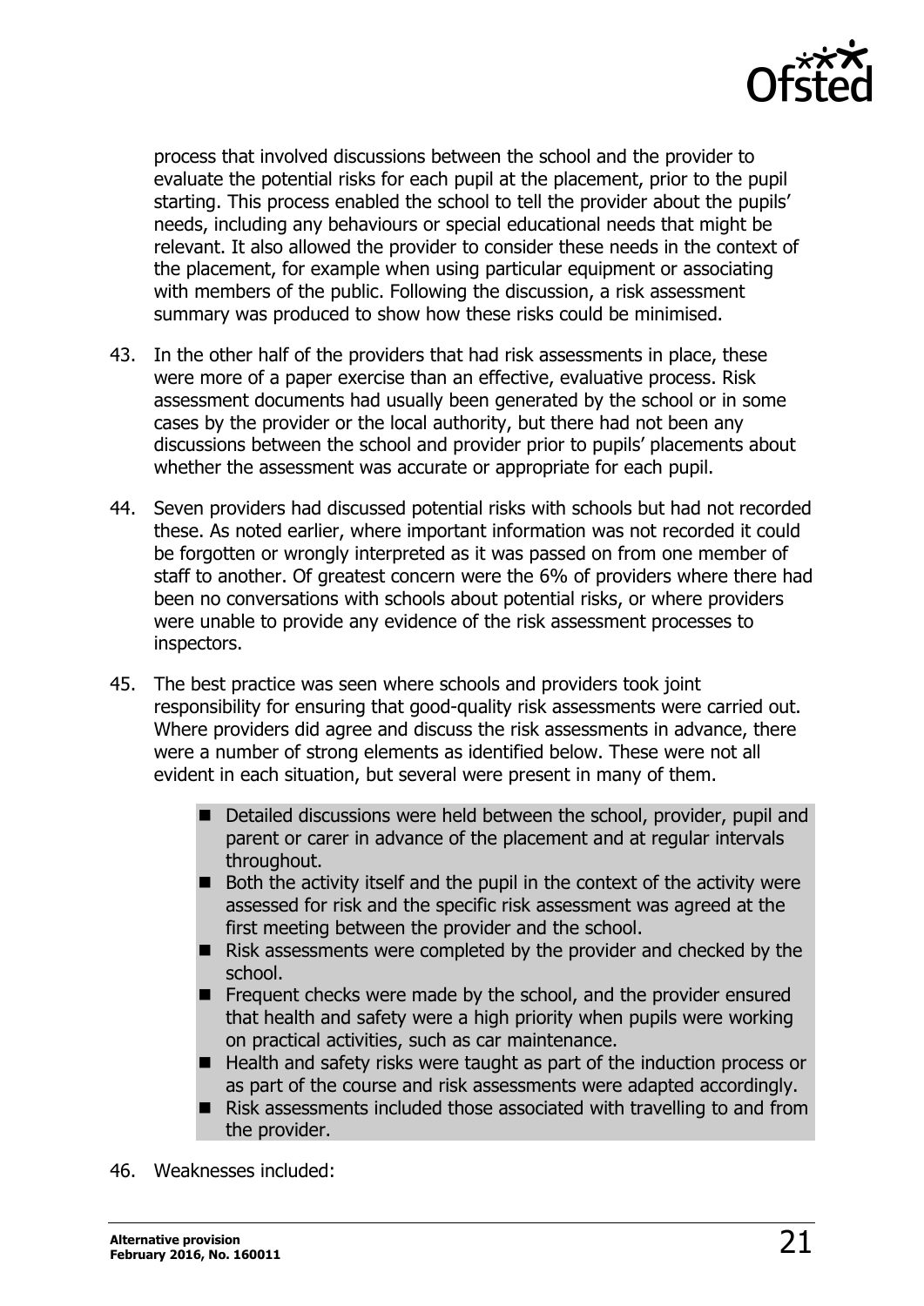process that involved discussions between the school and the provider to evaluate the potential risks for each pupil at the placement, prior to the pupil starting. This process enabled the school to tell the provider about the pupils' needs, including any behaviours or special educational needs that might be relevant. It also allowed the provider to consider these needs in the context of the placement, for example when using particular equipment or associating with members of the public. Following the discussion, a risk assessment summary was produced to show how these risks could be minimised.

43. In the other half of the providers that had risk assessments in place, these were more of a paper exercise than an effective, evaluative process. Risk assessment documents had usually been generated by the school or in some cases by the provider or the local authority, but there had not been any discussions between the school and provider prior to pupils' placements about whether the assessment was accurate or appropriate for each pupil.

44. Seven providers had discussed potential risks with schools but had not recorded these. As noted earlier, where important information was not recorded it could be forgotten or wrongly interpreted as it was passed on from one member of staff to another. Of greatest concern were the 6% of providers where there had been no conversations with schools about potential risks, or where providers were unable to provide any evidence of the risk assessment processes to inspectors.

45. The best practice was seen where schools and providers took joint responsibility for ensuring that good-quality risk assessments were carried out. Where providers did agree and discuss the risk assessments in advance, there were a number of strong elements as identified below. These were not all evident in each situation, but several were present in many of them.

- Detailed discussions were held between the school, provider, pupil and parent or carer in advance of the placement and at regular intervals throughout.
- Both the activity itself and the pupil in the context of the activity were assessed for risk and the specific risk assessment was agreed at the first meeting between the provider and the school.
- Risk assessments were completed by the provider and checked by the school.
- Frequent checks were made by the school, and the provider ensured that health and safety were a high priority when pupils were working on practical activities, such as car maintenance.
- Health and safety risks were taught as part of the induction process or as part of the course and risk assessments were adapted accordingly.
- Risk assessments included those associated with travelling to and from the provider.

46. Weaknesses included: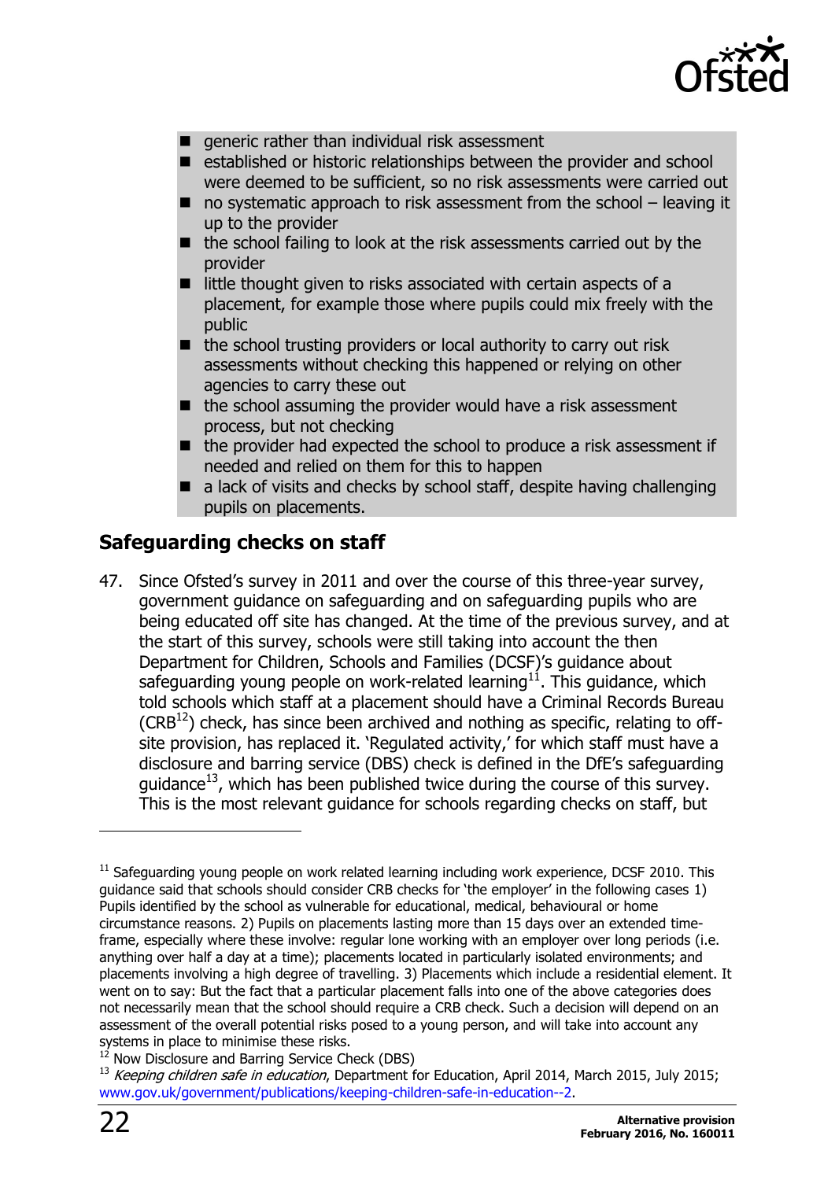- generic rather than individual risk assessment
- established or historic relationships between the provider and school were deemed to be sufficient, so no risk assessments were carried out
- no systematic approach to risk assessment from the school – leaving it up to the provider
- the school failing to look at the risk assessments carried out by the provider
- little thought given to risks associated with certain aspects of a placement, for example those where pupils could mix freely with the public
- the school trusting providers or local authority to carry out risk assessments without checking this happened or relying on other agencies to carry these out
- the school assuming the provider would have a risk assessment process, but not checking
- the provider had expected the school to produce a risk assessment if needed and relied on them for this to happen
- a lack of visits and checks by school staff, despite having challenging pupils on placements.

## Safeguarding checks on staff

47. Since Ofsted's survey in 2011 and over the course of this three-year survey, government guidance on safeguarding and on safeguarding pupils who are being educated off site has changed. At the time of the previous survey, and at the start of this survey, schools were still taking into account the then Department for Children, Schools and Families (DCSF)'s guidance about safeguarding young people on work-related learning[11]. This guidance, which told schools which staff at a placement should have a Criminal Records Bureau (CRB[12]) check, has since been archived and nothing as specific, relating to off-site provision, has replaced it. 'Regulated activity,' for which staff must have a disclosure and barring service (DBS) check is defined in the DfE's safeguarding guidance[13], which has been published twice during the course of this survey. This is the most relevant guidance for schools regarding checks on staff, but

---

[11] Safeguarding young people on work related learning including work experience, DCSF 2010. This guidance said that schools should consider CRB checks for 'the employer' in the following cases 1) Pupils identified by the school as vulnerable for educational, medical, behavioural or home circumstance reasons. 2) Pupils on placements lasting more than 15 days over an extended time-frame, especially where these involve: regular lone working with an employer over long periods (i.e. anything over half a day at a time); placements located in particularly isolated environments; and placements involving a high degree of travelling. 3) Placements which include a residential element. It went on to say: But the fact that a particular placement falls into one of the above categories does not necessarily mean that the school should require a CRB check. Such a decision will depend on an assessment of the overall potential risks posed to a young person, and will take into account any systems in place to minimise these risks.

[12] Now Disclosure and Barring Service Check (DBS)

[13] *Keeping children safe in education*, Department for Education, April 2014, March 2015, July 2015; www.gov.uk/government/publications/keeping-children-safe-in-education--2.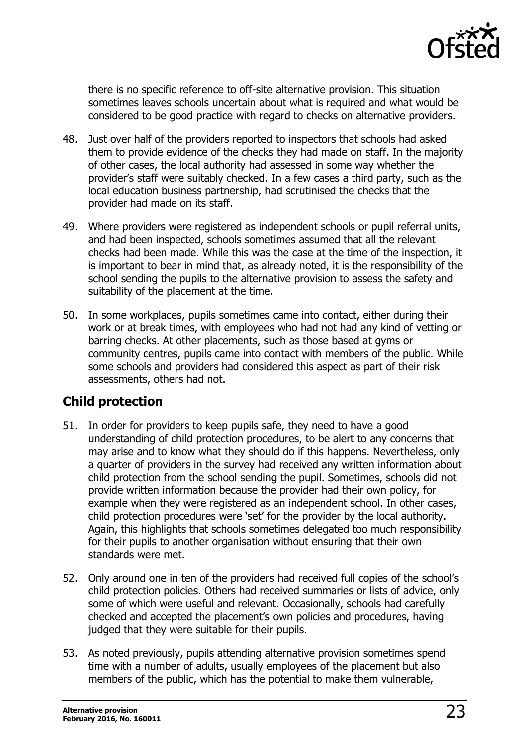there is no specific reference to off-site alternative provision. This situation sometimes leaves schools uncertain about what is required and what would be considered to be good practice with regard to checks on alternative providers.

48. Just over half of the providers reported to inspectors that schools had asked them to provide evidence of the checks they had made on staff. In the majority of other cases, the local authority had assessed in some way whether the provider's staff were suitably checked. In a few cases a third party, such as the local education business partnership, had scrutinised the checks that the provider had made on its staff.

49. Where providers were registered as independent schools or pupil referral units, and had been inspected, schools sometimes assumed that all the relevant checks had been made. While this was the case at the time of the inspection, it is important to bear in mind that, as already noted, it is the responsibility of the school sending the pupils to the alternative provision to assess the safety and suitability of the placement at the time.

50. In some workplaces, pupils sometimes came into contact, either during their work or at break times, with employees who had not had any kind of vetting or barring checks. At other placements, such as those based at gyms or community centres, pupils came into contact with members of the public. While some schools and providers had considered this aspect as part of their risk assessments, others had not.

## Child protection

51. In order for providers to keep pupils safe, they need to have a good understanding of child protection procedures, to be alert to any concerns that may arise and to know what they should do if this happens. Nevertheless, only a quarter of providers in the survey had received any written information about child protection from the school sending the pupil. Sometimes, schools did not provide written information because the provider had their own policy, for example when they were registered as an independent school. In other cases, child protection procedures were 'set' for the provider by the local authority. Again, this highlights that schools sometimes delegated too much responsibility for their pupils to another organisation without ensuring that their own standards were met.

52. Only around one in ten of the providers had received full copies of the school's child protection policies. Others had received summaries or lists of advice, only some of which were useful and relevant. Occasionally, schools had carefully checked and accepted the placement's own policies and procedures, having judged that they were suitable for their pupils.

53. As noted previously, pupils attending alternative provision sometimes spend time with a number of adults, usually employees of the placement but also members of the public, which has the potential to make them vulnerable,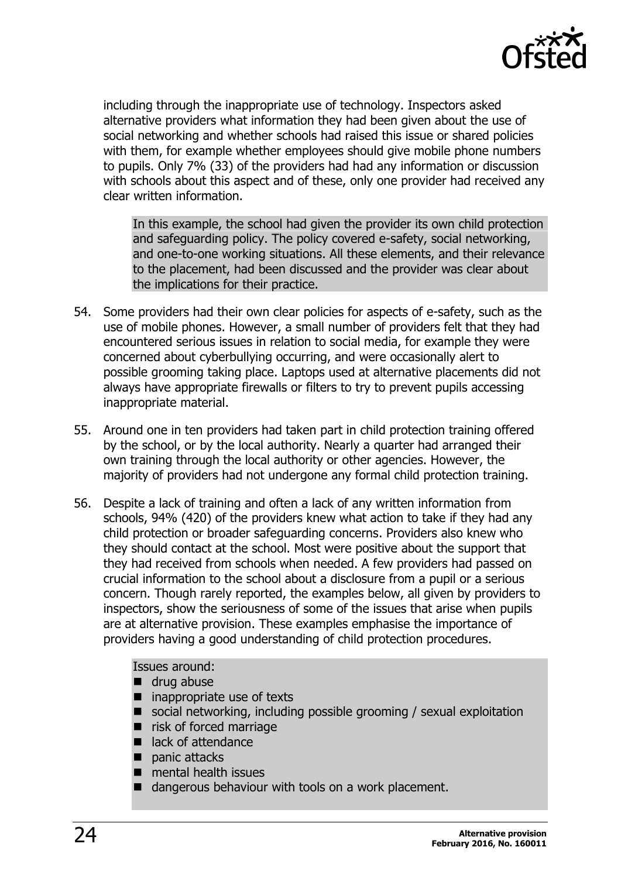including through the inappropriate use of technology. Inspectors asked alternative providers what information they had been given about the use of social networking and whether schools had raised this issue or shared policies with them, for example whether employees should give mobile phone numbers to pupils. Only 7% (33) of the providers had had any information or discussion with schools about this aspect and of these, only one provider had received any clear written information.

> In this example, the school had given the provider its own child protection and safeguarding policy. The policy covered e-safety, social networking, and one-to-one working situations. All these elements, and their relevance to the placement, had been discussed and the provider was clear about the implications for their practice.

54. Some providers had their own clear policies for aspects of e-safety, such as the use of mobile phones. However, a small number of providers felt that they had encountered serious issues in relation to social media, for example they were concerned about cyberbullying occurring, and were occasionally alert to possible grooming taking place. Laptops used at alternative placements did not always have appropriate firewalls or filters to try to prevent pupils accessing inappropriate material.

55. Around one in ten providers had taken part in child protection training offered by the school, or by the local authority. Nearly a quarter had arranged their own training through the local authority or other agencies. However, the majority of providers had not undergone any formal child protection training.

56. Despite a lack of training and often a lack of any written information from schools, 94% (420) of the providers knew what action to take if they had any child protection or broader safeguarding concerns. Providers also knew who they should contact at the school. Most were positive about the support that they had received from schools when needed. A few providers had passed on crucial information to the school about a disclosure from a pupil or a serious concern. Though rarely reported, the examples below, all given by providers to inspectors, show the seriousness of some of the issues that arise when pupils are at alternative provision. These examples emphasise the importance of providers having a good understanding of child protection procedures.

> Issues around:
>
> - drug abuse
> - inappropriate use of texts
> - social networking, including possible grooming / sexual exploitation
> - risk of forced marriage
> - lack of attendance
> - panic attacks
> - mental health issues
> - dangerous behaviour with tools on a work placement.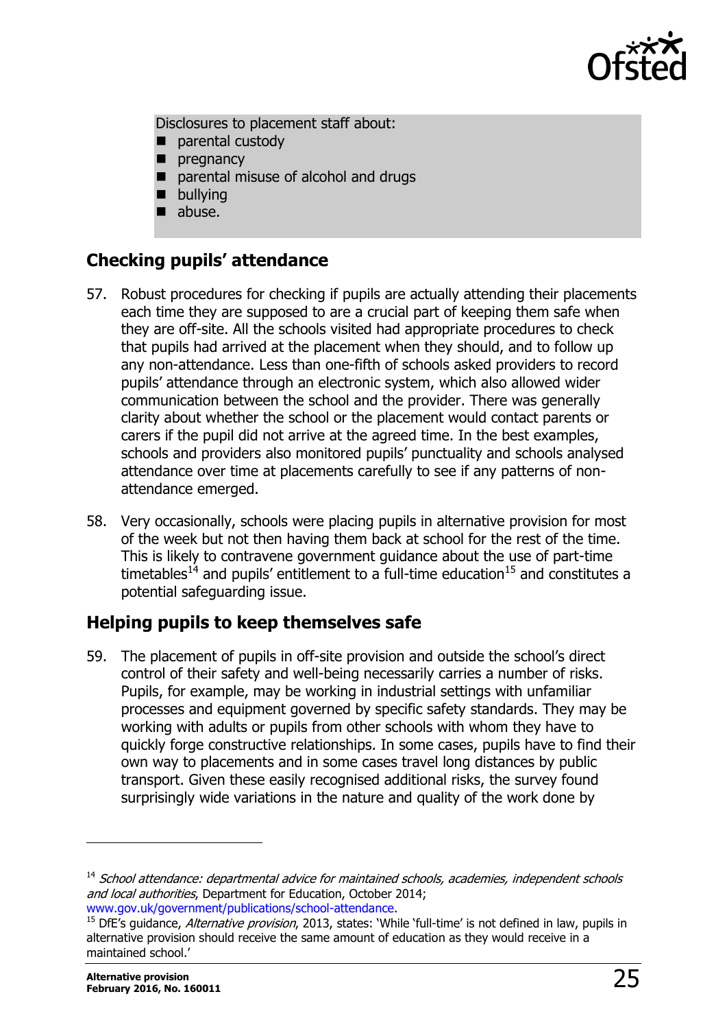Disclosures to placement staff about:

- parental custody
- pregnancy
- parental misuse of alcohol and drugs
- bullying
- abuse.

## Checking pupils' attendance

57. Robust procedures for checking if pupils are actually attending their placements each time they are supposed to are a crucial part of keeping them safe when they are off-site. All the schools visited had appropriate procedures to check that pupils had arrived at the placement when they should, and to follow up any non-attendance. Less than one-fifth of schools asked providers to record pupils' attendance through an electronic system, which also allowed wider communication between the school and the provider. There was generally clarity about whether the school or the placement would contact parents or carers if the pupil did not arrive at the agreed time. In the best examples, schools and providers also monitored pupils' punctuality and schools analysed attendance over time at placements carefully to see if any patterns of non-attendance emerged.

58. Very occasionally, schools were placing pupils in alternative provision for most of the week but not then having them back at school for the rest of the time. This is likely to contravene government guidance about the use of part-time timetables[14] and pupils' entitlement to a full-time education[15] and constitutes a potential safeguarding issue.

## Helping pupils to keep themselves safe

59. The placement of pupils in off-site provision and outside the school's direct control of their safety and well-being necessarily carries a number of risks. Pupils, for example, may be working in industrial settings with unfamiliar processes and equipment governed by specific safety standards. They may be working with adults or pupils from other schools with whom they have to quickly forge constructive relationships. In some cases, pupils have to find their own way to placements and in some cases travel long distances by public transport. Given these easily recognised additional risks, the survey found surprisingly wide variations in the nature and quality of the work done by

---

[14] *School attendance: departmental advice for maintained schools, academies, independent schools and local authorities*, Department for Education, October 2014; www.gov.uk/government/publications/school-attendance.

[15] DfE's guidance, *Alternative provision*, 2013, states: 'While 'full-time' is not defined in law, pupils in alternative provision should receive the same amount of education as they would receive in a maintained school.'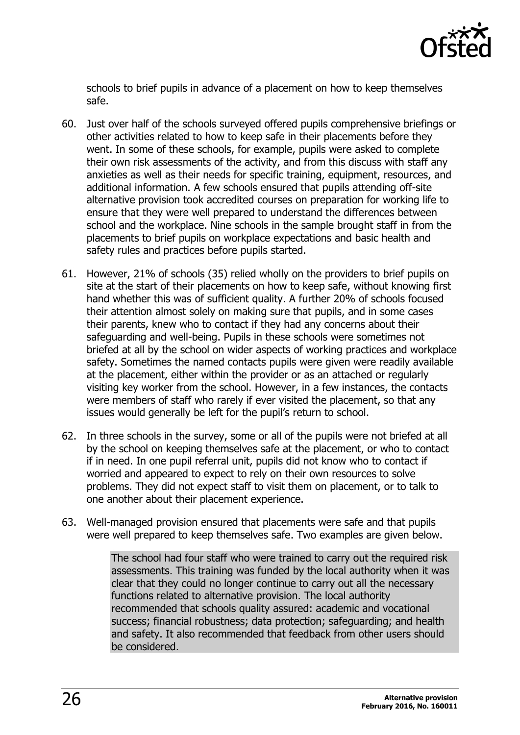schools to brief pupils in advance of a placement on how to keep themselves safe.

60. Just over half of the schools surveyed offered pupils comprehensive briefings or other activities related to how to keep safe in their placements before they went. In some of these schools, for example, pupils were asked to complete their own risk assessments of the activity, and from this discuss with staff any anxieties as well as their needs for specific training, equipment, resources, and additional information. A few schools ensured that pupils attending off-site alternative provision took accredited courses on preparation for working life to ensure that they were well prepared to understand the differences between school and the workplace. Nine schools in the sample brought staff in from the placements to brief pupils on workplace expectations and basic health and safety rules and practices before pupils started.

61. However, 21% of schools (35) relied wholly on the providers to brief pupils on site at the start of their placements on how to keep safe, without knowing first hand whether this was of sufficient quality. A further 20% of schools focused their attention almost solely on making sure that pupils, and in some cases their parents, knew who to contact if they had any concerns about their safeguarding and well-being. Pupils in these schools were sometimes not briefed at all by the school on wider aspects of working practices and workplace safety. Sometimes the named contacts pupils were given were readily available at the placement, either within the provider or as an attached or regularly visiting key worker from the school. However, in a few instances, the contacts were members of staff who rarely if ever visited the placement, so that any issues would generally be left for the pupil's return to school.

62. In three schools in the survey, some or all of the pupils were not briefed at all by the school on keeping themselves safe at the placement, or who to contact if in need. In one pupil referral unit, pupils did not know who to contact if worried and appeared to expect to rely on their own resources to solve problems. They did not expect staff to visit them on placement, or to talk to one another about their placement experience.

63. Well-managed provision ensured that placements were safe and that pupils were well prepared to keep themselves safe. Two examples are given below.

> The school had four staff who were trained to carry out the required risk assessments. This training was funded by the local authority when it was clear that they could no longer continue to carry out all the necessary functions related to alternative provision. The local authority recommended that schools quality assured: academic and vocational success; financial robustness; data protection; safeguarding; and health and safety. It also recommended that feedback from other users should be considered.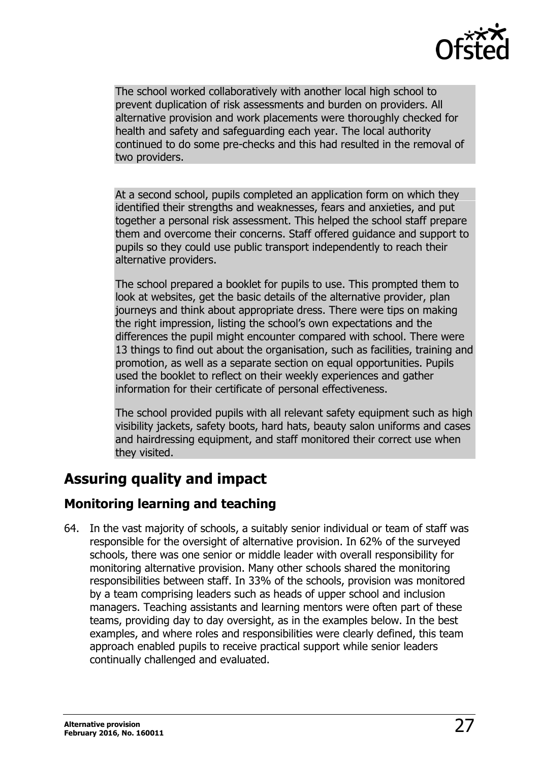The school worked collaboratively with another local high school to prevent duplication of risk assessments and burden on providers. All alternative provision and work placements were thoroughly checked for health and safety and safeguarding each year. The local authority continued to do some pre-checks and this had resulted in the removal of two providers.

At a second school, pupils completed an application form on which they identified their strengths and weaknesses, fears and anxieties, and put together a personal risk assessment. This helped the school staff prepare them and overcome their concerns. Staff offered guidance and support to pupils so they could use public transport independently to reach their alternative providers.

The school prepared a booklet for pupils to use. This prompted them to look at websites, get the basic details of the alternative provider, plan journeys and think about appropriate dress. There were tips on making the right impression, listing the school's own expectations and the differences the pupil might encounter compared with school. There were 13 things to find out about the organisation, such as facilities, training and promotion, as well as a separate section on equal opportunities. Pupils used the booklet to reflect on their weekly experiences and gather information for their certificate of personal effectiveness.

The school provided pupils with all relevant safety equipment such as high visibility jackets, safety boots, hard hats, beauty salon uniforms and cases and hairdressing equipment, and staff monitored their correct use when they visited.

## Assuring quality and impact

### Monitoring learning and teaching

64. In the vast majority of schools, a suitably senior individual or team of staff was responsible for the oversight of alternative provision. In 62% of the surveyed schools, there was one senior or middle leader with overall responsibility for monitoring alternative provision. Many other schools shared the monitoring responsibilities between staff. In 33% of the schools, provision was monitored by a team comprising leaders such as heads of upper school and inclusion managers. Teaching assistants and learning mentors were often part of these teams, providing day to day oversight, as in the examples below. In the best examples, and where roles and responsibilities were clearly defined, this team approach enabled pupils to receive practical support while senior leaders continually challenged and evaluated.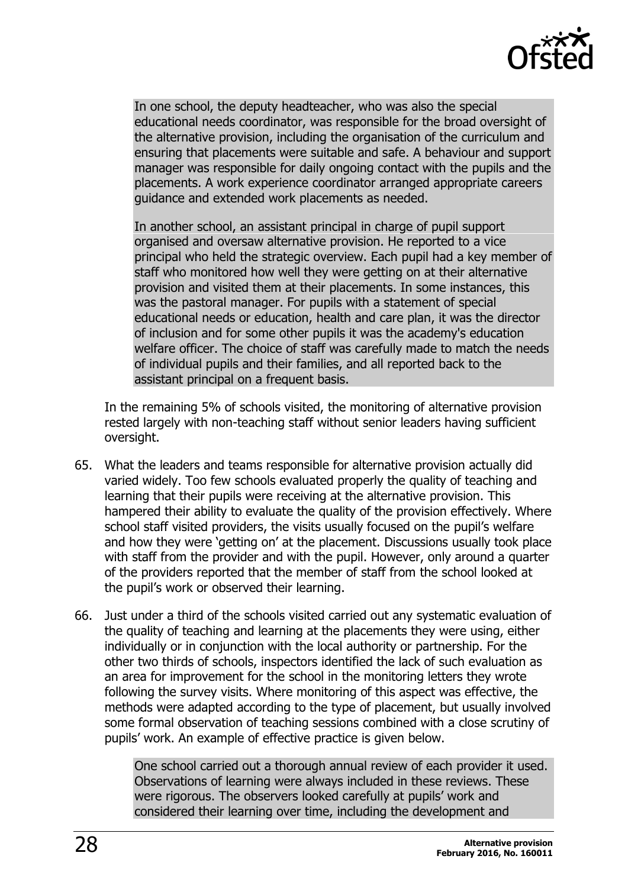> In one school, the deputy headteacher, who was also the special educational needs coordinator, was responsible for the broad oversight of the alternative provision, including the organisation of the curriculum and ensuring that placements were suitable and safe. A behaviour and support manager was responsible for daily ongoing contact with the pupils and the placements. A work experience coordinator arranged appropriate careers guidance and extended work placements as needed.
>
> In another school, an assistant principal in charge of pupil support organised and oversaw alternative provision. He reported to a vice principal who held the strategic overview. Each pupil had a key member of staff who monitored how well they were getting on at their alternative provision and visited them at their placements. In some instances, this was the pastoral manager. For pupils with a statement of special educational needs or education, health and care plan, it was the director of inclusion and for some other pupils it was the academy's education welfare officer. The choice of staff was carefully made to match the needs of individual pupils and their families, and all reported back to the assistant principal on a frequent basis.

In the remaining 5% of schools visited, the monitoring of alternative provision rested largely with non-teaching staff without senior leaders having sufficient oversight.

65. What the leaders and teams responsible for alternative provision actually did varied widely. Too few schools evaluated properly the quality of teaching and learning that their pupils were receiving at the alternative provision. This hampered their ability to evaluate the quality of the provision effectively. Where school staff visited providers, the visits usually focused on the pupil's welfare and how they were 'getting on' at the placement. Discussions usually took place with staff from the provider and with the pupil. However, only around a quarter of the providers reported that the member of staff from the school looked at the pupil's work or observed their learning.

66. Just under a third of the schools visited carried out any systematic evaluation of the quality of teaching and learning at the placements they were using, either individually or in conjunction with the local authority or partnership. For the other two thirds of schools, inspectors identified the lack of such evaluation as an area for improvement for the school in the monitoring letters they wrote following the survey visits. Where monitoring of this aspect was effective, the methods were adapted according to the type of placement, but usually involved some formal observation of teaching sessions combined with a close scrutiny of pupils' work. An example of effective practice is given below.

> One school carried out a thorough annual review of each provider it used. Observations of learning were always included in these reviews. These were rigorous. The observers looked carefully at pupils' work and considered their learning over time, including the development and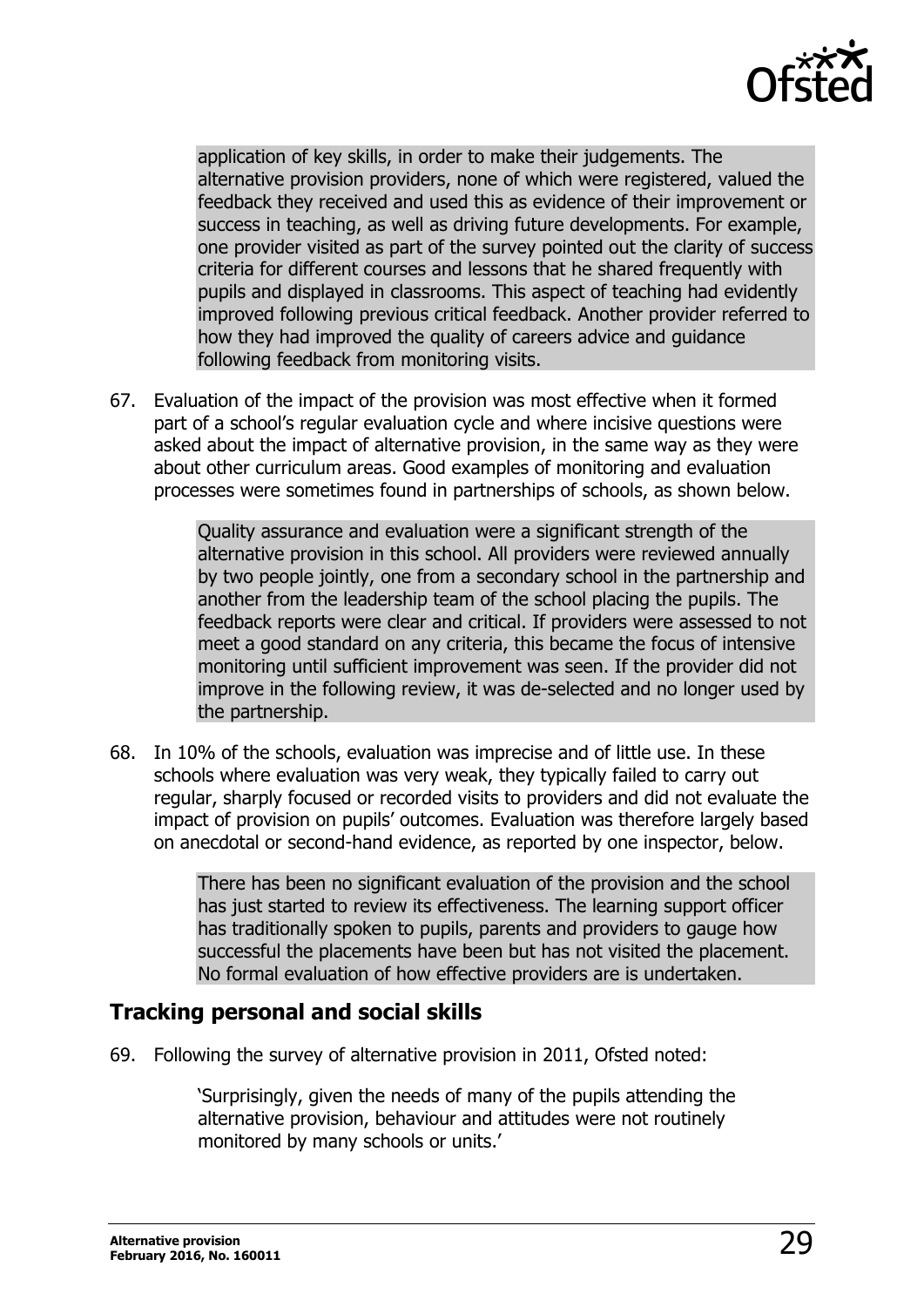application of key skills, in order to make their judgements. The alternative provision providers, none of which were registered, valued the feedback they received and used this as evidence of their improvement or success in teaching, as well as driving future developments. For example, one provider visited as part of the survey pointed out the clarity of success criteria for different courses and lessons that he shared frequently with pupils and displayed in classrooms. This aspect of teaching had evidently improved following previous critical feedback. Another provider referred to how they had improved the quality of careers advice and guidance following feedback from monitoring visits.

67. Evaluation of the impact of the provision was most effective when it formed part of a school's regular evaluation cycle and where incisive questions were asked about the impact of alternative provision, in the same way as they were about other curriculum areas. Good examples of monitoring and evaluation processes were sometimes found in partnerships of schools, as shown below.

> Quality assurance and evaluation were a significant strength of the alternative provision in this school. All providers were reviewed annually by two people jointly, one from a secondary school in the partnership and another from the leadership team of the school placing the pupils. The feedback reports were clear and critical. If providers were assessed to not meet a good standard on any criteria, this became the focus of intensive monitoring until sufficient improvement was seen. If the provider did not improve in the following review, it was de-selected and no longer used by the partnership.

68. In 10% of the schools, evaluation was imprecise and of little use. In these schools where evaluation was very weak, they typically failed to carry out regular, sharply focused or recorded visits to providers and did not evaluate the impact of provision on pupils' outcomes. Evaluation was therefore largely based on anecdotal or second-hand evidence, as reported by one inspector, below.

> There has been no significant evaluation of the provision and the school has just started to review its effectiveness. The learning support officer has traditionally spoken to pupils, parents and providers to gauge how successful the placements have been but has not visited the placement. No formal evaluation of how effective providers are is undertaken.

## Tracking personal and social skills

69. Following the survey of alternative provision in 2011, Ofsted noted:

> 'Surprisingly, given the needs of many of the pupils attending the alternative provision, behaviour and attitudes were not routinely monitored by many schools or units.'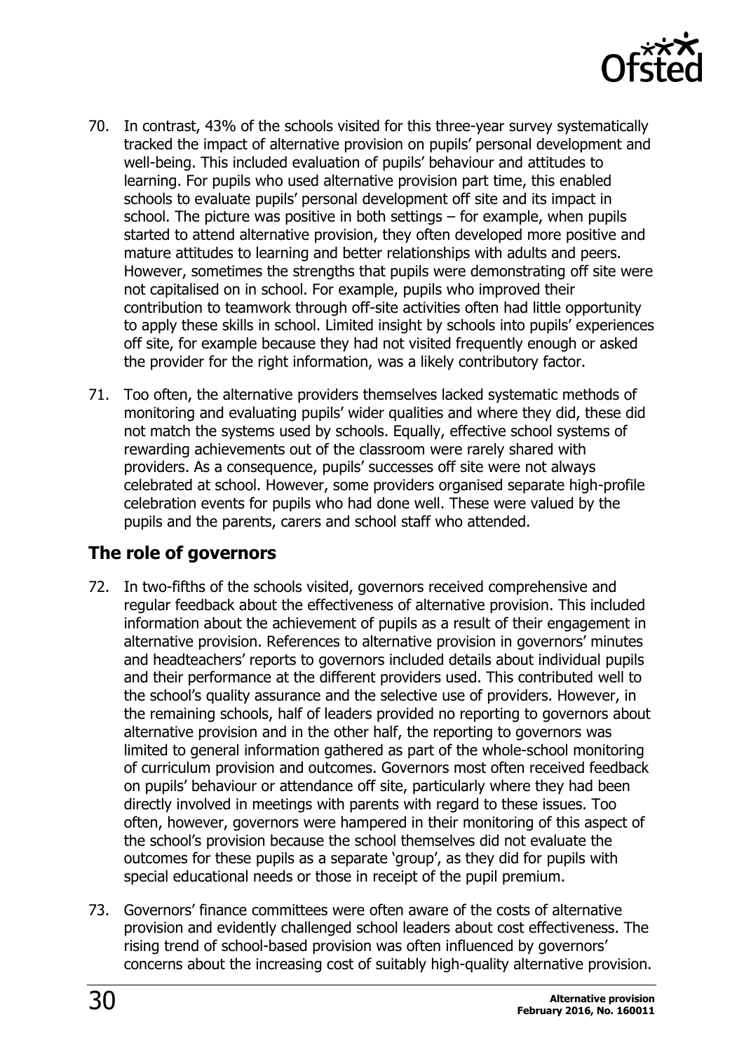70. In contrast, 43% of the schools visited for this three-year survey systematically tracked the impact of alternative provision on pupils' personal development and well-being. This included evaluation of pupils' behaviour and attitudes to learning. For pupils who used alternative provision part time, this enabled schools to evaluate pupils' personal development off site and its impact in school. The picture was positive in both settings – for example, when pupils started to attend alternative provision, they often developed more positive and mature attitudes to learning and better relationships with adults and peers. However, sometimes the strengths that pupils were demonstrating off site were not capitalised on in school. For example, pupils who improved their contribution to teamwork through off-site activities often had little opportunity to apply these skills in school. Limited insight by schools into pupils' experiences off site, for example because they had not visited frequently enough or asked the provider for the right information, was a likely contributory factor.

71. Too often, the alternative providers themselves lacked systematic methods of monitoring and evaluating pupils' wider qualities and where they did, these did not match the systems used by schools. Equally, effective school systems of rewarding achievements out of the classroom were rarely shared with providers. As a consequence, pupils' successes off site were not always celebrated at school. However, some providers organised separate high-profile celebration events for pupils who had done well. These were valued by the pupils and the parents, carers and school staff who attended.

## The role of governors

72. In two-fifths of the schools visited, governors received comprehensive and regular feedback about the effectiveness of alternative provision. This included information about the achievement of pupils as a result of their engagement in alternative provision. References to alternative provision in governors' minutes and headteachers' reports to governors included details about individual pupils and their performance at the different providers used. This contributed well to the school's quality assurance and the selective use of providers. However, in the remaining schools, half of leaders provided no reporting to governors about alternative provision and in the other half, the reporting to governors was limited to general information gathered as part of the whole-school monitoring of curriculum provision and outcomes. Governors most often received feedback on pupils' behaviour or attendance off site, particularly where they had been directly involved in meetings with parents with regard to these issues. Too often, however, governors were hampered in their monitoring of this aspect of the school's provision because the school themselves did not evaluate the outcomes for these pupils as a separate 'group', as they did for pupils with special educational needs or those in receipt of the pupil premium.

73. Governors' finance committees were often aware of the costs of alternative provision and evidently challenged school leaders about cost effectiveness. The rising trend of school-based provision was often influenced by governors' concerns about the increasing cost of suitably high-quality alternative provision.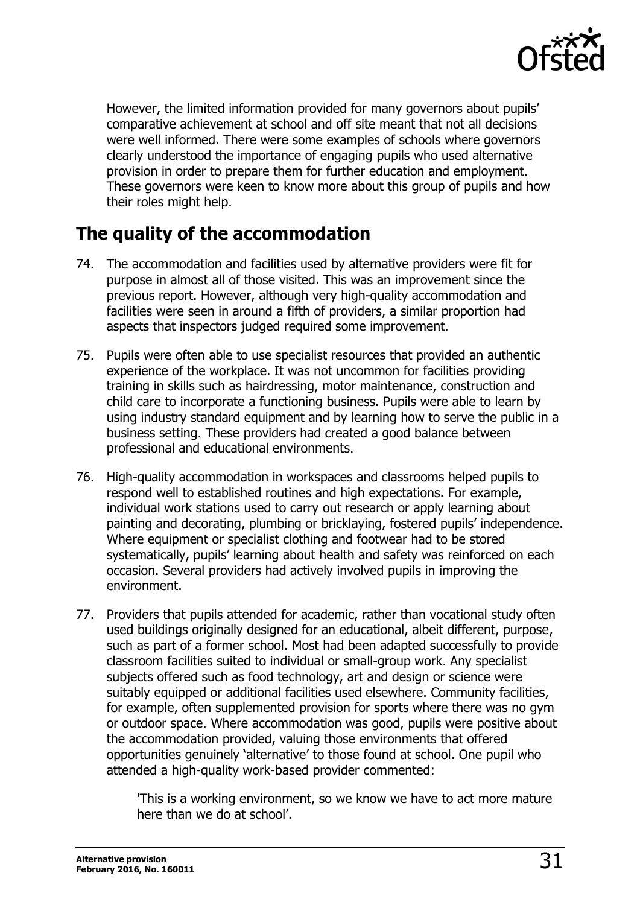However, the limited information provided for many governors about pupils' comparative achievement at school and off site meant that not all decisions were well informed. There were some examples of schools where governors clearly understood the importance of engaging pupils who used alternative provision in order to prepare them for further education and employment. These governors were keen to know more about this group of pupils and how their roles might help.

## The quality of the accommodation

74. The accommodation and facilities used by alternative providers were fit for purpose in almost all of those visited. This was an improvement since the previous report. However, although very high-quality accommodation and facilities were seen in around a fifth of providers, a similar proportion had aspects that inspectors judged required some improvement.

75. Pupils were often able to use specialist resources that provided an authentic experience of the workplace. It was not uncommon for facilities providing training in skills such as hairdressing, motor maintenance, construction and child care to incorporate a functioning business. Pupils were able to learn by using industry standard equipment and by learning how to serve the public in a business setting. These providers had created a good balance between professional and educational environments.

76. High-quality accommodation in workspaces and classrooms helped pupils to respond well to established routines and high expectations. For example, individual work stations used to carry out research or apply learning about painting and decorating, plumbing or bricklaying, fostered pupils' independence. Where equipment or specialist clothing and footwear had to be stored systematically, pupils' learning about health and safety was reinforced on each occasion. Several providers had actively involved pupils in improving the environment.

77. Providers that pupils attended for academic, rather than vocational study often used buildings originally designed for an educational, albeit different, purpose, such as part of a former school. Most had been adapted successfully to provide classroom facilities suited to individual or small-group work. Any specialist subjects offered such as food technology, art and design or science were suitably equipped or additional facilities used elsewhere. Community facilities, for example, often supplemented provision for sports where there was no gym or outdoor space. Where accommodation was good, pupils were positive about the accommodation provided, valuing those environments that offered opportunities genuinely 'alternative' to those found at school. One pupil who attended a high-quality work-based provider commented:

> 'This is a working environment, so we know we have to act more mature here than we do at school'.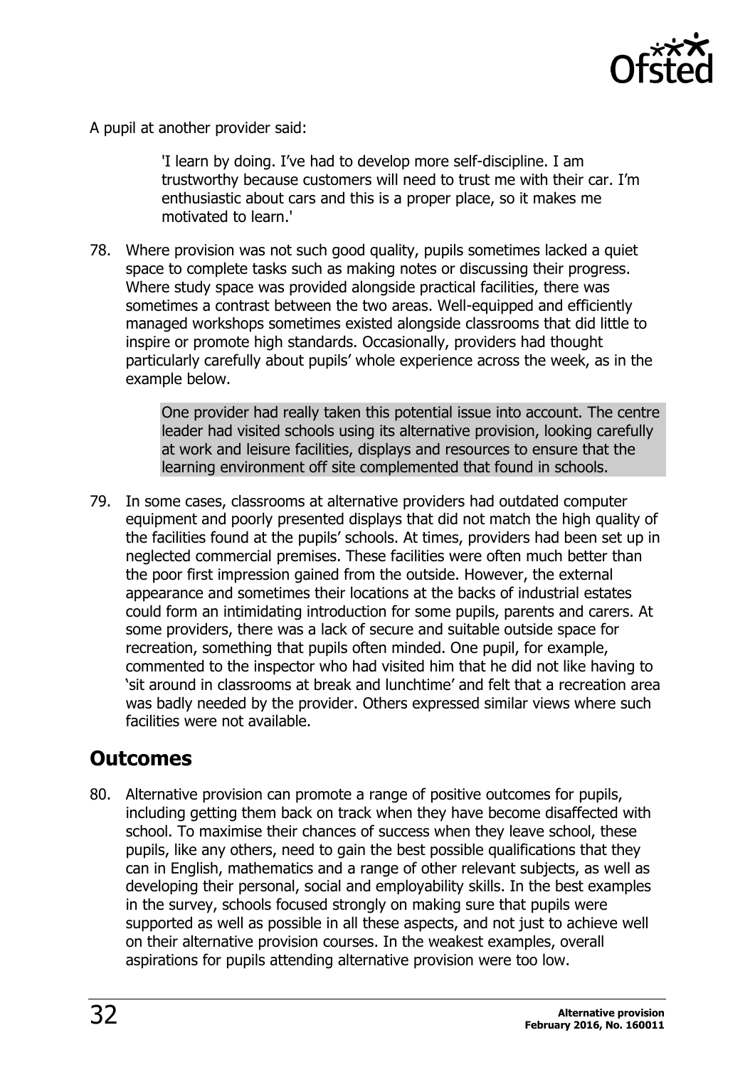A pupil at another provider said:

> 'I learn by doing. I've had to develop more self-discipline. I am trustworthy because customers will need to trust me with their car. I'm enthusiastic about cars and this is a proper place, so it makes me motivated to learn.'

78. Where provision was not such good quality, pupils sometimes lacked a quiet space to complete tasks such as making notes or discussing their progress. Where study space was provided alongside practical facilities, there was sometimes a contrast between the two areas. Well-equipped and efficiently managed workshops sometimes existed alongside classrooms that did little to inspire or promote high standards. Occasionally, providers had thought particularly carefully about pupils' whole experience across the week, as in the example below.

> One provider had really taken this potential issue into account. The centre leader had visited schools using its alternative provision, looking carefully at work and leisure facilities, displays and resources to ensure that the learning environment off site complemented that found in schools.

79. In some cases, classrooms at alternative providers had outdated computer equipment and poorly presented displays that did not match the high quality of the facilities found at the pupils' schools. At times, providers had been set up in neglected commercial premises. These facilities were often much better than the poor first impression gained from the outside. However, the external appearance and sometimes their locations at the backs of industrial estates could form an intimidating introduction for some pupils, parents and carers. At some providers, there was a lack of secure and suitable outside space for recreation, something that pupils often minded. One pupil, for example, commented to the inspector who had visited him that he did not like having to 'sit around in classrooms at break and lunchtime' and felt that a recreation area was badly needed by the provider. Others expressed similar views where such facilities were not available.

## Outcomes

80. Alternative provision can promote a range of positive outcomes for pupils, including getting them back on track when they have become disaffected with school. To maximise their chances of success when they leave school, these pupils, like any others, need to gain the best possible qualifications that they can in English, mathematics and a range of other relevant subjects, as well as developing their personal, social and employability skills. In the best examples in the survey, schools focused strongly on making sure that pupils were supported as well as possible in all these aspects, and not just to achieve well on their alternative provision courses. In the weakest examples, overall aspirations for pupils attending alternative provision were too low.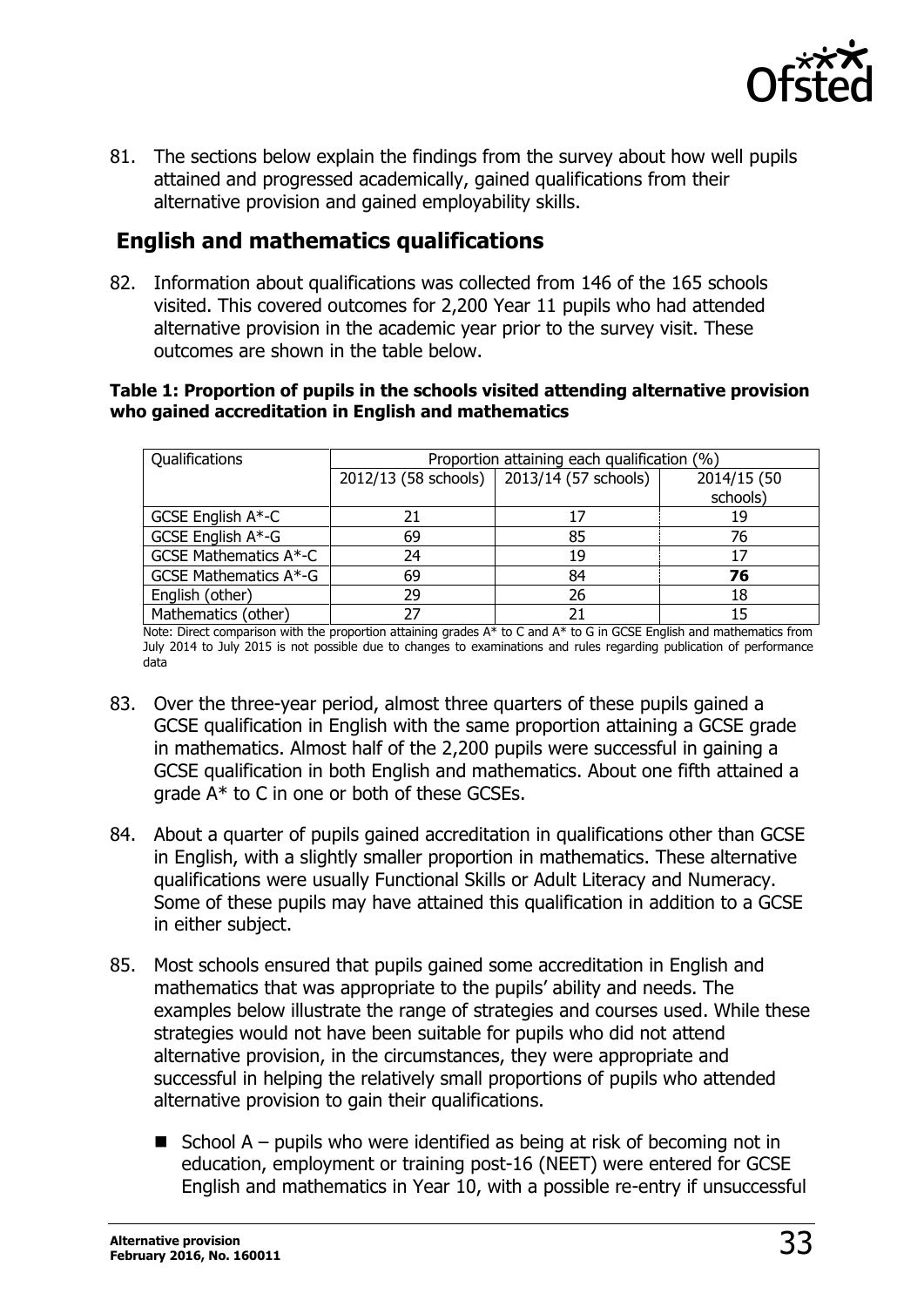81. The sections below explain the findings from the survey about how well pupils attained and progressed academically, gained qualifications from their alternative provision and gained employability skills.

## English and mathematics qualifications

82. Information about qualifications was collected from 146 of the 165 schools visited. This covered outcomes for 2,200 Year 11 pupils who had attended alternative provision in the academic year prior to the survey visit. These outcomes are shown in the table below.

**Table 1: Proportion of pupils in the schools visited attending alternative provision who gained accreditation in English and mathematics**

| Qualifications | Proportion attaining each qualification (%) | | |
|---|---|---|---|
| | 2012/13 (58 schools) | 2013/14 (57 schools) | 2014/15 (50 schools) |
| GCSE English A*-C | 21 | 17 | 19 |
| GCSE English A*-G | 69 | 85 | 76 |
| GCSE Mathematics A*-C | 24 | 19 | 17 |
| GCSE Mathematics A*-G | 69 | 84 | **76** |
| English (other) | 29 | 26 | 18 |
| Mathematics (other) | 27 | 21 | 15 |

Note: Direct comparison with the proportion attaining grades A* to C and A* to G in GCSE English and mathematics from July 2014 to July 2015 is not possible due to changes to examinations and rules regarding publication of performance data

83. Over the three-year period, almost three quarters of these pupils gained a GCSE qualification in English with the same proportion attaining a GCSE grade in mathematics. Almost half of the 2,200 pupils were successful in gaining a GCSE qualification in both English and mathematics. About one fifth attained a grade A* to C in one or both of these GCSEs.

84. About a quarter of pupils gained accreditation in qualifications other than GCSE in English, with a slightly smaller proportion in mathematics. These alternative qualifications were usually Functional Skills or Adult Literacy and Numeracy. Some of these pupils may have attained this qualification in addition to a GCSE in either subject.

85. Most schools ensured that pupils gained some accreditation in English and mathematics that was appropriate to the pupils' ability and needs. The examples below illustrate the range of strategies and courses used. While these strategies would not have been suitable for pupils who did not attend alternative provision, in the circumstances, they were appropriate and successful in helping the relatively small proportions of pupils who attended alternative provision to gain their qualifications.

   - School A – pupils who were identified as being at risk of becoming not in education, employment or training post-16 (NEET) were entered for GCSE English and mathematics in Year 10, with a possible re-entry if unsuccessful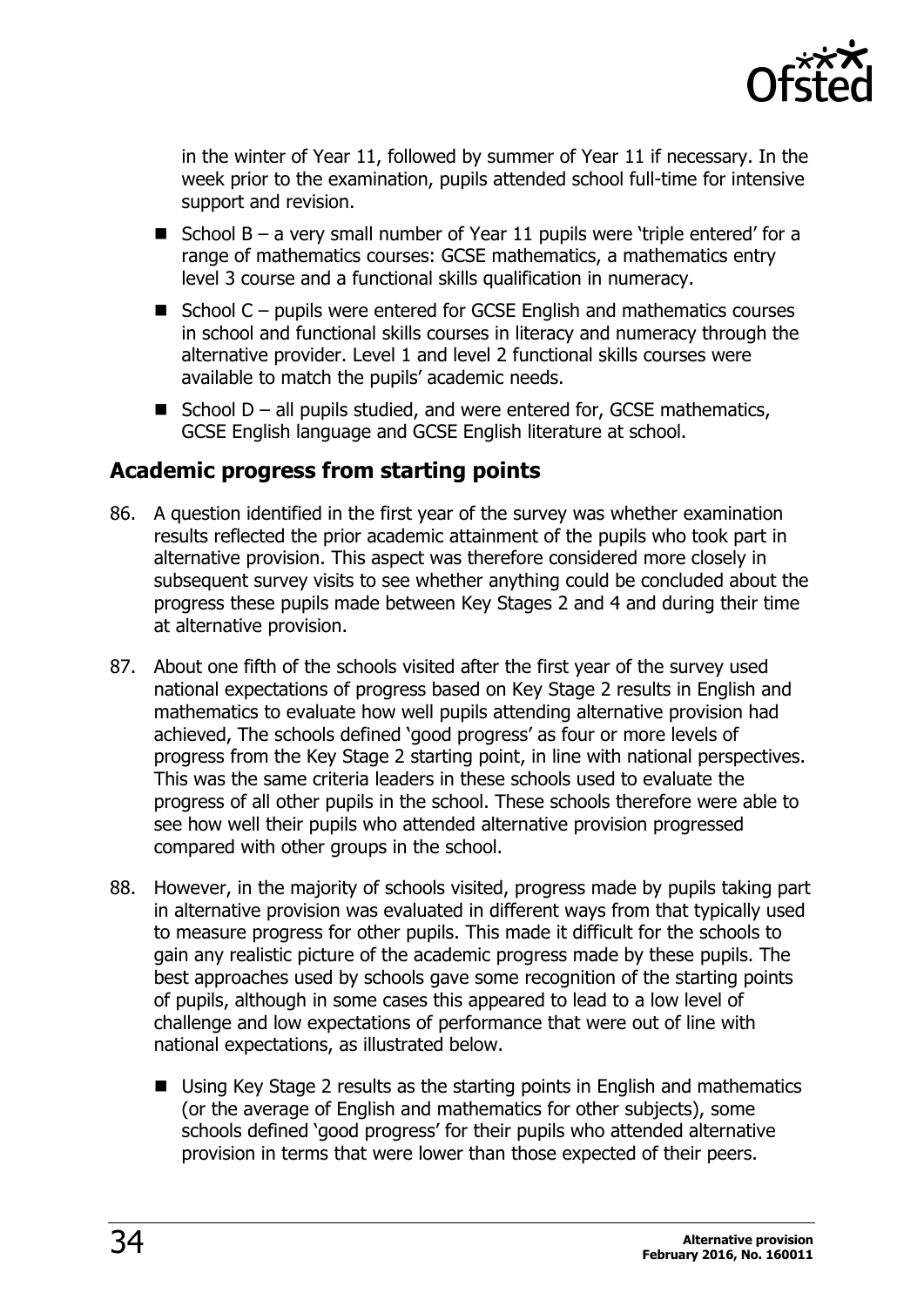in the winter of Year 11, followed by summer of Year 11 if necessary. In the week prior to the examination, pupils attended school full-time for intensive support and revision.

- School B – a very small number of Year 11 pupils were 'triple entered' for a range of mathematics courses: GCSE mathematics, a mathematics entry level 3 course and a functional skills qualification in numeracy.
- School C – pupils were entered for GCSE English and mathematics courses in school and functional skills courses in literacy and numeracy through the alternative provider. Level 1 and level 2 functional skills courses were available to match the pupils' academic needs.
- School D – all pupils studied, and were entered for, GCSE mathematics, GCSE English language and GCSE English literature at school.

## Academic progress from starting points

86. A question identified in the first year of the survey was whether examination results reflected the prior academic attainment of the pupils who took part in alternative provision. This aspect was therefore considered more closely in subsequent survey visits to see whether anything could be concluded about the progress these pupils made between Key Stages 2 and 4 and during their time at alternative provision.

87. About one fifth of the schools visited after the first year of the survey used national expectations of progress based on Key Stage 2 results in English and mathematics to evaluate how well pupils attending alternative provision had achieved, The schools defined 'good progress' as four or more levels of progress from the Key Stage 2 starting point, in line with national perspectives. This was the same criteria leaders in these schools used to evaluate the progress of all other pupils in the school. These schools therefore were able to see how well their pupils who attended alternative provision progressed compared with other groups in the school.

88. However, in the majority of schools visited, progress made by pupils taking part in alternative provision was evaluated in different ways from that typically used to measure progress for other pupils. This made it difficult for the schools to gain any realistic picture of the academic progress made by these pupils. The best approaches used by schools gave some recognition of the starting points of pupils, although in some cases this appeared to lead to a low level of challenge and low expectations of performance that were out of line with national expectations, as illustrated below.

    - Using Key Stage 2 results as the starting points in English and mathematics (or the average of English and mathematics for other subjects), some schools defined 'good progress' for their pupils who attended alternative provision in terms that were lower than those expected of their peers.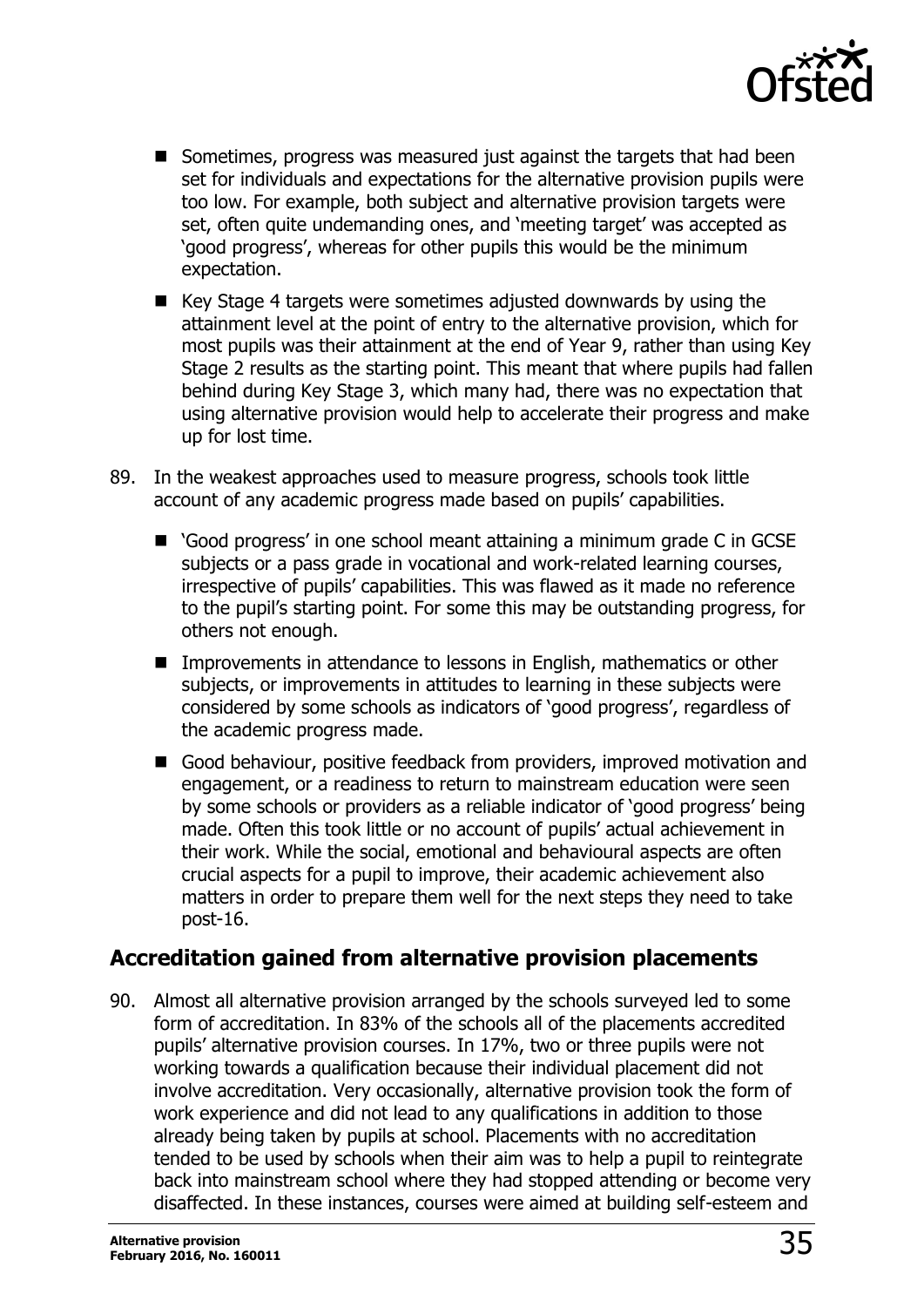- Sometimes, progress was measured just against the targets that had been set for individuals and expectations for the alternative provision pupils were too low. For example, both subject and alternative provision targets were set, often quite undemanding ones, and 'meeting target' was accepted as 'good progress', whereas for other pupils this would be the minimum expectation.
- Key Stage 4 targets were sometimes adjusted downwards by using the attainment level at the point of entry to the alternative provision, which for most pupils was their attainment at the end of Year 9, rather than using Key Stage 2 results as the starting point. This meant that where pupils had fallen behind during Key Stage 3, which many had, there was no expectation that using alternative provision would help to accelerate their progress and make up for lost time.

89. In the weakest approaches used to measure progress, schools took little account of any academic progress made based on pupils' capabilities.

- 'Good progress' in one school meant attaining a minimum grade C in GCSE subjects or a pass grade in vocational and work-related learning courses, irrespective of pupils' capabilities. This was flawed as it made no reference to the pupil's starting point. For some this may be outstanding progress, for others not enough.
- Improvements in attendance to lessons in English, mathematics or other subjects, or improvements in attitudes to learning in these subjects were considered by some schools as indicators of 'good progress', regardless of the academic progress made.
- Good behaviour, positive feedback from providers, improved motivation and engagement, or a readiness to return to mainstream education were seen by some schools or providers as a reliable indicator of 'good progress' being made. Often this took little or no account of pupils' actual achievement in their work. While the social, emotional and behavioural aspects are often crucial aspects for a pupil to improve, their academic achievement also matters in order to prepare them well for the next steps they need to take post-16.

## Accreditation gained from alternative provision placements

90. Almost all alternative provision arranged by the schools surveyed led to some form of accreditation. In 83% of the schools all of the placements accredited pupils' alternative provision courses. In 17%, two or three pupils were not working towards a qualification because their individual placement did not involve accreditation. Very occasionally, alternative provision took the form of work experience and did not lead to any qualifications in addition to those already being taken by pupils at school. Placements with no accreditation tended to be used by schools when their aim was to help a pupil to reintegrate back into mainstream school where they had stopped attending or become very disaffected. In these instances, courses were aimed at building self-esteem and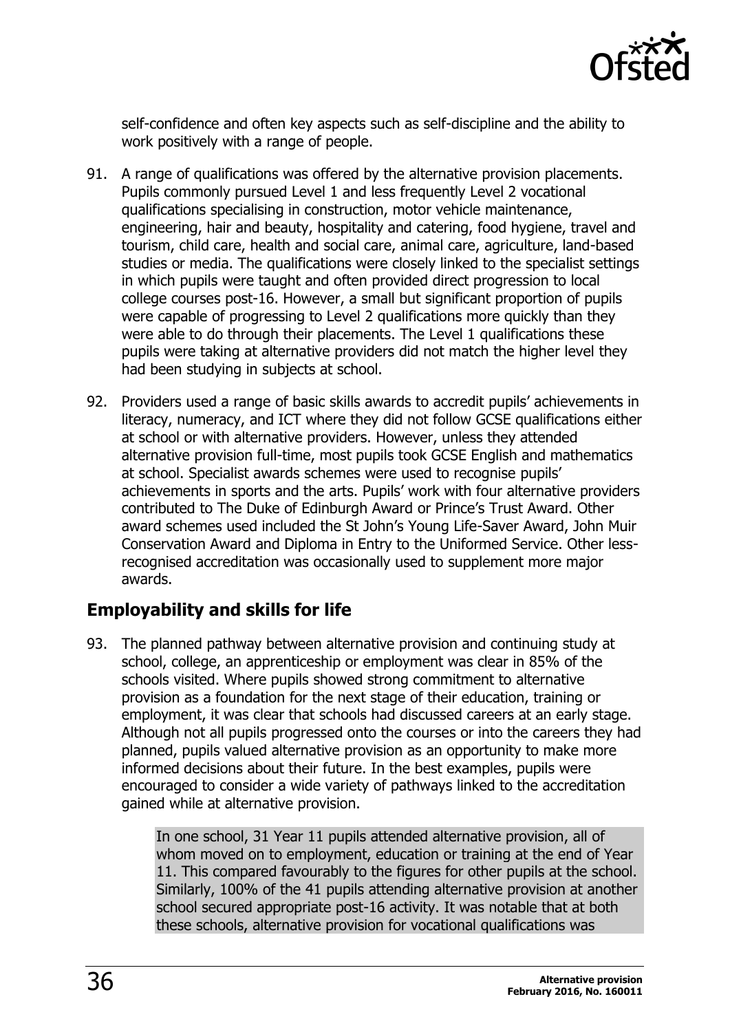self-confidence and often key aspects such as self-discipline and the ability to work positively with a range of people.

91. A range of qualifications was offered by the alternative provision placements. Pupils commonly pursued Level 1 and less frequently Level 2 vocational qualifications specialising in construction, motor vehicle maintenance, engineering, hair and beauty, hospitality and catering, food hygiene, travel and tourism, child care, health and social care, animal care, agriculture, land-based studies or media. The qualifications were closely linked to the specialist settings in which pupils were taught and often provided direct progression to local college courses post-16. However, a small but significant proportion of pupils were capable of progressing to Level 2 qualifications more quickly than they were able to do through their placements. The Level 1 qualifications these pupils were taking at alternative providers did not match the higher level they had been studying in subjects at school.

92. Providers used a range of basic skills awards to accredit pupils' achievements in literacy, numeracy, and ICT where they did not follow GCSE qualifications either at school or with alternative providers. However, unless they attended alternative provision full-time, most pupils took GCSE English and mathematics at school. Specialist awards schemes were used to recognise pupils' achievements in sports and the arts. Pupils' work with four alternative providers contributed to The Duke of Edinburgh Award or Prince's Trust Award. Other award schemes used included the St John's Young Life-Saver Award, John Muir Conservation Award and Diploma in Entry to the Uniformed Service. Other less-recognised accreditation was occasionally used to supplement more major awards.

## Employability and skills for life

93. The planned pathway between alternative provision and continuing study at school, college, an apprenticeship or employment was clear in 85% of the schools visited. Where pupils showed strong commitment to alternative provision as a foundation for the next stage of their education, training or employment, it was clear that schools had discussed careers at an early stage. Although not all pupils progressed onto the courses or into the careers they had planned, pupils valued alternative provision as an opportunity to make more informed decisions about their future. In the best examples, pupils were encouraged to consider a wide variety of pathways linked to the accreditation gained while at alternative provision.

> In one school, 31 Year 11 pupils attended alternative provision, all of whom moved on to employment, education or training at the end of Year 11. This compared favourably to the figures for other pupils at the school. Similarly, 100% of the 41 pupils attending alternative provision at another school secured appropriate post-16 activity. It was notable that at both these schools, alternative provision for vocational qualifications was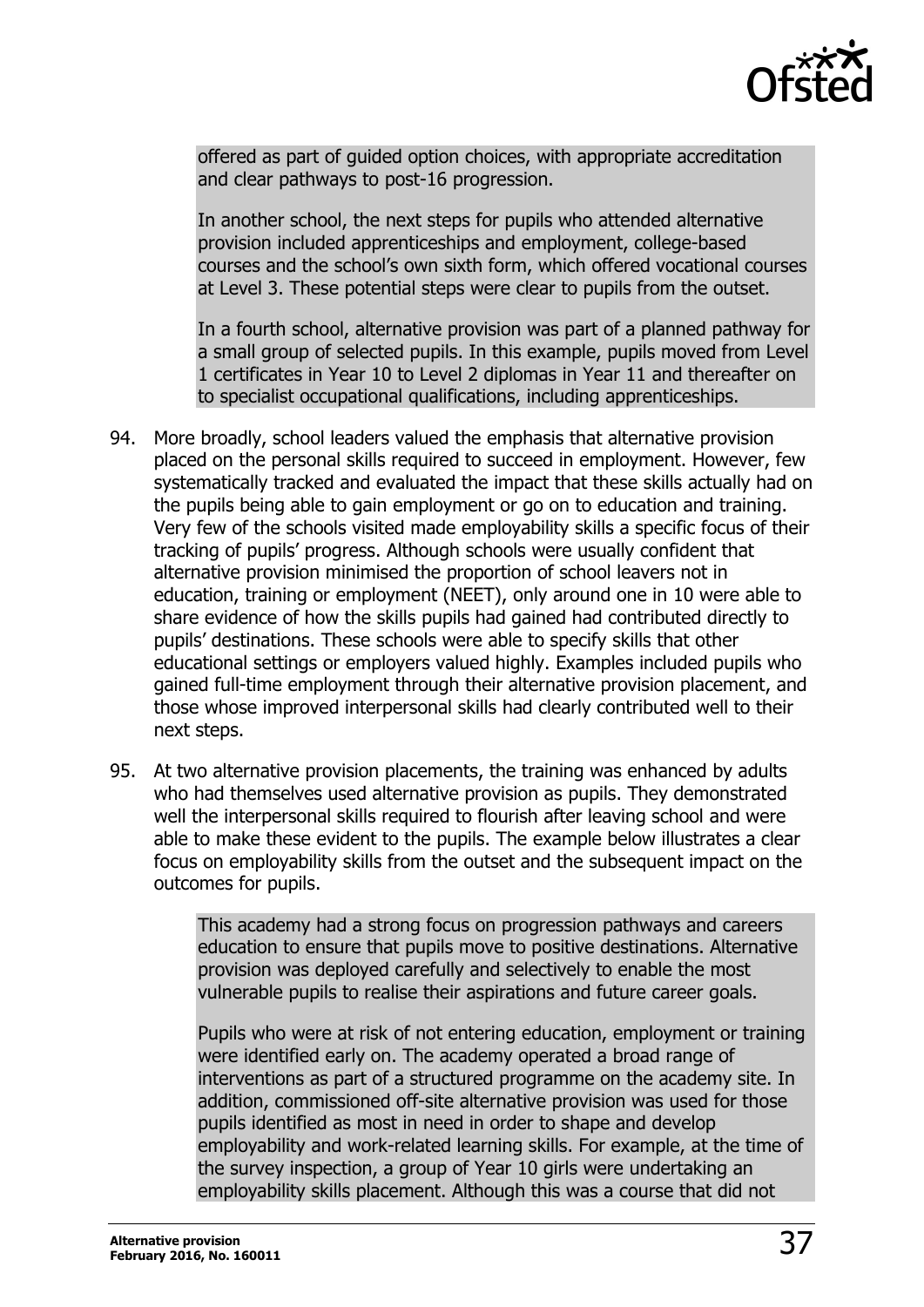offered as part of guided option choices, with appropriate accreditation and clear pathways to post-16 progression.

In another school, the next steps for pupils who attended alternative provision included apprenticeships and employment, college-based courses and the school's own sixth form, which offered vocational courses at Level 3. These potential steps were clear to pupils from the outset.

In a fourth school, alternative provision was part of a planned pathway for a small group of selected pupils. In this example, pupils moved from Level 1 certificates in Year 10 to Level 2 diplomas in Year 11 and thereafter on to specialist occupational qualifications, including apprenticeships.

94. More broadly, school leaders valued the emphasis that alternative provision placed on the personal skills required to succeed in employment. However, few systematically tracked and evaluated the impact that these skills actually had on the pupils being able to gain employment or go on to education and training. Very few of the schools visited made employability skills a specific focus of their tracking of pupils' progress. Although schools were usually confident that alternative provision minimised the proportion of school leavers not in education, training or employment (NEET), only around one in 10 were able to share evidence of how the skills pupils had gained had contributed directly to pupils' destinations. These schools were able to specify skills that other educational settings or employers valued highly. Examples included pupils who gained full-time employment through their alternative provision placement, and those whose improved interpersonal skills had clearly contributed well to their next steps.

95. At two alternative provision placements, the training was enhanced by adults who had themselves used alternative provision as pupils. They demonstrated well the interpersonal skills required to flourish after leaving school and were able to make these evident to the pupils. The example below illustrates a clear focus on employability skills from the outset and the subsequent impact on the outcomes for pupils.

> This academy had a strong focus on progression pathways and careers education to ensure that pupils move to positive destinations. Alternative provision was deployed carefully and selectively to enable the most vulnerable pupils to realise their aspirations and future career goals.
>
> Pupils who were at risk of not entering education, employment or training were identified early on. The academy operated a broad range of interventions as part of a structured programme on the academy site. In addition, commissioned off-site alternative provision was used for those pupils identified as most in need in order to shape and develop employability and work-related learning skills. For example, at the time of the survey inspection, a group of Year 10 girls were undertaking an employability skills placement. Although this was a course that did not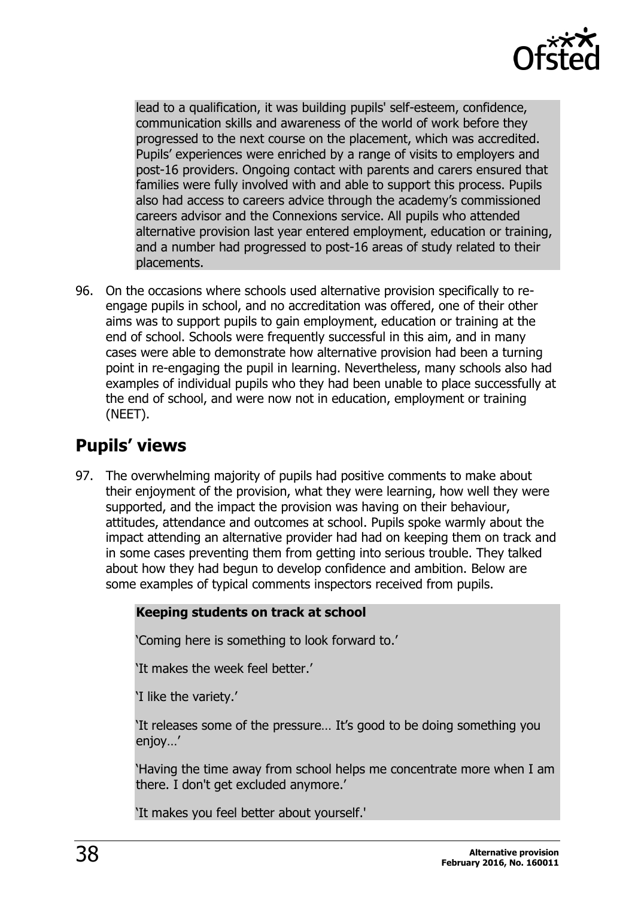lead to a qualification, it was building pupils' self-esteem, confidence, communication skills and awareness of the world of work before they progressed to the next course on the placement, which was accredited. Pupils' experiences were enriched by a range of visits to employers and post-16 providers. Ongoing contact with parents and carers ensured that families were fully involved with and able to support this process. Pupils also had access to careers advice through the academy's commissioned careers advisor and the Connexions service. All pupils who attended alternative provision last year entered employment, education or training, and a number had progressed to post-16 areas of study related to their placements.

96. On the occasions where schools used alternative provision specifically to re-engage pupils in school, and no accreditation was offered, one of their other aims was to support pupils to gain employment, education or training at the end of school. Schools were frequently successful in this aim, and in many cases were able to demonstrate how alternative provision had been a turning point in re-engaging the pupil in learning. Nevertheless, many schools also had examples of individual pupils who they had been unable to place successfully at the end of school, and were now not in education, employment or training (NEET).

## Pupils' views

97. The overwhelming majority of pupils had positive comments to make about their enjoyment of the provision, what they were learning, how well they were supported, and the impact the provision was having on their behaviour, attitudes, attendance and outcomes at school. Pupils spoke warmly about the impact attending an alternative provider had had on keeping them on track and in some cases preventing them from getting into serious trouble. They talked about how they had begun to develop confidence and ambition. Below are some examples of typical comments inspectors received from pupils.

**Keeping students on track at school**

'Coming here is something to look forward to.'

'It makes the week feel better.'

'I like the variety.'

'It releases some of the pressure… It's good to be doing something you enjoy…'

'Having the time away from school helps me concentrate more when I am there. I don't get excluded anymore.'

'It makes you feel better about yourself.'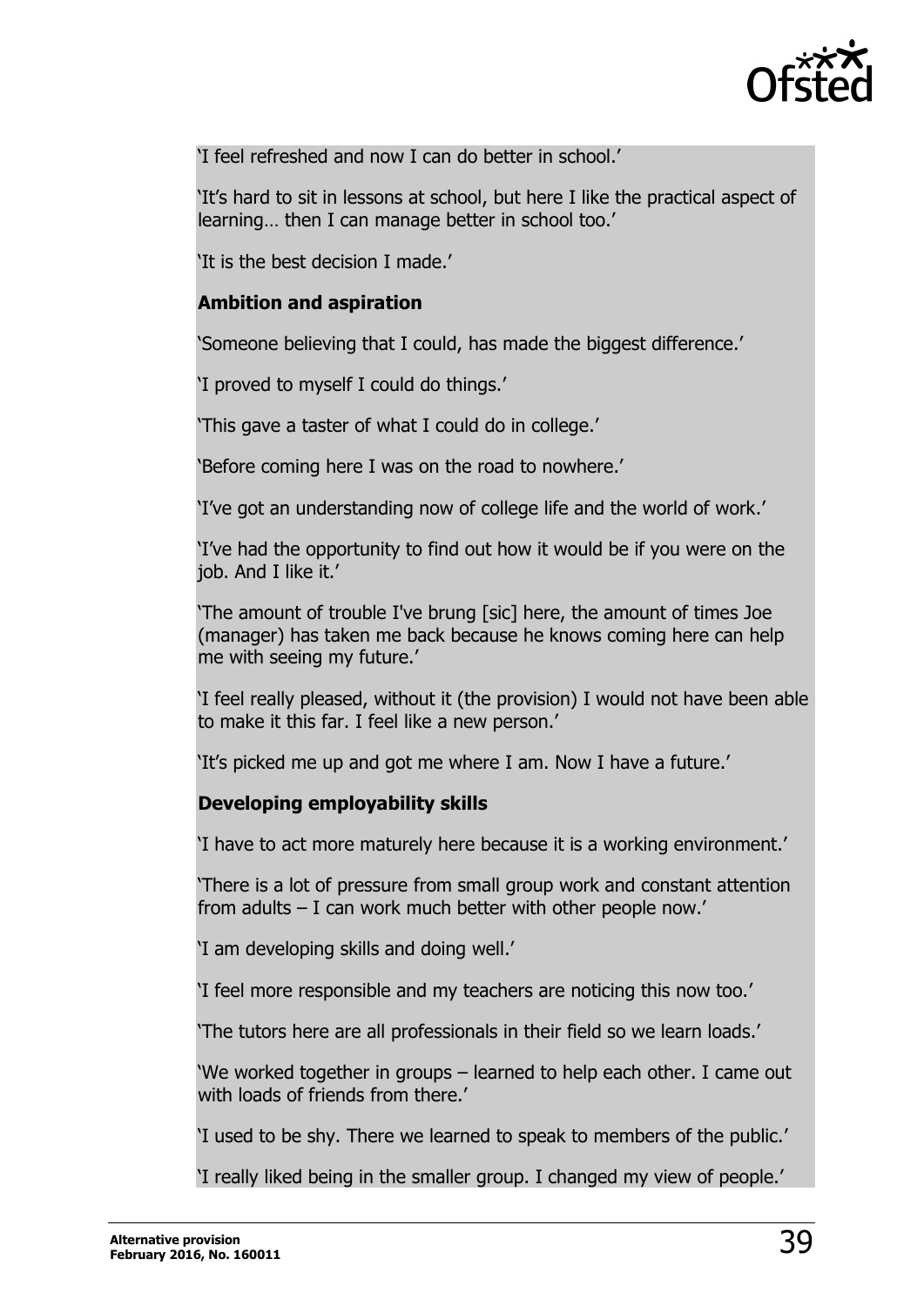'I feel refreshed and now I can do better in school.'

'It's hard to sit in lessons at school, but here I like the practical aspect of learning… then I can manage better in school too.'

'It is the best decision I made.'

**Ambition and aspiration**

'Someone believing that I could, has made the biggest difference.'

'I proved to myself I could do things.'

'This gave a taster of what I could do in college.'

'Before coming here I was on the road to nowhere.'

'I've got an understanding now of college life and the world of work.'

'I've had the opportunity to find out how it would be if you were on the job. And I like it.'

'The amount of trouble I've brung [sic] here, the amount of times Joe (manager) has taken me back because he knows coming here can help me with seeing my future.'

'I feel really pleased, without it (the provision) I would not have been able to make it this far. I feel like a new person.'

'It's picked me up and got me where I am. Now I have a future.'

**Developing employability skills**

'I have to act more maturely here because it is a working environment.'

'There is a lot of pressure from small group work and constant attention from adults – I can work much better with other people now.'

'I am developing skills and doing well.'

'I feel more responsible and my teachers are noticing this now too.'

'The tutors here are all professionals in their field so we learn loads.'

'We worked together in groups – learned to help each other. I came out with loads of friends from there.'

'I used to be shy. There we learned to speak to members of the public.'

'I really liked being in the smaller group. I changed my view of people.'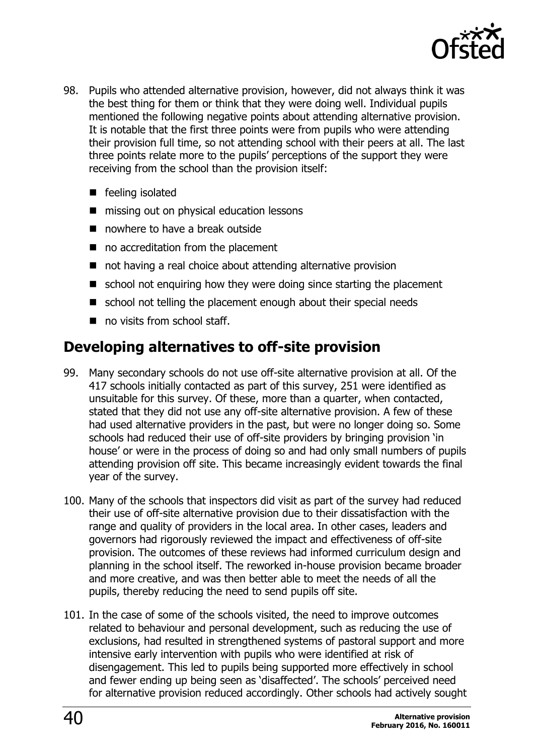98. Pupils who attended alternative provision, however, did not always think it was the best thing for them or think that they were doing well. Individual pupils mentioned the following negative points about attending alternative provision. It is notable that the first three points were from pupils who were attending their provision full time, so not attending school with their peers at all. The last three points relate more to the pupils' perceptions of the support they were receiving from the school than the provision itself:

- feeling isolated
- missing out on physical education lessons
- nowhere to have a break outside
- no accreditation from the placement
- not having a real choice about attending alternative provision
- school not enquiring how they were doing since starting the placement
- school not telling the placement enough about their special needs
- no visits from school staff.

## Developing alternatives to off-site provision

99. Many secondary schools do not use off-site alternative provision at all. Of the 417 schools initially contacted as part of this survey, 251 were identified as unsuitable for this survey. Of these, more than a quarter, when contacted, stated that they did not use any off-site alternative provision. A few of these had used alternative providers in the past, but were no longer doing so. Some schools had reduced their use of off-site providers by bringing provision 'in house' or were in the process of doing so and had only small numbers of pupils attending provision off site. This became increasingly evident towards the final year of the survey.

100. Many of the schools that inspectors did visit as part of the survey had reduced their use of off-site alternative provision due to their dissatisfaction with the range and quality of providers in the local area. In other cases, leaders and governors had rigorously reviewed the impact and effectiveness of off-site provision. The outcomes of these reviews had informed curriculum design and planning in the school itself. The reworked in-house provision became broader and more creative, and was then better able to meet the needs of all the pupils, thereby reducing the need to send pupils off site.

101. In the case of some of the schools visited, the need to improve outcomes related to behaviour and personal development, such as reducing the use of exclusions, had resulted in strengthened systems of pastoral support and more intensive early intervention with pupils who were identified at risk of disengagement. This led to pupils being supported more effectively in school and fewer ending up being seen as 'disaffected'. The schools' perceived need for alternative provision reduced accordingly. Other schools had actively sought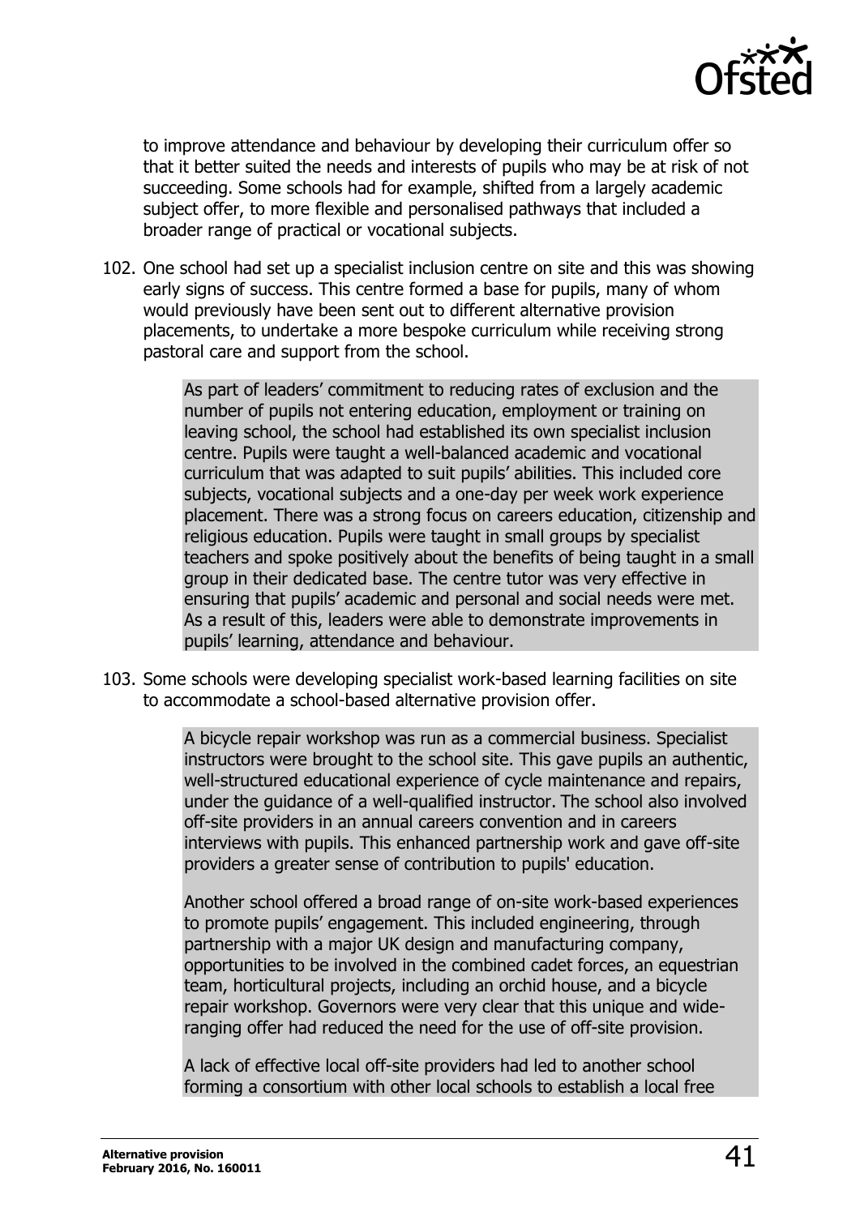to improve attendance and behaviour by developing their curriculum offer so that it better suited the needs and interests of pupils who may be at risk of not succeeding. Some schools had for example, shifted from a largely academic subject offer, to more flexible and personalised pathways that included a broader range of practical or vocational subjects.

102. One school had set up a specialist inclusion centre on site and this was showing early signs of success. This centre formed a base for pupils, many of whom would previously have been sent out to different alternative provision placements, to undertake a more bespoke curriculum while receiving strong pastoral care and support from the school.

> As part of leaders' commitment to reducing rates of exclusion and the number of pupils not entering education, employment or training on leaving school, the school had established its own specialist inclusion centre. Pupils were taught a well-balanced academic and vocational curriculum that was adapted to suit pupils' abilities. This included core subjects, vocational subjects and a one-day per week work experience placement. There was a strong focus on careers education, citizenship and religious education. Pupils were taught in small groups by specialist teachers and spoke positively about the benefits of being taught in a small group in their dedicated base. The centre tutor was very effective in ensuring that pupils' academic and personal and social needs were met. As a result of this, leaders were able to demonstrate improvements in pupils' learning, attendance and behaviour.

103. Some schools were developing specialist work-based learning facilities on site to accommodate a school-based alternative provision offer.

> A bicycle repair workshop was run as a commercial business. Specialist instructors were brought to the school site. This gave pupils an authentic, well-structured educational experience of cycle maintenance and repairs, under the guidance of a well-qualified instructor. The school also involved off-site providers in an annual careers convention and in careers interviews with pupils. This enhanced partnership work and gave off-site providers a greater sense of contribution to pupils' education.
>
> Another school offered a broad range of on-site work-based experiences to promote pupils' engagement. This included engineering, through partnership with a major UK design and manufacturing company, opportunities to be involved in the combined cadet forces, an equestrian team, horticultural projects, including an orchid house, and a bicycle repair workshop. Governors were very clear that this unique and wide-ranging offer had reduced the need for the use of off-site provision.
>
> A lack of effective local off-site providers had led to another school forming a consortium with other local schools to establish a local free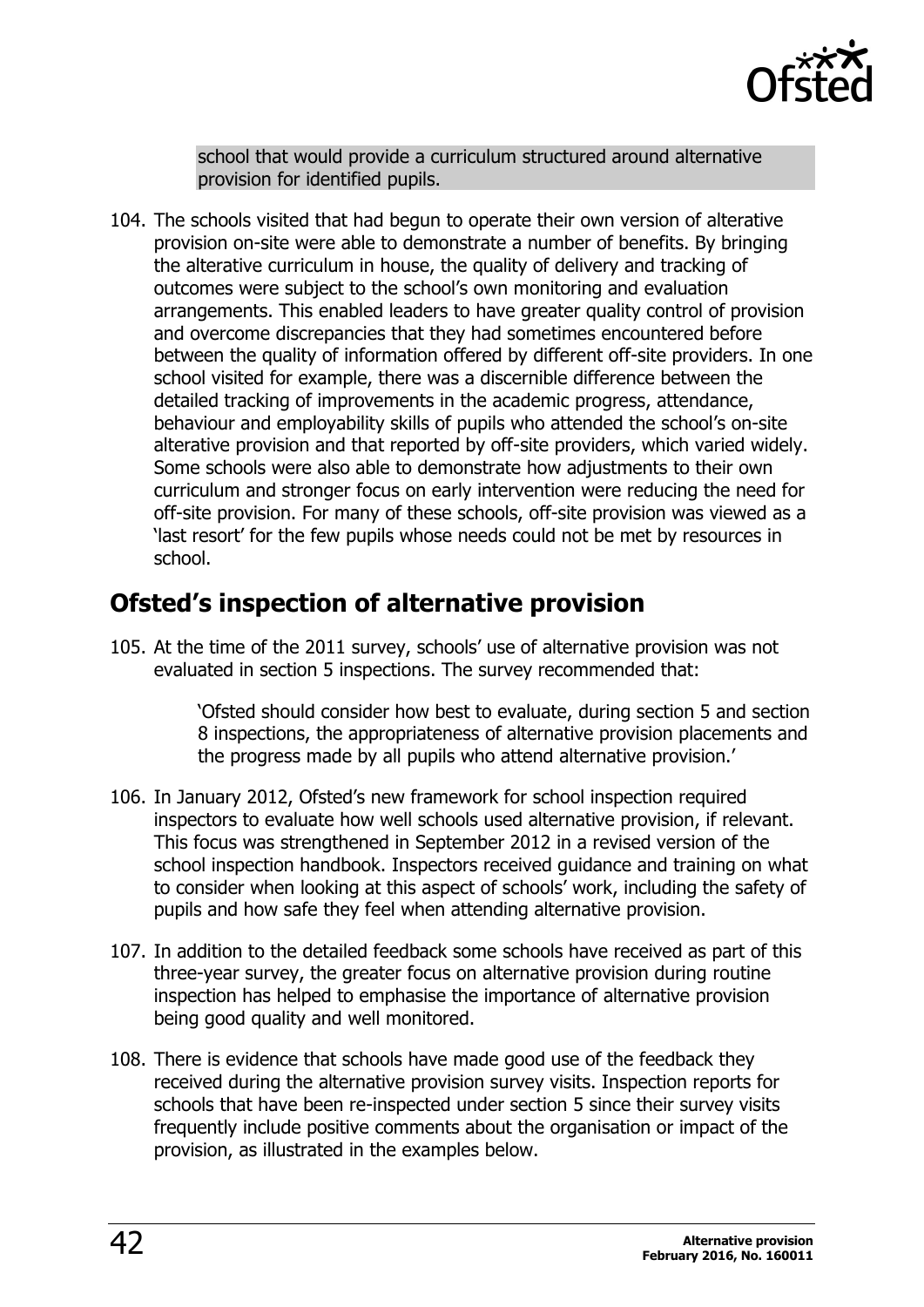school that would provide a curriculum structured around alternative provision for identified pupils.

104. The schools visited that had begun to operate their own version of alterative provision on-site were able to demonstrate a number of benefits. By bringing the alterative curriculum in house, the quality of delivery and tracking of outcomes were subject to the school's own monitoring and evaluation arrangements. This enabled leaders to have greater quality control of provision and overcome discrepancies that they had sometimes encountered before between the quality of information offered by different off-site providers. In one school visited for example, there was a discernible difference between the detailed tracking of improvements in the academic progress, attendance, behaviour and employability skills of pupils who attended the school's on-site alterative provision and that reported by off-site providers, which varied widely. Some schools were also able to demonstrate how adjustments to their own curriculum and stronger focus on early intervention were reducing the need for off-site provision. For many of these schools, off-site provision was viewed as a 'last resort' for the few pupils whose needs could not be met by resources in school.

## Ofsted's inspection of alternative provision

105. At the time of the 2011 survey, schools' use of alternative provision was not evaluated in section 5 inspections. The survey recommended that:

> 'Ofsted should consider how best to evaluate, during section 5 and section 8 inspections, the appropriateness of alternative provision placements and the progress made by all pupils who attend alternative provision.'

106. In January 2012, Ofsted's new framework for school inspection required inspectors to evaluate how well schools used alternative provision, if relevant. This focus was strengthened in September 2012 in a revised version of the school inspection handbook. Inspectors received guidance and training on what to consider when looking at this aspect of schools' work, including the safety of pupils and how safe they feel when attending alternative provision.

107. In addition to the detailed feedback some schools have received as part of this three-year survey, the greater focus on alternative provision during routine inspection has helped to emphasise the importance of alternative provision being good quality and well monitored.

108. There is evidence that schools have made good use of the feedback they received during the alternative provision survey visits. Inspection reports for schools that have been re-inspected under section 5 since their survey visits frequently include positive comments about the organisation or impact of the provision, as illustrated in the examples below.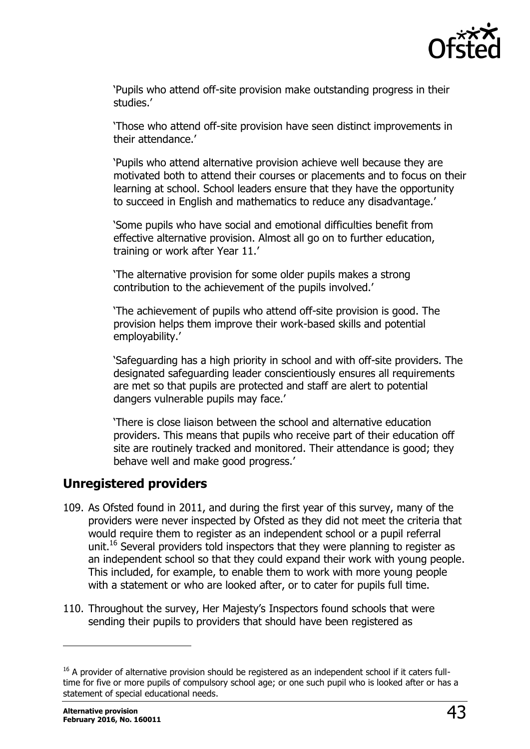'Pupils who attend off-site provision make outstanding progress in their studies.'

'Those who attend off-site provision have seen distinct improvements in their attendance.'

'Pupils who attend alternative provision achieve well because they are motivated both to attend their courses or placements and to focus on their learning at school. School leaders ensure that they have the opportunity to succeed in English and mathematics to reduce any disadvantage.'

'Some pupils who have social and emotional difficulties benefit from effective alternative provision. Almost all go on to further education, training or work after Year 11.'

'The alternative provision for some older pupils makes a strong contribution to the achievement of the pupils involved.'

'The achievement of pupils who attend off-site provision is good. The provision helps them improve their work-based skills and potential employability.'

'Safeguarding has a high priority in school and with off-site providers. The designated safeguarding leader conscientiously ensures all requirements are met so that pupils are protected and staff are alert to potential dangers vulnerable pupils may face.'

'There is close liaison between the school and alternative education providers. This means that pupils who receive part of their education off site are routinely tracked and monitored. Their attendance is good; they behave well and make good progress.'

## Unregistered providers

109. As Ofsted found in 2011, and during the first year of this survey, many of the providers were never inspected by Ofsted as they did not meet the criteria that would require them to register as an independent school or a pupil referral unit.[16] Several providers told inspectors that they were planning to register as an independent school so that they could expand their work with young people. This included, for example, to enable them to work with more young people with a statement or who are looked after, or to cater for pupils full time.

110. Throughout the survey, Her Majesty's Inspectors found schools that were sending their pupils to providers that should have been registered as

[16] A provider of alternative provision should be registered as an independent school if it caters full-time for five or more pupils of compulsory school age; or one such pupil who is looked after or has a statement of special educational needs.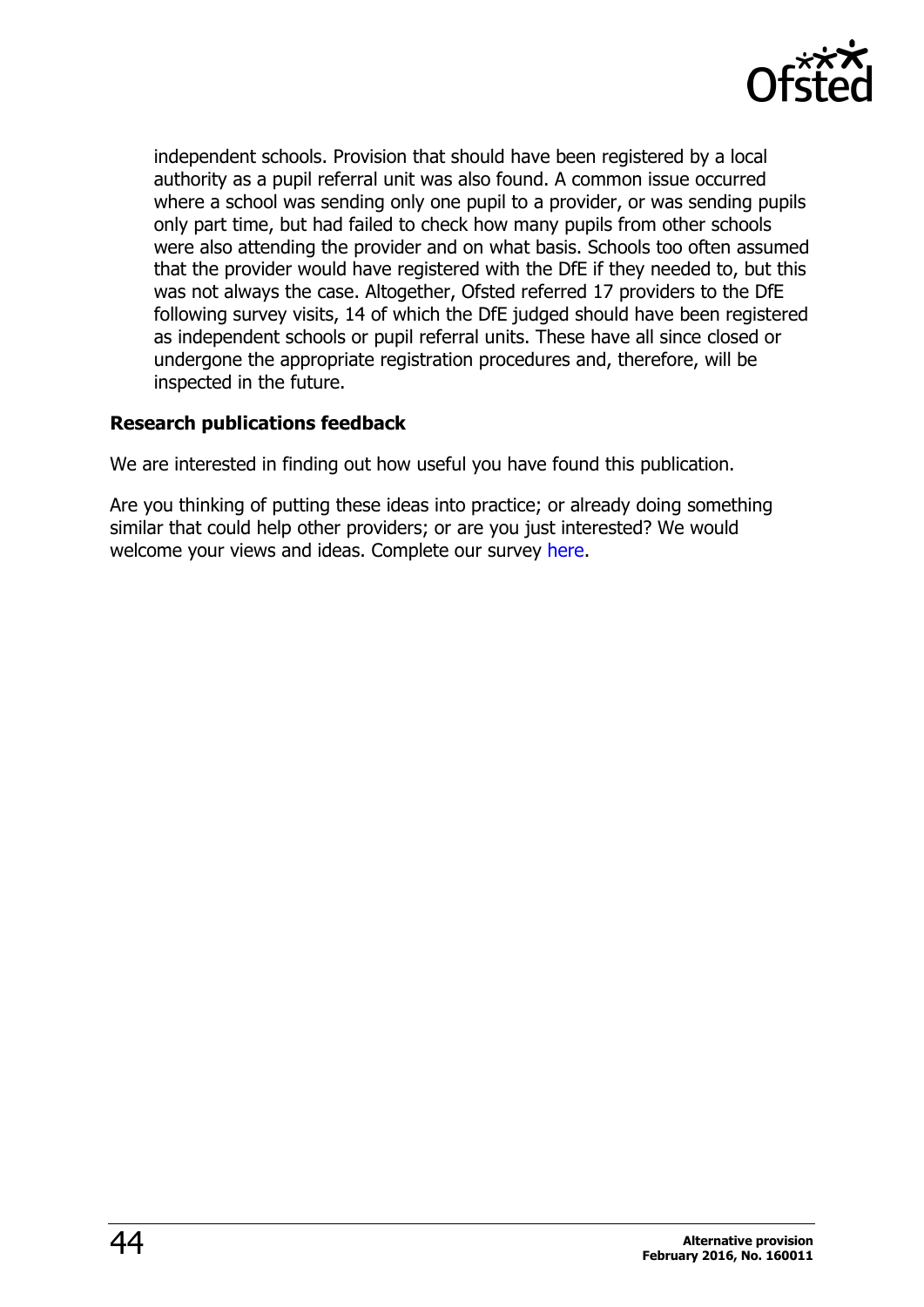independent schools. Provision that should have been registered by a local authority as a pupil referral unit was also found. A common issue occurred where a school was sending only one pupil to a provider, or was sending pupils only part time, but had failed to check how many pupils from other schools were also attending the provider and on what basis. Schools too often assumed that the provider would have registered with the DfE if they needed to, but this was not always the case. Altogether, Ofsted referred 17 providers to the DfE following survey visits, 14 of which the DfE judged should have been registered as independent schools or pupil referral units. These have all since closed or undergone the appropriate registration procedures and, therefore, will be inspected in the future.

**Research publications feedback**

We are interested in finding out how useful you have found this publication.

Are you thinking of putting these ideas into practice; or already doing something similar that could help other providers; or are you just interested? We would welcome your views and ideas. Complete our survey here.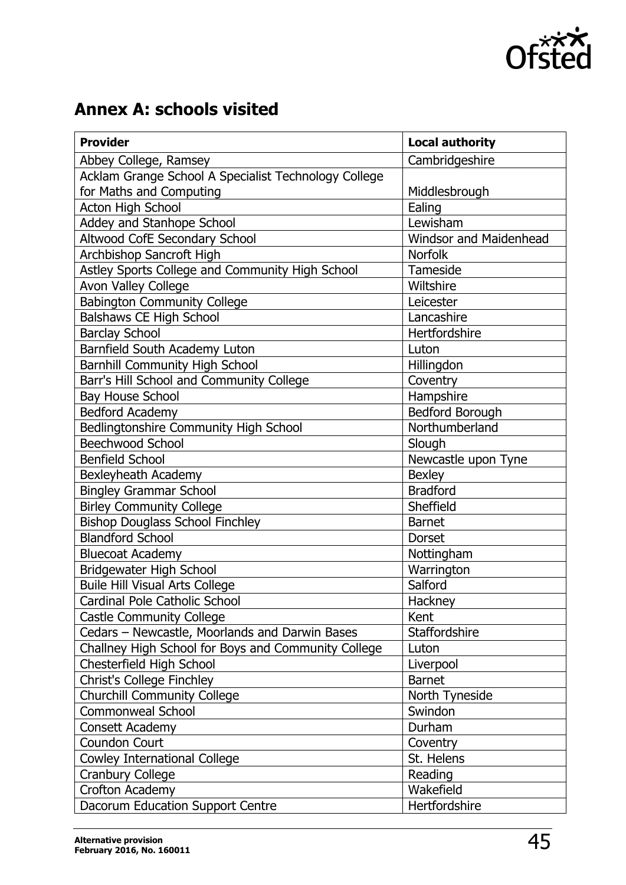## Annex A: schools visited

| Provider | Local authority |
|---|---|
| Abbey College, Ramsey | Cambridgeshire |
| Acklam Grange School A Specialist Technology College for Maths and Computing | Middlesbrough |
| Acton High School | Ealing |
| Addey and Stanhope School | Lewisham |
| Altwood CofE Secondary School | Windsor and Maidenhead |
| Archbishop Sancroft High | Norfolk |
| Astley Sports College and Community High School | Tameside |
| Avon Valley College | Wiltshire |
| Babington Community College | Leicester |
| Balshaws CE High School | Lancashire |
| Barclay School | Hertfordshire |
| Barnfield South Academy Luton | Luton |
| Barnhill Community High School | Hillingdon |
| Barr's Hill School and Community College | Coventry |
| Bay House School | Hampshire |
| Bedford Academy | Bedford Borough |
| Bedlingtonshire Community High School | Northumberland |
| Beechwood School | Slough |
| Benfield School | Newcastle upon Tyne |
| Bexleyheath Academy | Bexley |
| Bingley Grammar School | Bradford |
| Birley Community College | Sheffield |
| Bishop Douglass School Finchley | Barnet |
| Blandford School | Dorset |
| Bluecoat Academy | Nottingham |
| Bridgewater High School | Warrington |
| Buile Hill Visual Arts College | Salford |
| Cardinal Pole Catholic School | Hackney |
| Castle Community College | Kent |
| Cedars – Newcastle, Moorlands and Darwin Bases | Staffordshire |
| Challney High School for Boys and Community College | Luton |
| Chesterfield High School | Liverpool |
| Christ's College Finchley | Barnet |
| Churchill Community College | North Tyneside |
| Commonweal School | Swindon |
| Consett Academy | Durham |
| Coundon Court | Coventry |
| Cowley International College | St. Helens |
| Cranbury College | Reading |
| Crofton Academy | Wakefield |
| Dacorum Education Support Centre | Hertfordshire |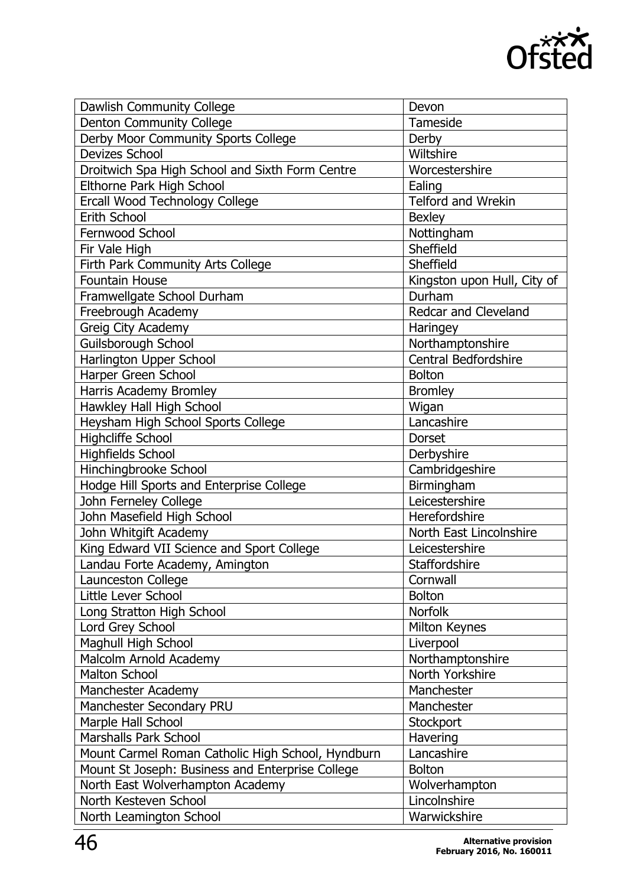| | |
|---|---|
| Dawlish Community College | Devon |
| Denton Community College | Tameside |
| Derby Moor Community Sports College | Derby |
| Devizes School | Wiltshire |
| Droitwich Spa High School and Sixth Form Centre | Worcestershire |
| Elthorne Park High School | Ealing |
| Ercall Wood Technology College | Telford and Wrekin |
| Erith School | Bexley |
| Fernwood School | Nottingham |
| Fir Vale High | Sheffield |
| Firth Park Community Arts College | Sheffield |
| Fountain House | Kingston upon Hull, City of |
| Framwellgate School Durham | Durham |
| Freebrough Academy | Redcar and Cleveland |
| Greig City Academy | Haringey |
| Guilsborough School | Northamptonshire |
| Harlington Upper School | Central Bedfordshire |
| Harper Green School | Bolton |
| Harris Academy Bromley | Bromley |
| Hawkley Hall High School | Wigan |
| Heysham High School Sports College | Lancashire |
| Highcliffe School | Dorset |
| Highfields School | Derbyshire |
| Hinchingbrooke School | Cambridgeshire |
| Hodge Hill Sports and Enterprise College | Birmingham |
| John Ferneley College | Leicestershire |
| John Masefield High School | Herefordshire |
| John Whitgift Academy | North East Lincolnshire |
| King Edward VII Science and Sport College | Leicestershire |
| Landau Forte Academy, Amington | Staffordshire |
| Launceston College | Cornwall |
| Little Lever School | Bolton |
| Long Stratton High School | Norfolk |
| Lord Grey School | Milton Keynes |
| Maghull High School | Liverpool |
| Malcolm Arnold Academy | Northamptonshire |
| Malton School | North Yorkshire |
| Manchester Academy | Manchester |
| Manchester Secondary PRU | Manchester |
| Marple Hall School | Stockport |
| Marshalls Park School | Havering |
| Mount Carmel Roman Catholic High School, Hyndburn | Lancashire |
| Mount St Joseph: Business and Enterprise College | Bolton |
| North East Wolverhampton Academy | Wolverhampton |
| North Kesteven School | Lincolnshire |
| North Leamington School | Warwickshire |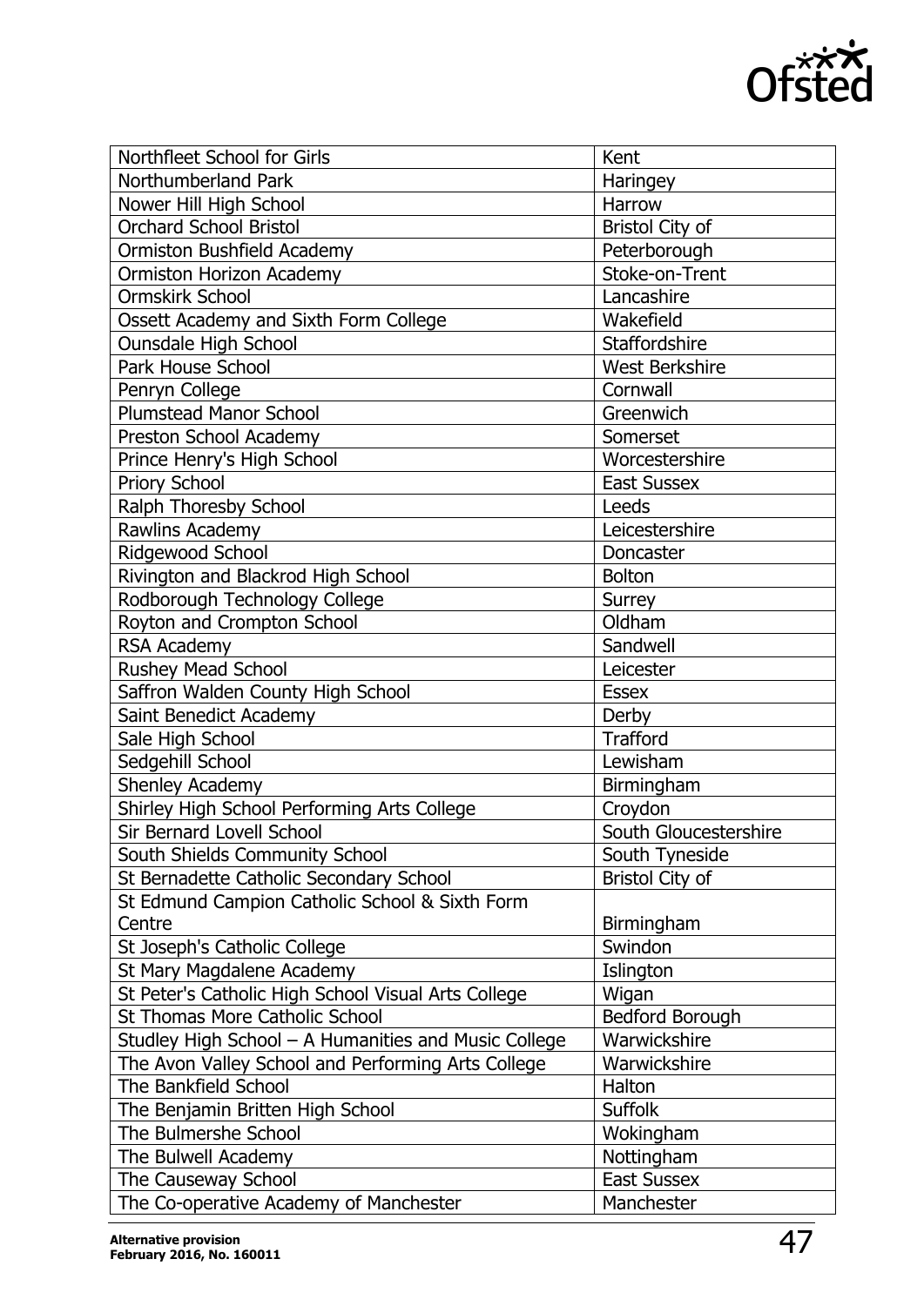| Northfleet School for Girls | Kent |
|---|---|
| Northumberland Park | Haringey |
| Nower Hill High School | Harrow |
| Orchard School Bristol | Bristol City of |
| Ormiston Bushfield Academy | Peterborough |
| Ormiston Horizon Academy | Stoke-on-Trent |
| Ormskirk School | Lancashire |
| Ossett Academy and Sixth Form College | Wakefield |
| Ounsdale High School | Staffordshire |
| Park House School | West Berkshire |
| Penryn College | Cornwall |
| Plumstead Manor School | Greenwich |
| Preston School Academy | Somerset |
| Prince Henry's High School | Worcestershire |
| Priory School | East Sussex |
| Ralph Thoresby School | Leeds |
| Rawlins Academy | Leicestershire |
| Ridgewood School | Doncaster |
| Rivington and Blackrod High School | Bolton |
| Rodborough Technology College | Surrey |
| Royton and Crompton School | Oldham |
| RSA Academy | Sandwell |
| Rushey Mead School | Leicester |
| Saffron Walden County High School | Essex |
| Saint Benedict Academy | Derby |
| Sale High School | Trafford |
| Sedgehill School | Lewisham |
| Shenley Academy | Birmingham |
| Shirley High School Performing Arts College | Croydon |
| Sir Bernard Lovell School | South Gloucestershire |
| South Shields Community School | South Tyneside |
| St Bernadette Catholic Secondary School | Bristol City of |
| St Edmund Campion Catholic School & Sixth Form Centre | Birmingham |
| St Joseph's Catholic College | Swindon |
| St Mary Magdalene Academy | Islington |
| St Peter's Catholic High School Visual Arts College | Wigan |
| St Thomas More Catholic School | Bedford Borough |
| Studley High School – A Humanities and Music College | Warwickshire |
| The Avon Valley School and Performing Arts College | Warwickshire |
| The Bankfield School | Halton |
| The Benjamin Britten High School | Suffolk |
| The Bulmershe School | Wokingham |
| The Bulwell Academy | Nottingham |
| The Causeway School | East Sussex |
| The Co-operative Academy of Manchester | Manchester |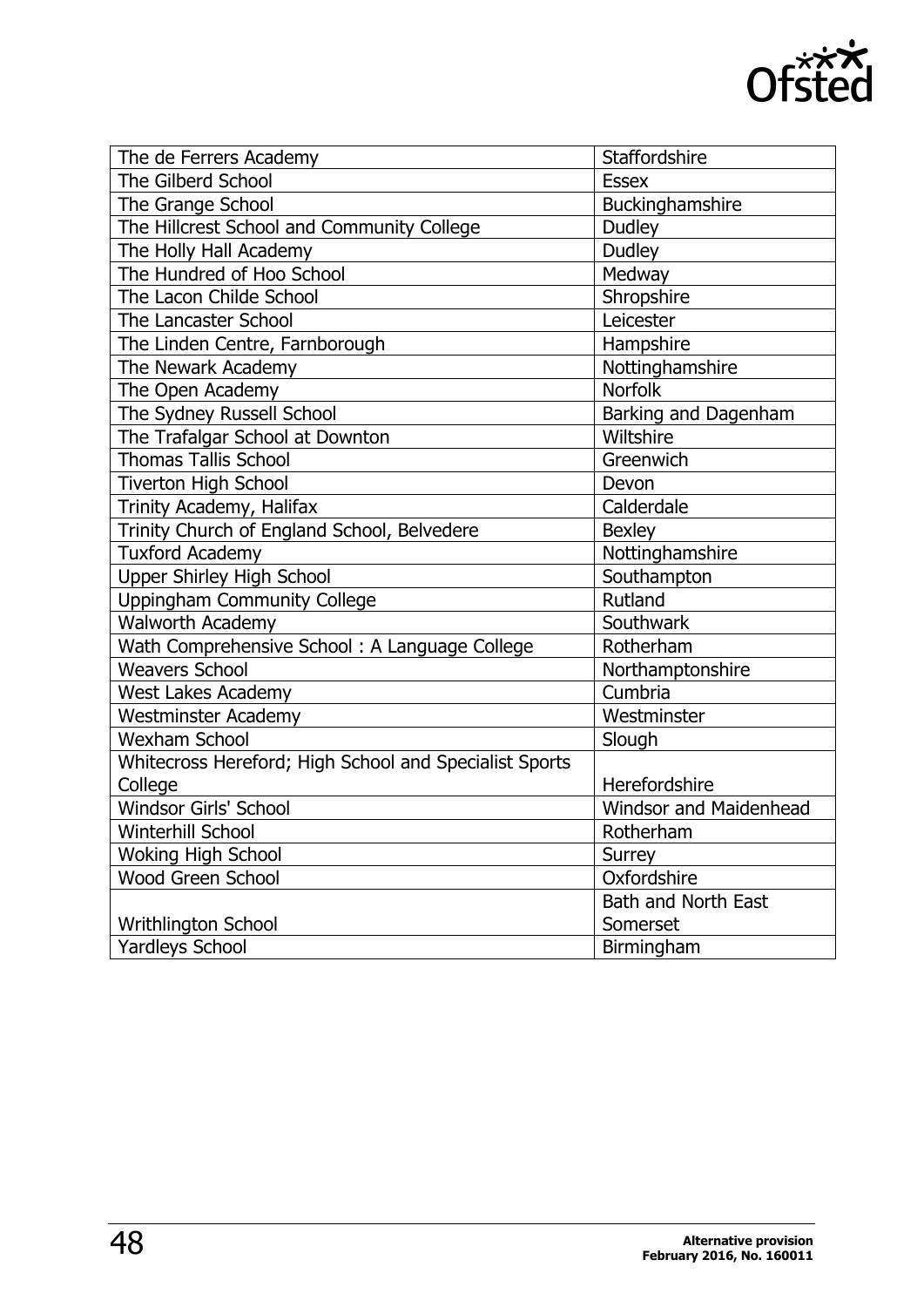| | |
|---|---|
| The de Ferrers Academy | Staffordshire |
| The Gilberd School | Essex |
| The Grange School | Buckinghamshire |
| The Hillcrest School and Community College | Dudley |
| The Holly Hall Academy | Dudley |
| The Hundred of Hoo School | Medway |
| The Lacon Childe School | Shropshire |
| The Lancaster School | Leicester |
| The Linden Centre, Farnborough | Hampshire |
| The Newark Academy | Nottinghamshire |
| The Open Academy | Norfolk |
| The Sydney Russell School | Barking and Dagenham |
| The Trafalgar School at Downton | Wiltshire |
| Thomas Tallis School | Greenwich |
| Tiverton High School | Devon |
| Trinity Academy, Halifax | Calderdale |
| Trinity Church of England School, Belvedere | Bexley |
| Tuxford Academy | Nottinghamshire |
| Upper Shirley High School | Southampton |
| Uppingham Community College | Rutland |
| Walworth Academy | Southwark |
| Wath Comprehensive School : A Language College | Rotherham |
| Weavers School | Northamptonshire |
| West Lakes Academy | Cumbria |
| Westminster Academy | Westminster |
| Wexham School | Slough |
| Whitecross Hereford; High School and Specialist Sports College | Herefordshire |
| Windsor Girls' School | Windsor and Maidenhead |
| Winterhill School | Rotherham |
| Woking High School | Surrey |
| Wood Green School | Oxfordshire |
| Writhlington School | Bath and North East Somerset |
| Yardleys School | Birmingham |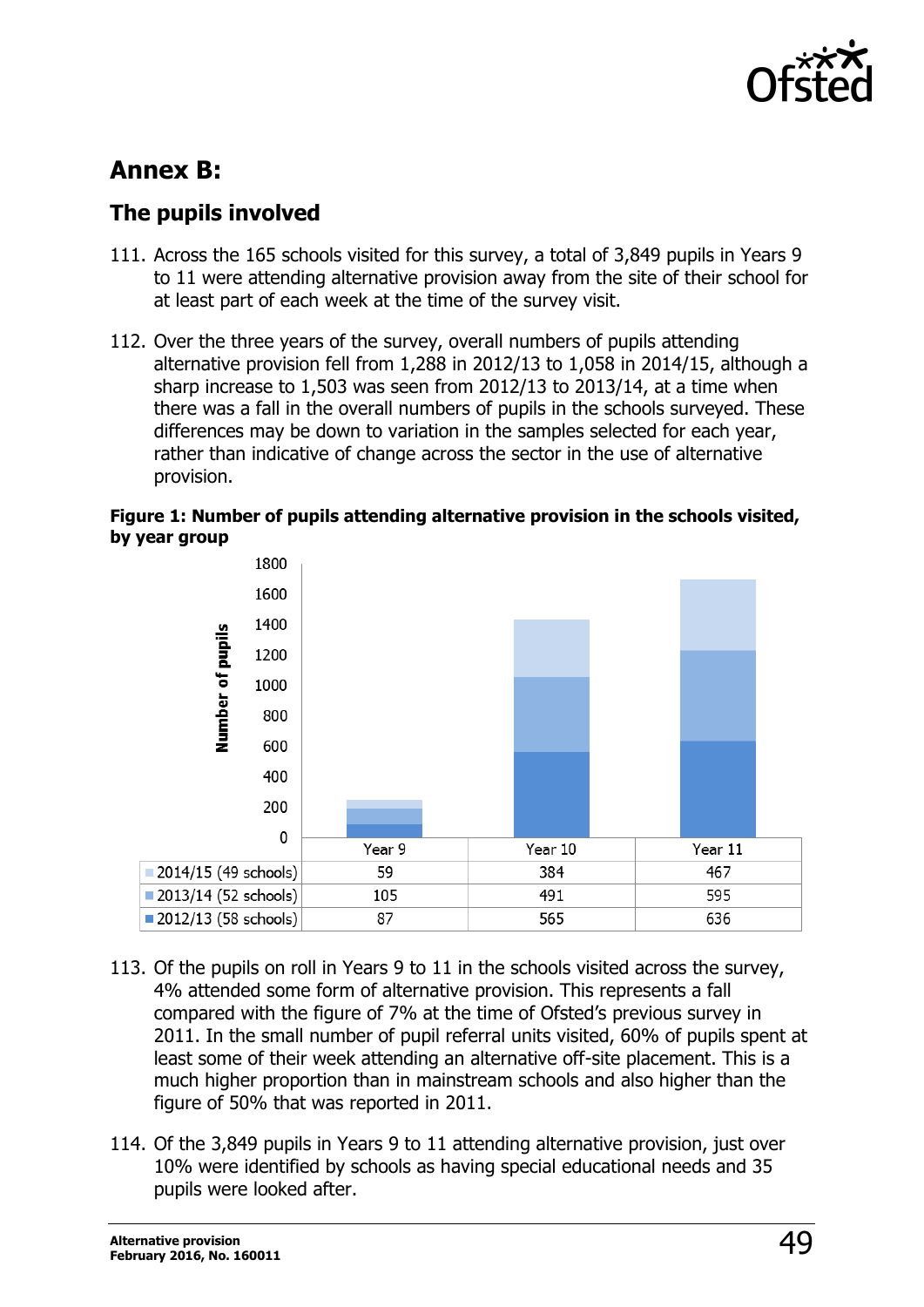## Annex B:

### The pupils involved

111. Across the 165 schools visited for this survey, a total of 3,849 pupils in Years 9 to 11 were attending alternative provision away from the site of their school for at least part of each week at the time of the survey visit.

112. Over the three years of the survey, overall numbers of pupils attending alternative provision fell from 1,288 in 2012/13 to 1,058 in 2014/15, although a sharp increase to 1,503 was seen from 2012/13 to 2013/14, at a time when there was a fall in the overall numbers of pupils in the schools surveyed. These differences may be down to variation in the samples selected for each year, rather than indicative of change across the sector in the use of alternative provision.

**Figure 1: Number of pupils attending alternative provision in the schools visited, by year group**

| | Year 9 | Year 10 | Year 11 |
|---|---|---|---|
| 2014/15 (49 schools) | 59 | 384 | 467 |
| 2013/14 (52 schools) | 105 | 491 | 595 |
| 2012/13 (58 schools) | 87 | 565 | 636 |

113. Of the pupils on roll in Years 9 to 11 in the schools visited across the survey, 4% attended some form of alternative provision. This represents a fall compared with the figure of 7% at the time of Ofsted's previous survey in 2011. In the small number of pupil referral units visited, 60% of pupils spent at least some of their week attending an alternative off-site placement. This is a much higher proportion than in mainstream schools and also higher than the figure of 50% that was reported in 2011.

114. Of the 3,849 pupils in Years 9 to 11 attending alternative provision, just over 10% were identified by schools as having special educational needs and 35 pupils were looked after.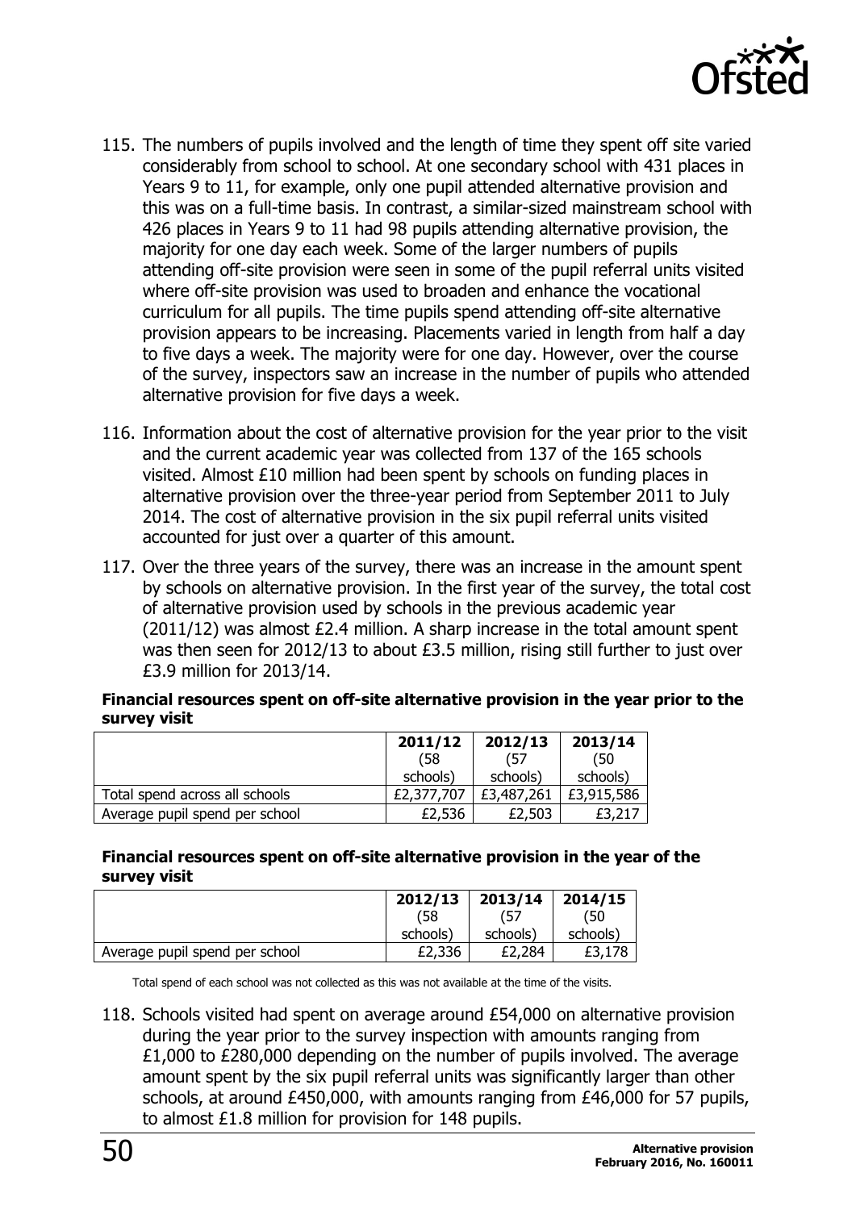115. The numbers of pupils involved and the length of time they spent off site varied considerably from school to school. At one secondary school with 431 places in Years 9 to 11, for example, only one pupil attended alternative provision and this was on a full-time basis. In contrast, a similar-sized mainstream school with 426 places in Years 9 to 11 had 98 pupils attending alternative provision, the majority for one day each week. Some of the larger numbers of pupils attending off-site provision were seen in some of the pupil referral units visited where off-site provision was used to broaden and enhance the vocational curriculum for all pupils. The time pupils spend attending off-site alternative provision appears to be increasing. Placements varied in length from half a day to five days a week. The majority were for one day. However, over the course of the survey, inspectors saw an increase in the number of pupils who attended alternative provision for five days a week.

116. Information about the cost of alternative provision for the year prior to the visit and the current academic year was collected from 137 of the 165 schools visited. Almost £10 million had been spent by schools on funding places in alternative provision over the three-year period from September 2011 to July 2014. The cost of alternative provision in the six pupil referral units visited accounted for just over a quarter of this amount.

117. Over the three years of the survey, there was an increase in the amount spent by schools on alternative provision. In the first year of the survey, the total cost of alternative provision used by schools in the previous academic year (2011/12) was almost £2.4 million. A sharp increase in the total amount spent was then seen for 2012/13 to about £3.5 million, rising still further to just over £3.9 million for 2013/14.

**Financial resources spent on off-site alternative provision in the year prior to the survey visit**

| | 2011/12 (58 schools) | 2012/13 (57 schools) | 2013/14 (50 schools) |
|---|---|---|---|
| Total spend across all schools | £2,377,707 | £3,487,261 | £3,915,586 |
| Average pupil spend per school | £2,536 | £2,503 | £3,217 |

**Financial resources spent on off-site alternative provision in the year of the survey visit**

| | 2012/13 (58 schools) | 2013/14 (57 schools) | 2014/15 (50 schools) |
|---|---|---|---|
| Average pupil spend per school | £2,336 | £2,284 | £3,178 |

Total spend of each school was not collected as this was not available at the time of the visits.

118. Schools visited had spent on average around £54,000 on alternative provision during the year prior to the survey inspection with amounts ranging from £1,000 to £280,000 depending on the number of pupils involved. The average amount spent by the six pupil referral units was significantly larger than other schools, at around £450,000, with amounts ranging from £46,000 for 57 pupils, to almost £1.8 million for provision for 148 pupils.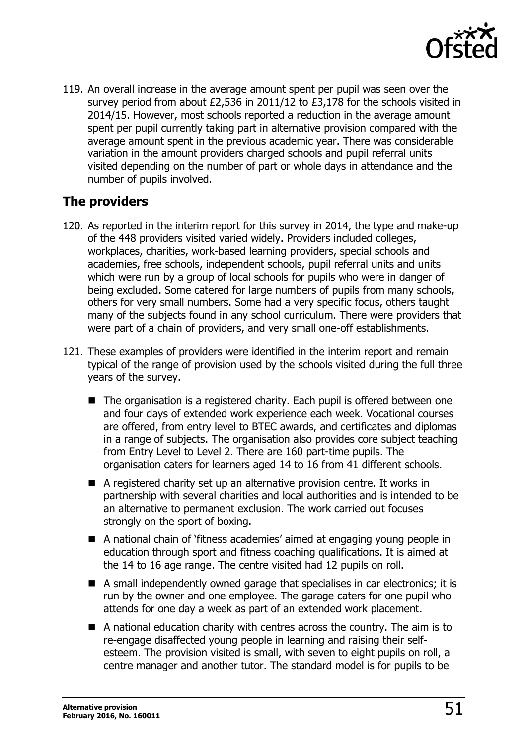119. An overall increase in the average amount spent per pupil was seen over the survey period from about £2,536 in 2011/12 to £3,178 for the schools visited in 2014/15. However, most schools reported a reduction in the average amount spent per pupil currently taking part in alternative provision compared with the average amount spent in the previous academic year. There was considerable variation in the amount providers charged schools and pupil referral units visited depending on the number of part or whole days in attendance and the number of pupils involved.

## The providers

120. As reported in the interim report for this survey in 2014, the type and make-up of the 448 providers visited varied widely. Providers included colleges, workplaces, charities, work-based learning providers, special schools and academies, free schools, independent schools, pupil referral units and units which were run by a group of local schools for pupils who were in danger of being excluded. Some catered for large numbers of pupils from many schools, others for very small numbers. Some had a very specific focus, others taught many of the subjects found in any school curriculum. There were providers that were part of a chain of providers, and very small one-off establishments.

121. These examples of providers were identified in the interim report and remain typical of the range of provision used by the schools visited during the full three years of the survey.

    - The organisation is a registered charity. Each pupil is offered between one and four days of extended work experience each week. Vocational courses are offered, from entry level to BTEC awards, and certificates and diplomas in a range of subjects. The organisation also provides core subject teaching from Entry Level to Level 2. There are 160 part-time pupils. The organisation caters for learners aged 14 to 16 from 41 different schools.
    - A registered charity set up an alternative provision centre. It works in partnership with several charities and local authorities and is intended to be an alternative to permanent exclusion. The work carried out focuses strongly on the sport of boxing.
    - A national chain of 'fitness academies' aimed at engaging young people in education through sport and fitness coaching qualifications. It is aimed at the 14 to 16 age range. The centre visited had 12 pupils on roll.
    - A small independently owned garage that specialises in car electronics; it is run by the owner and one employee. The garage caters for one pupil who attends for one day a week as part of an extended work placement.
    - A national education charity with centres across the country. The aim is to re-engage disaffected young people in learning and raising their self-esteem. The provision visited is small, with seven to eight pupils on roll, a centre manager and another tutor. The standard model is for pupils to be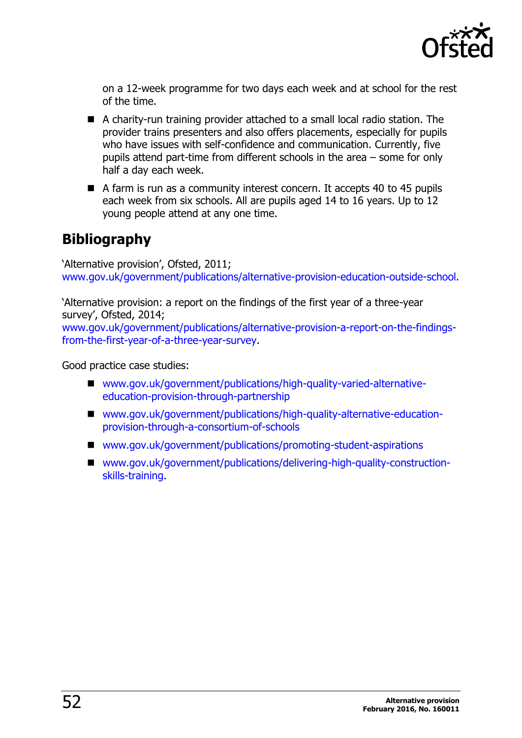on a 12-week programme for two days each week and at school for the rest of the time.

- A charity-run training provider attached to a small local radio station. The provider trains presenters and also offers placements, especially for pupils who have issues with self-confidence and communication. Currently, five pupils attend part-time from different schools in the area – some for only half a day each week.
- A farm is run as a community interest concern. It accepts 40 to 45 pupils each week from six schools. All are pupils aged 14 to 16 years. Up to 12 young people attend at any one time.

## Bibliography

'Alternative provision', Ofsted, 2011; www.gov.uk/government/publications/alternative-provision-education-outside-school.

'Alternative provision: a report on the findings of the first year of a three-year survey', Ofsted, 2014; www.gov.uk/government/publications/alternative-provision-a-report-on-the-findings-from-the-first-year-of-a-three-year-survey.

Good practice case studies:

- www.gov.uk/government/publications/high-quality-varied-alternative-education-provision-through-partnership
- www.gov.uk/government/publications/high-quality-alternative-education-provision-through-a-consortium-of-schools
- www.gov.uk/government/publications/promoting-student-aspirations
- www.gov.uk/government/publications/delivering-high-quality-construction-skills-training.